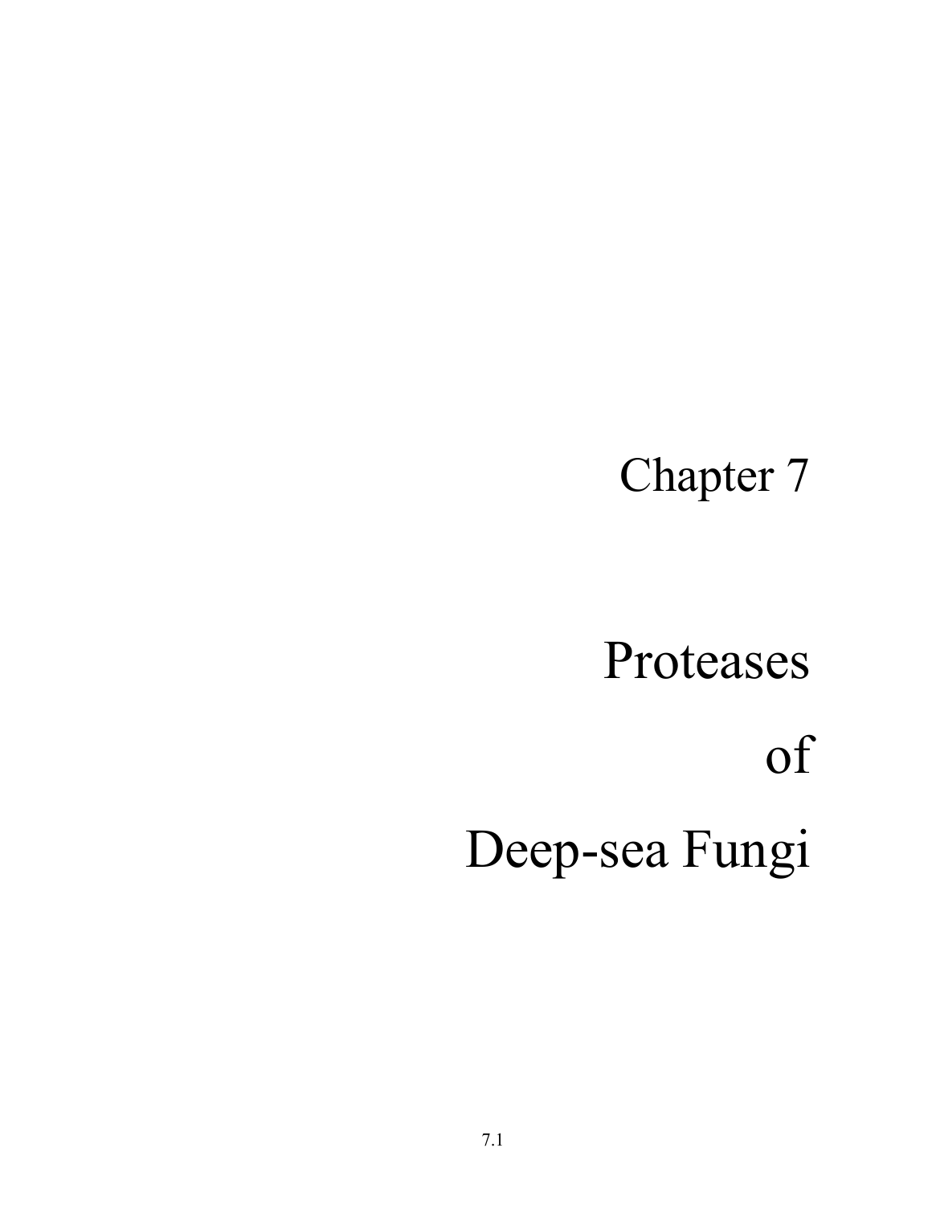# Chapter 7

# Proteases of Deep-sea Fungi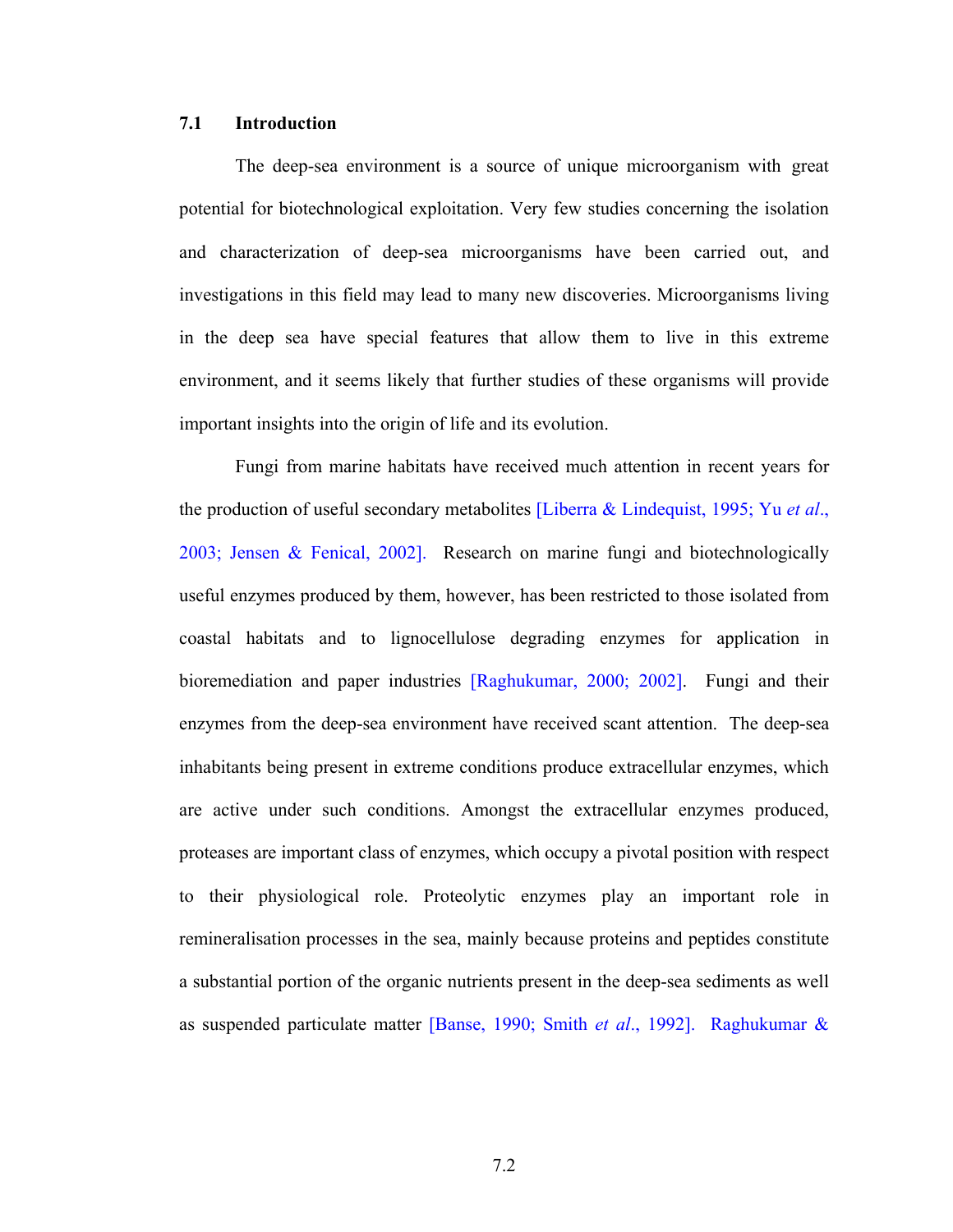## 7.1 Introduction

The deep-sea environment is a source of unique microorganism with great potential for biotechnological exploitation. Very few studies concerning the isolation and characterization of deep-sea microorganisms have been carried out, and investigations in this field may lead to many new discoveries. Microorganisms living in the deep sea have special features that allow them to live in this extreme environment, and it seems likely that further studies of these organisms will provide important insights into the origin of life and its evolution.

Fungi from marine habitats have received much attention in recent years for the production of useful secondary metabolites [Liberra & Lindequist, 1995; Yu *et al*., 2003; Jensen & Fenical, 2002]. Research on marine fungi and biotechnologically useful enzymes produced by them, however, has been restricted to those isolated from coastal habitats and to lignocellulose degrading enzymes for application in bioremediation and paper industries [Raghukumar, 2000; 2002]. Fungi and their enzymes from the deep-sea environment have received scant attention. The deep-sea inhabitants being present in extreme conditions produce extracellular enzymes, which are active under such conditions. Amongst the extracellular enzymes produced, proteases are important class of enzymes, which occupy a pivotal position with respect to their physiological role. Proteolytic enzymes play an important role in remineralisation processes in the sea, mainly because proteins and peptides constitute a substantial portion of the organic nutrients present in the deep-sea sediments as well as suspended particulate matter [Banse, 1990; Smith *et al*., 1992]. Raghukumar &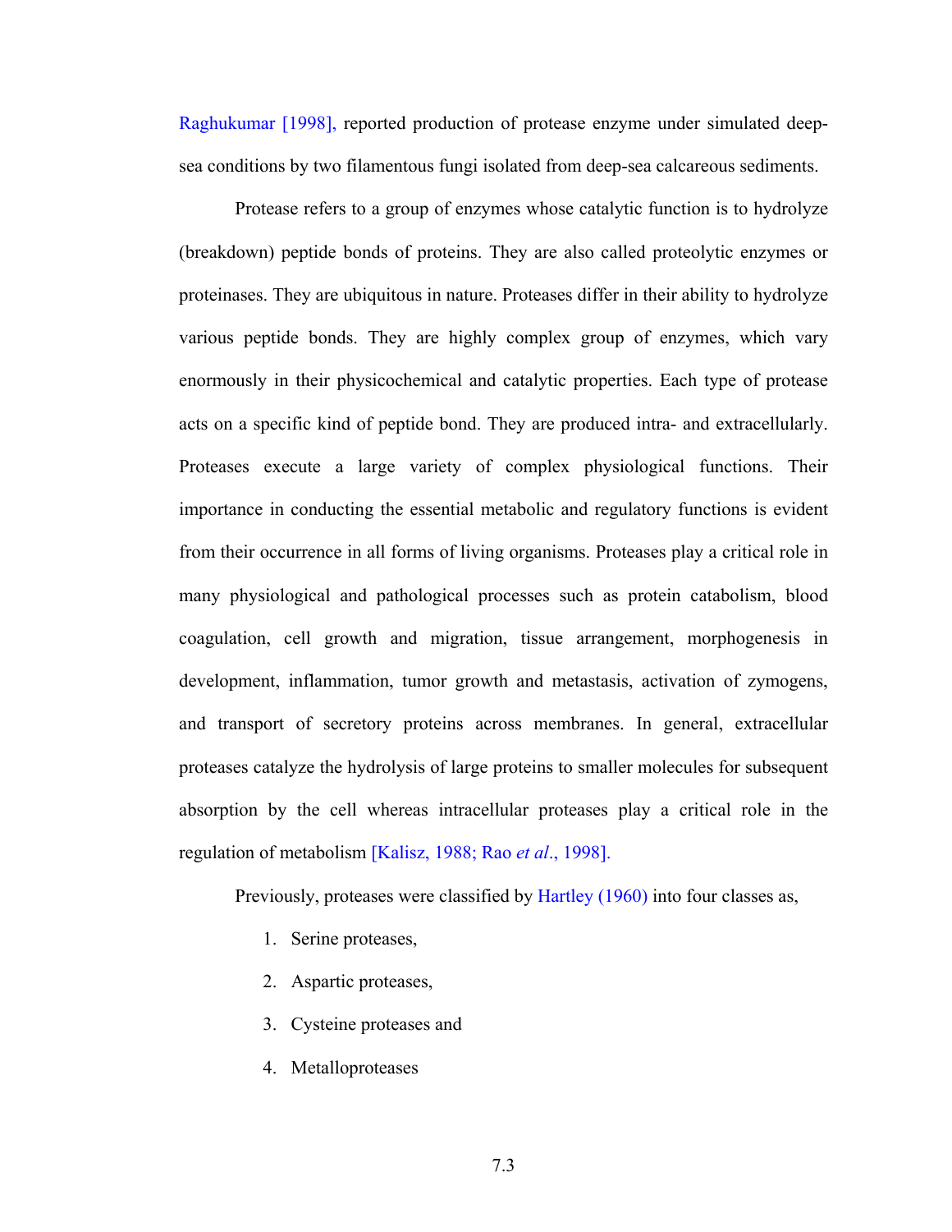Raghukumar [1998], reported production of protease enzyme under simulated deep-sea conditions by two filamentous fungi isolated from deep-sea calcareous sediments.

Protease refers to a group of enzymes whose catalytic function is to hydrolyze (breakdown) peptide bonds of proteins. They are also called proteolytic enzymes or proteinases. They are ubiquitous in nature. Proteases differ in their ability to hydrolyze various peptide bonds. They are highly complex group of enzymes, which vary enormously in their physicochemical and catalytic properties. Each type of protease acts on a specific kind of peptide bond. They are produced intra- and extracellularly. Proteases execute a large variety of complex physiological functions. Their importance in conducting the essential metabolic and regulatory functions is evident from their occurrence in all forms of living organisms. Proteases play a critical role in many physiological and pathological processes such as protein catabolism, blood coagulation, cell growth and migration, tissue arrangement, morphogenesis in development, inflammation, tumor growth and metastasis, activation of zymogens, and transport of secretory proteins across membranes. In general, extracellular proteases catalyze the hydrolysis of large proteins to smaller molecules for subsequent absorption by the cell whereas intracellular proteases play a critical role in the regulation of metabolism [Kalisz, 1988; Rao *et al*., 1998].

Previously, proteases were classified by Hartley (1960) into four classes as,

1. Serine proteases,
2. Aspartic proteases,
3. Cysteine proteases and
4. Metalloproteases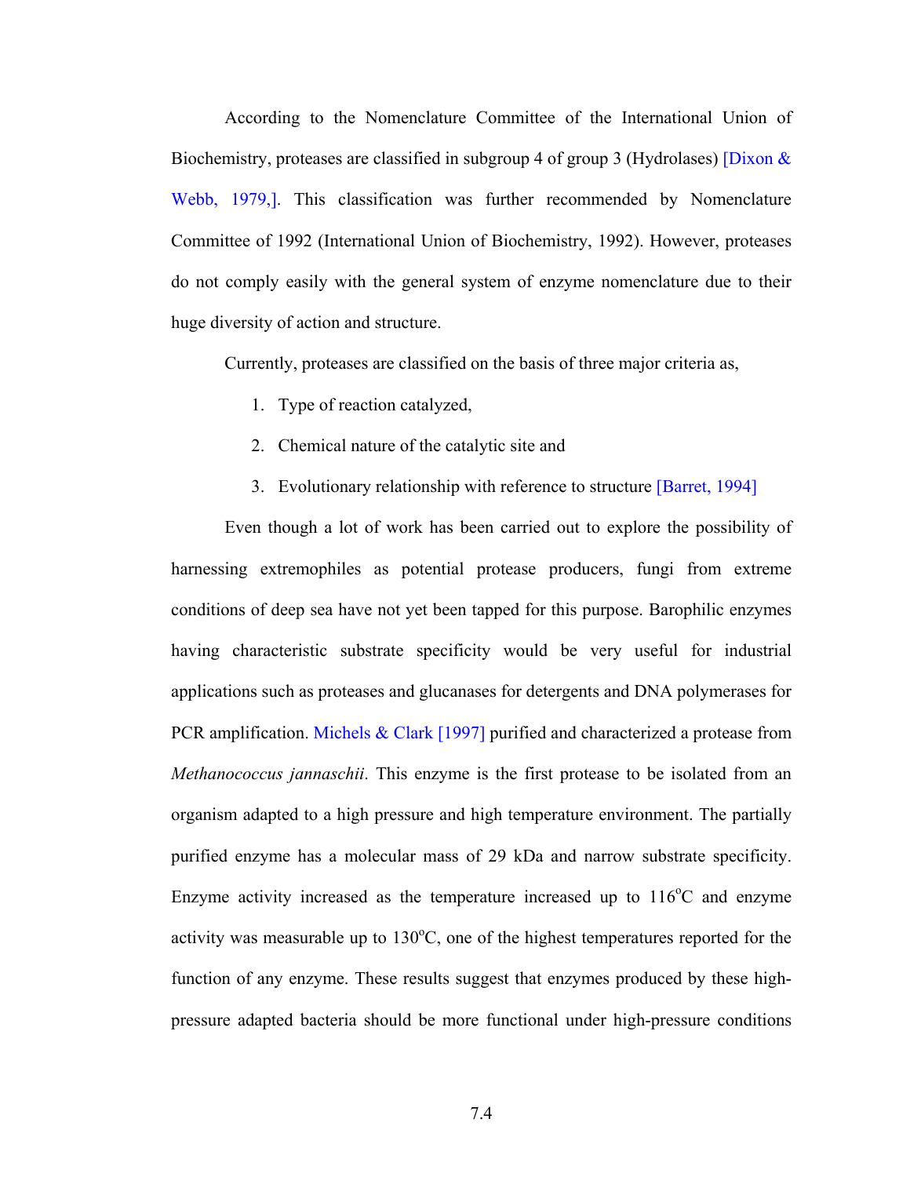According to the Nomenclature Committee of the International Union of Biochemistry, proteases are classified in subgroup 4 of group 3 (Hydrolases) [Dixon & Webb, 1979,]. This classification was further recommended by Nomenclature Committee of 1992 (International Union of Biochemistry, 1992). However, proteases do not comply easily with the general system of enzyme nomenclature due to their huge diversity of action and structure.

Currently, proteases are classified on the basis of three major criteria as,

1. Type of reaction catalyzed,
2. Chemical nature of the catalytic site and
3. Evolutionary relationship with reference to structure [Barret, 1994]

Even though a lot of work has been carried out to explore the possibility of harnessing extremophiles as potential protease producers, fungi from extreme conditions of deep sea have not yet been tapped for this purpose. Barophilic enzymes having characteristic substrate specificity would be very useful for industrial applications such as proteases and glucanases for detergents and DNA polymerases for PCR amplification. Michels & Clark [1997] purified and characterized a protease from *Methanococcus jannaschii*. This enzyme is the first protease to be isolated from an organism adapted to a high pressure and high temperature environment. The partially purified enzyme has a molecular mass of 29 kDa and narrow substrate specificity. Enzyme activity increased as the temperature increased up to 116$^{o}$C and enzyme activity was measurable up to 130$^{o}$C, one of the highest temperatures reported for the function of any enzyme. These results suggest that enzymes produced by these high-pressure adapted bacteria should be more functional under high-pressure conditions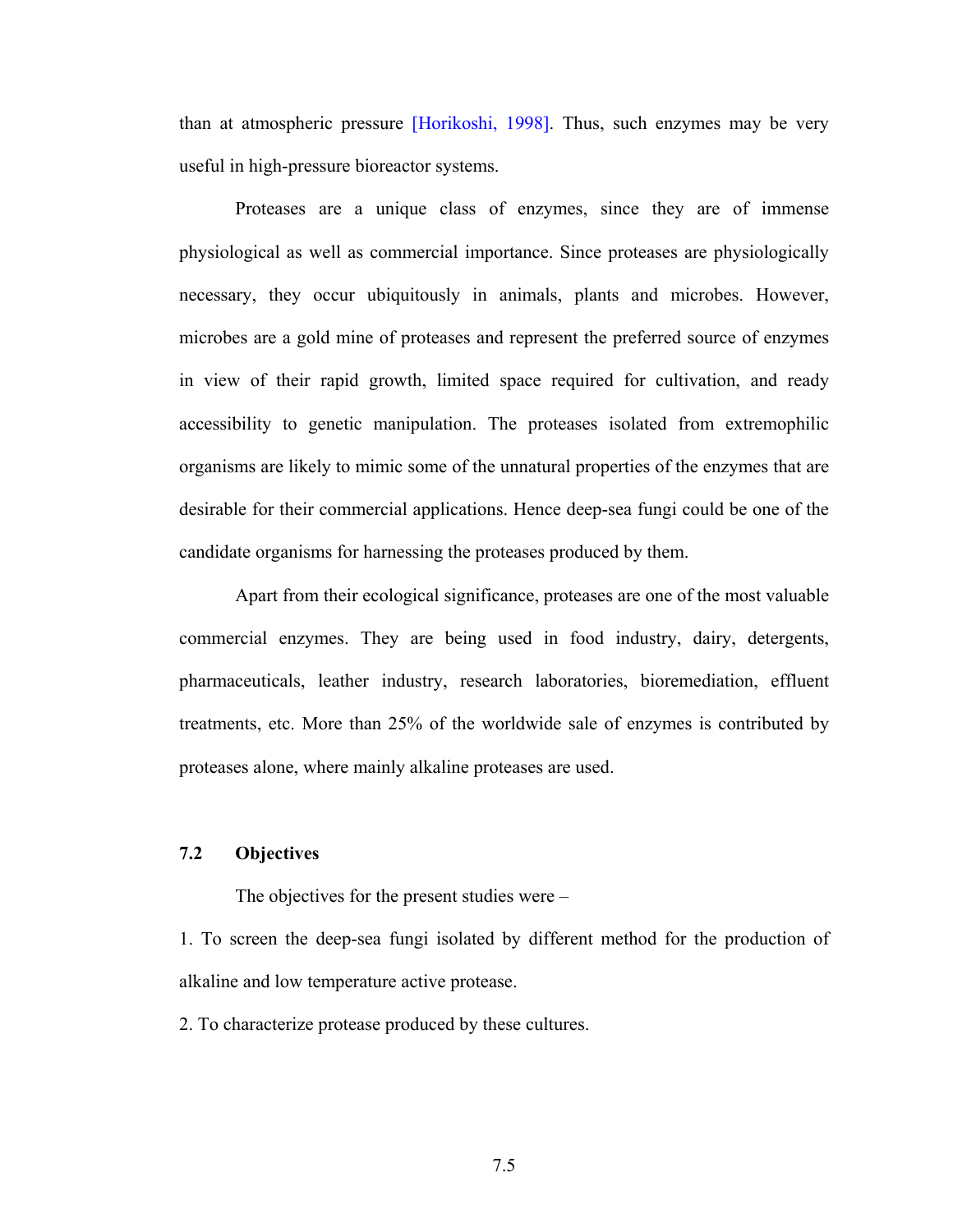than at atmospheric pressure [Horikoshi, 1998]. Thus, such enzymes may be very useful in high-pressure bioreactor systems.

Proteases are a unique class of enzymes, since they are of immense physiological as well as commercial importance. Since proteases are physiologically necessary, they occur ubiquitously in animals, plants and microbes. However, microbes are a gold mine of proteases and represent the preferred source of enzymes in view of their rapid growth, limited space required for cultivation, and ready accessibility to genetic manipulation. The proteases isolated from extremophilic organisms are likely to mimic some of the unnatural properties of the enzymes that are desirable for their commercial applications. Hence deep-sea fungi could be one of the candidate organisms for harnessing the proteases produced by them.

Apart from their ecological significance, proteases are one of the most valuable commercial enzymes. They are being used in food industry, dairy, detergents, pharmaceuticals, leather industry, research laboratories, bioremediation, effluent treatments, etc. More than 25% of the worldwide sale of enzymes is contributed by proteases alone, where mainly alkaline proteases are used.

## 7.2 Objectives

The objectives for the present studies were –

1. To screen the deep-sea fungi isolated by different method for the production of alkaline and low temperature active protease.

2. To characterize protease produced by these cultures.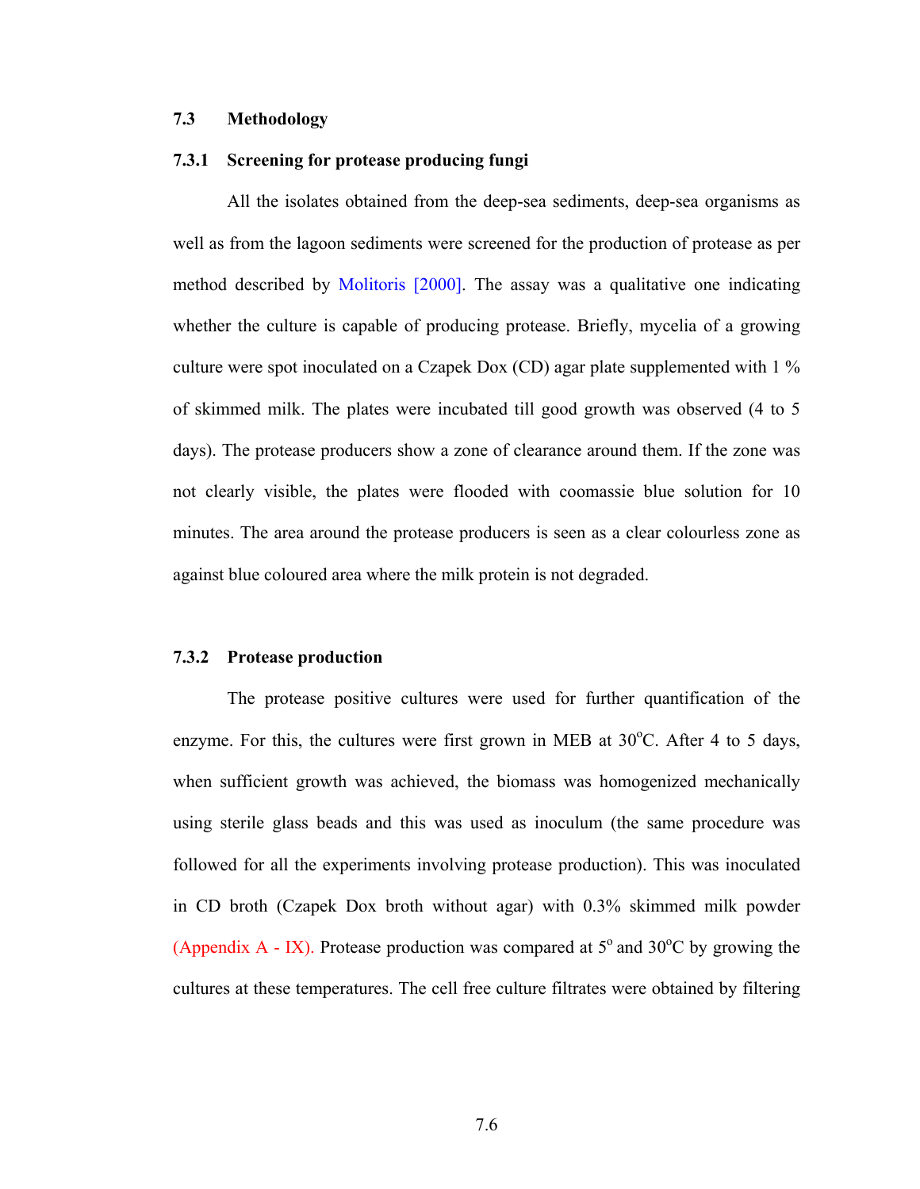## 7.3 Methodology

### 7.3.1 Screening for protease producing fungi

All the isolates obtained from the deep-sea sediments, deep-sea organisms as well as from the lagoon sediments were screened for the production of protease as per method described by Molitoris [2000]. The assay was a qualitative one indicating whether the culture is capable of producing protease. Briefly, mycelia of a growing culture were spot inoculated on a Czapek Dox (CD) agar plate supplemented with 1 % of skimmed milk. The plates were incubated till good growth was observed (4 to 5 days). The protease producers show a zone of clearance around them. If the zone was not clearly visible, the plates were flooded with coomassie blue solution for 10 minutes. The area around the protease producers is seen as a clear colourless zone as against blue coloured area where the milk protein is not degraded.

### 7.3.2 Protease production

The protease positive cultures were used for further quantification of the enzyme. For this, the cultures were first grown in MEB at 30°C. After 4 to 5 days, when sufficient growth was achieved, the biomass was homogenized mechanically using sterile glass beads and this was used as inoculum (the same procedure was followed for all the experiments involving protease production). This was inoculated in CD broth (Czapek Dox broth without agar) with 0.3% skimmed milk powder (Appendix A - IX). Protease production was compared at 5° and 30°C by growing the cultures at these temperatures. The cell free culture filtrates were obtained by filtering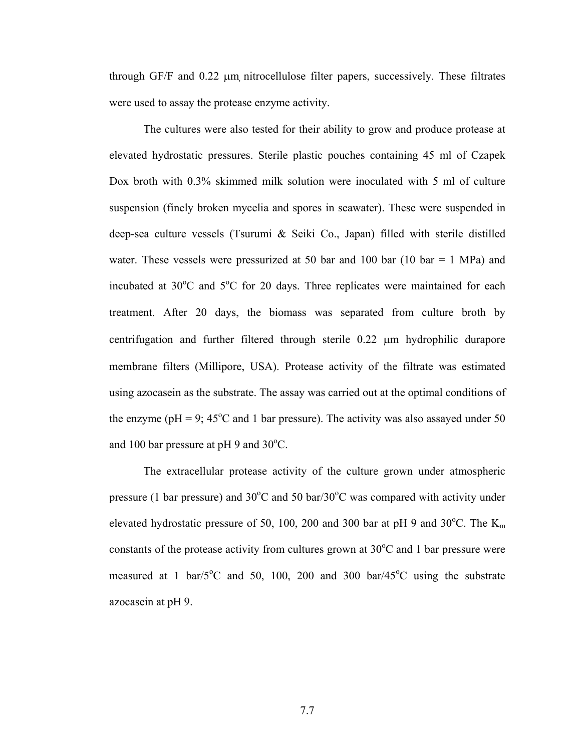through GF/F and 0.22 μm nitrocellulose filter papers, successively. These filtrates were used to assay the protease enzyme activity.

The cultures were also tested for their ability to grow and produce protease at elevated hydrostatic pressures. Sterile plastic pouches containing 45 ml of Czapek Dox broth with 0.3% skimmed milk solution were inoculated with 5 ml of culture suspension (finely broken mycelia and spores in seawater). These were suspended in deep-sea culture vessels (Tsurumi & Seiki Co., Japan) filled with sterile distilled water. These vessels were pressurized at 50 bar and 100 bar (10 bar = 1 MPa) and incubated at 30°C and 5°C for 20 days. Three replicates were maintained for each treatment. After 20 days, the biomass was separated from culture broth by centrifugation and further filtered through sterile 0.22 μm hydrophilic durapore membrane filters (Millipore, USA). Protease activity of the filtrate was estimated using azocasein as the substrate. The assay was carried out at the optimal conditions of the enzyme (pH = 9; 45°C and 1 bar pressure). The activity was also assayed under 50 and 100 bar pressure at pH 9 and 30°C.

The extracellular protease activity of the culture grown under atmospheric pressure (1 bar pressure) and 30°C and 50 bar/30°C was compared with activity under elevated hydrostatic pressure of 50, 100, 200 and 300 bar at pH 9 and 30°C. The $K_m$ constants of the protease activity from cultures grown at 30°C and 1 bar pressure were measured at 1 bar/5°C and 50, 100, 200 and 300 bar/45°C using the substrate azocasein at pH 9.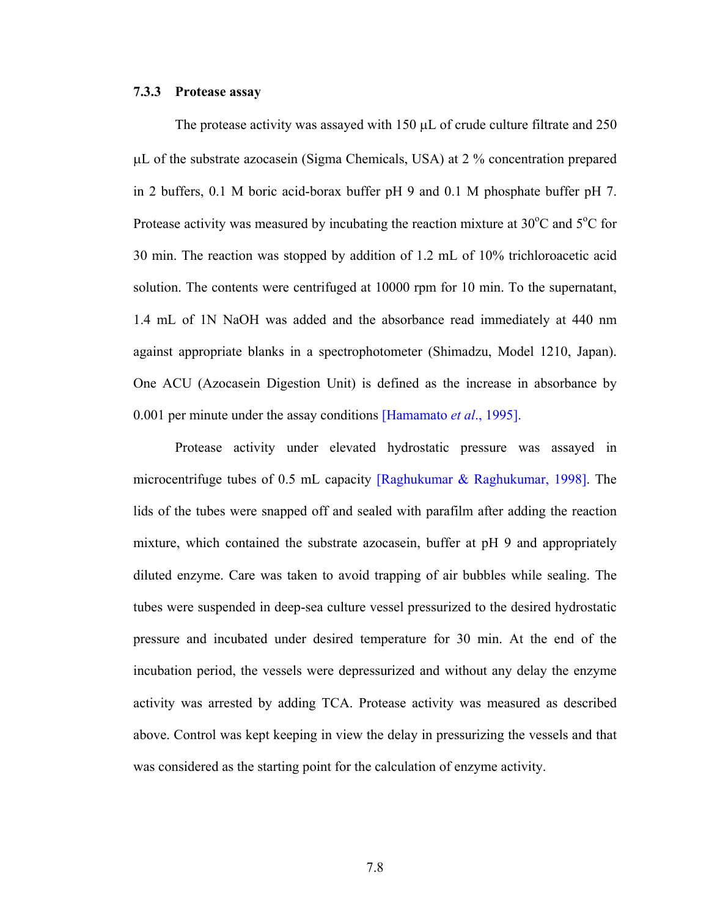### 7.3.3 Protease assay

The protease activity was assayed with 150 μL of crude culture filtrate and 250 μL of the substrate azocasein (Sigma Chemicals, USA) at 2 % concentration prepared in 2 buffers, 0.1 M boric acid-borax buffer pH 9 and 0.1 M phosphate buffer pH 7. Protease activity was measured by incubating the reaction mixture at 30°C and 5°C for 30 min. The reaction was stopped by addition of 1.2 mL of 10% trichloroacetic acid solution. The contents were centrifuged at 10000 rpm for 10 min. To the supernatant, 1.4 mL of 1N NaOH was added and the absorbance read immediately at 440 nm against appropriate blanks in a spectrophotometer (Shimadzu, Model 1210, Japan). One ACU (Azocasein Digestion Unit) is defined as the increase in absorbance by 0.001 per minute under the assay conditions [Hamamato *et al*., 1995].

Protease activity under elevated hydrostatic pressure was assayed in microcentrifuge tubes of 0.5 mL capacity [Raghukumar & Raghukumar, 1998]. The lids of the tubes were snapped off and sealed with parafilm after adding the reaction mixture, which contained the substrate azocasein, buffer at pH 9 and appropriately diluted enzyme. Care was taken to avoid trapping of air bubbles while sealing. The tubes were suspended in deep-sea culture vessel pressurized to the desired hydrostatic pressure and incubated under desired temperature for 30 min. At the end of the incubation period, the vessels were depressurized and without any delay the enzyme activity was arrested by adding TCA. Protease activity was measured as described above. Control was kept keeping in view the delay in pressurizing the vessels and that was considered as the starting point for the calculation of enzyme activity.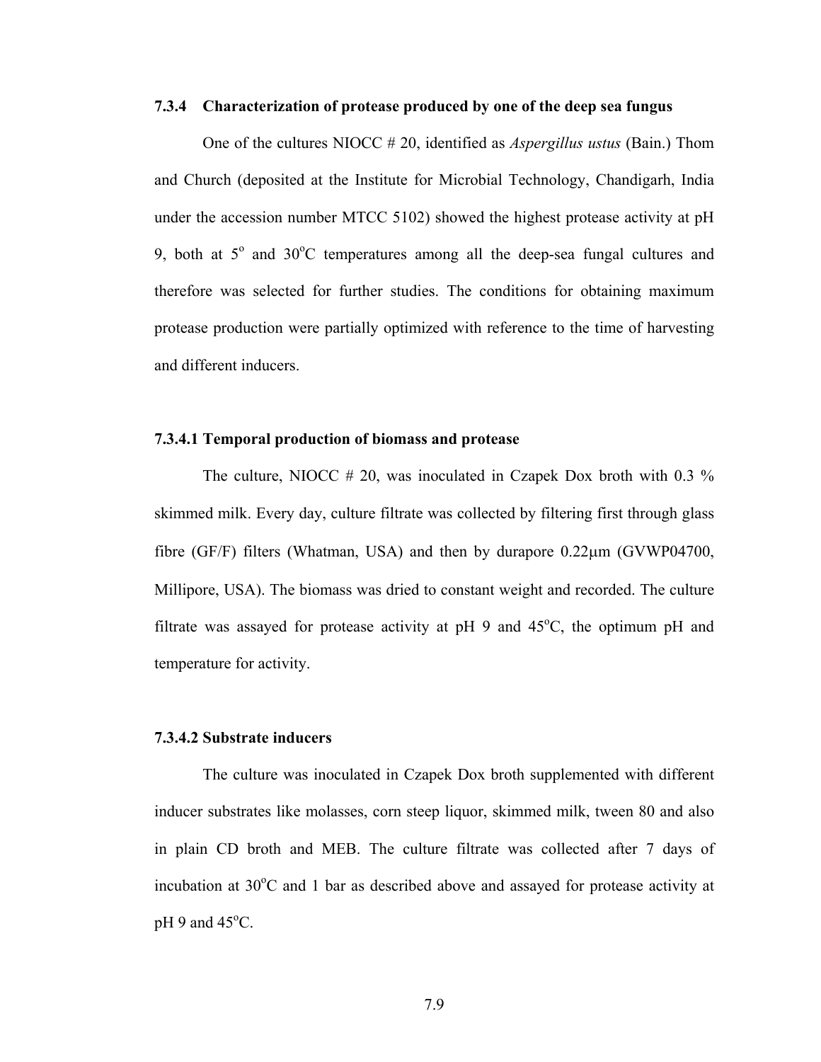### 7.3.4 Characterization of protease produced by one of the deep sea fungus

One of the cultures NIOCC # 20, identified as *Aspergillus ustus* (Bain.) Thom and Church (deposited at the Institute for Microbial Technology, Chandigarh, India under the accession number MTCC 5102) showed the highest protease activity at pH 9, both at 5$^{o}$ and 30$^{o}$C temperatures among all the deep-sea fungal cultures and therefore was selected for further studies. The conditions for obtaining maximum protease production were partially optimized with reference to the time of harvesting and different inducers.

#### 7.3.4.1 Temporal production of biomass and protease

The culture, NIOCC # 20, was inoculated in Czapek Dox broth with 0.3 % skimmed milk. Every day, culture filtrate was collected by filtering first through glass fibre (GF/F) filters (Whatman, USA) and then by durapore 0.22μm (GVWP04700, Millipore, USA). The biomass was dried to constant weight and recorded. The culture filtrate was assayed for protease activity at pH 9 and 45$^{o}$C, the optimum pH and temperature for activity.

#### 7.3.4.2 Substrate inducers

The culture was inoculated in Czapek Dox broth supplemented with different inducer substrates like molasses, corn steep liquor, skimmed milk, tween 80 and also in plain CD broth and MEB. The culture filtrate was collected after 7 days of incubation at 30$^{o}$C and 1 bar as described above and assayed for protease activity at pH 9 and 45$^{o}$C.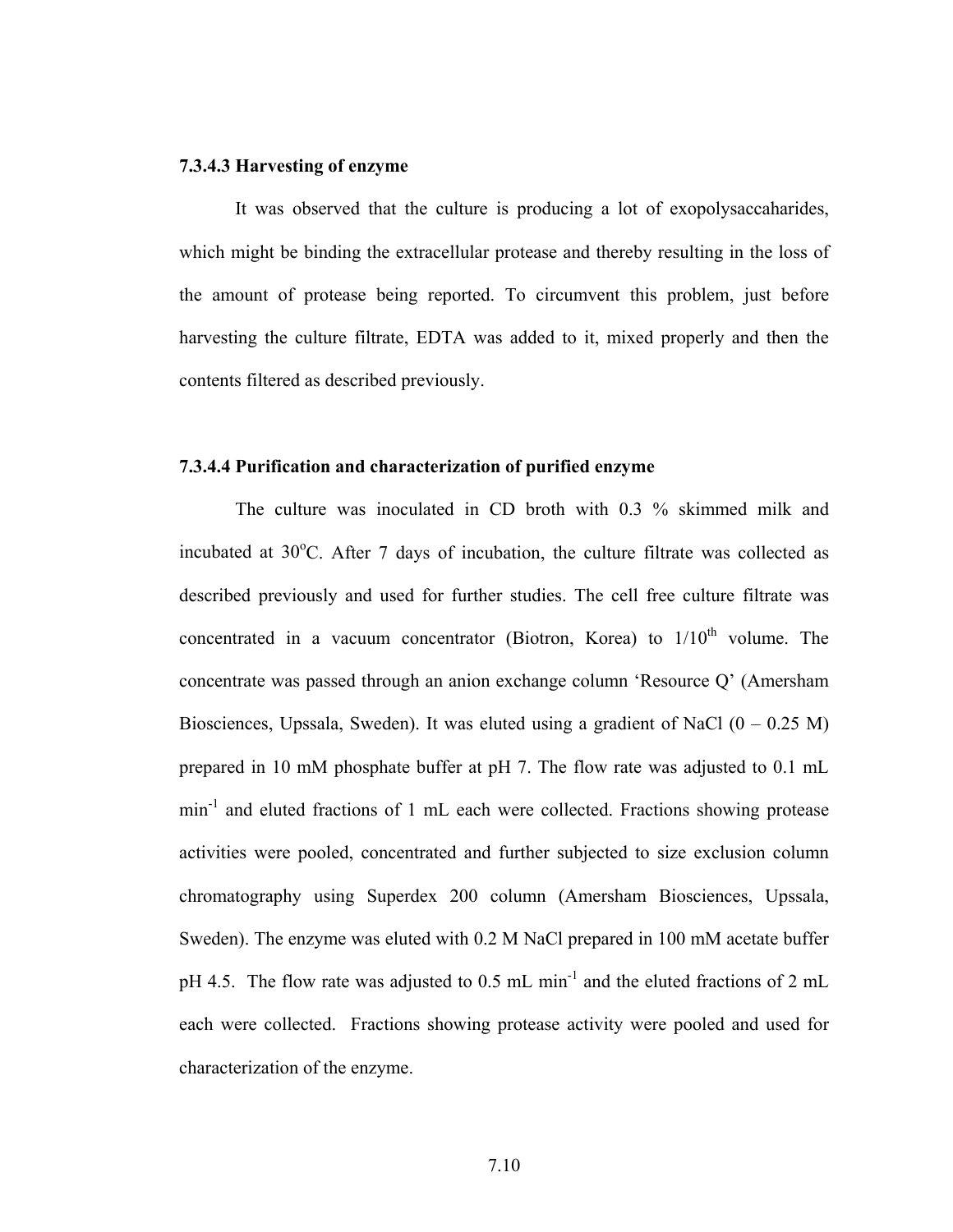### 7.3.4.3 Harvesting of enzyme

It was observed that the culture is producing a lot of exopolysaccaharides, which might be binding the extracellular protease and thereby resulting in the loss of the amount of protease being reported. To circumvent this problem, just before harvesting the culture filtrate, EDTA was added to it, mixed properly and then the contents filtered as described previously.

### 7.3.4.4 Purification and characterization of purified enzyme

The culture was inoculated in CD broth with 0.3 % skimmed milk and incubated at 30$^{o}$C. After 7 days of incubation, the culture filtrate was collected as described previously and used for further studies. The cell free culture filtrate was concentrated in a vacuum concentrator (Biotron, Korea) to 1/10$^{th}$ volume. The concentrate was passed through an anion exchange column 'Resource Q' (Amersham Biosciences, Upssala, Sweden). It was eluted using a gradient of NaCl (0 – 0.25 M) prepared in 10 mM phosphate buffer at pH 7. The flow rate was adjusted to 0.1 mL min$^{-1}$ and eluted fractions of 1 mL each were collected. Fractions showing protease activities were pooled, concentrated and further subjected to size exclusion column chromatography using Superdex 200 column (Amersham Biosciences, Upssala, Sweden). The enzyme was eluted with 0.2 M NaCl prepared in 100 mM acetate buffer pH 4.5. The flow rate was adjusted to 0.5 mL min$^{-1}$ and the eluted fractions of 2 mL each were collected. Fractions showing protease activity were pooled and used for characterization of the enzyme.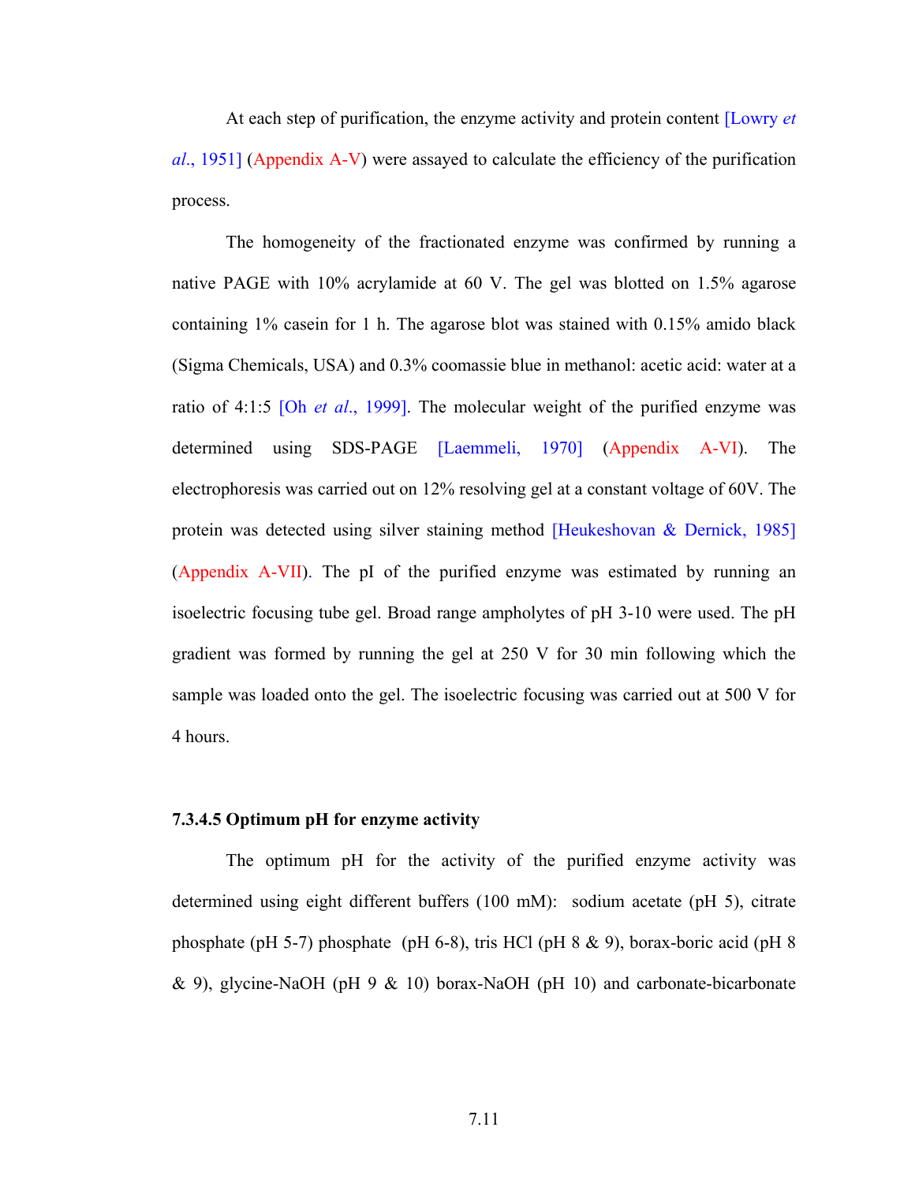At each step of purification, the enzyme activity and protein content [Lowry *et al*., 1951] (Appendix A-V) were assayed to calculate the efficiency of the purification process.

The homogeneity of the fractionated enzyme was confirmed by running a native PAGE with 10% acrylamide at 60 V. The gel was blotted on 1.5% agarose containing 1% casein for 1 h. The agarose blot was stained with 0.15% amido black (Sigma Chemicals, USA) and 0.3% coomassie blue in methanol: acetic acid: water at a ratio of 4:1:5 [Oh *et al*., 1999]. The molecular weight of the purified enzyme was determined using SDS-PAGE [Laemmeli, 1970] (Appendix A-VI). The electrophoresis was carried out on 12% resolving gel at a constant voltage of 60V. The protein was detected using silver staining method [Heukeshovan & Dernick, 1985] (Appendix A-VII). The pI of the purified enzyme was estimated by running an isoelectric focusing tube gel. Broad range ampholytes of pH 3-10 were used. The pH gradient was formed by running the gel at 250 V for 30 min following which the sample was loaded onto the gel. The isoelectric focusing was carried out at 500 V for 4 hours.

#### 7.3.4.5 Optimum pH for enzyme activity

The optimum pH for the activity of the purified enzyme activity was determined using eight different buffers (100 mM): sodium acetate (pH 5), citrate phosphate (pH 5-7) phosphate (pH 6-8), tris HCl (pH 8 & 9), borax-boric acid (pH 8 & 9), glycine-NaOH (pH 9 & 10) borax-NaOH (pH 10) and carbonate-bicarbonate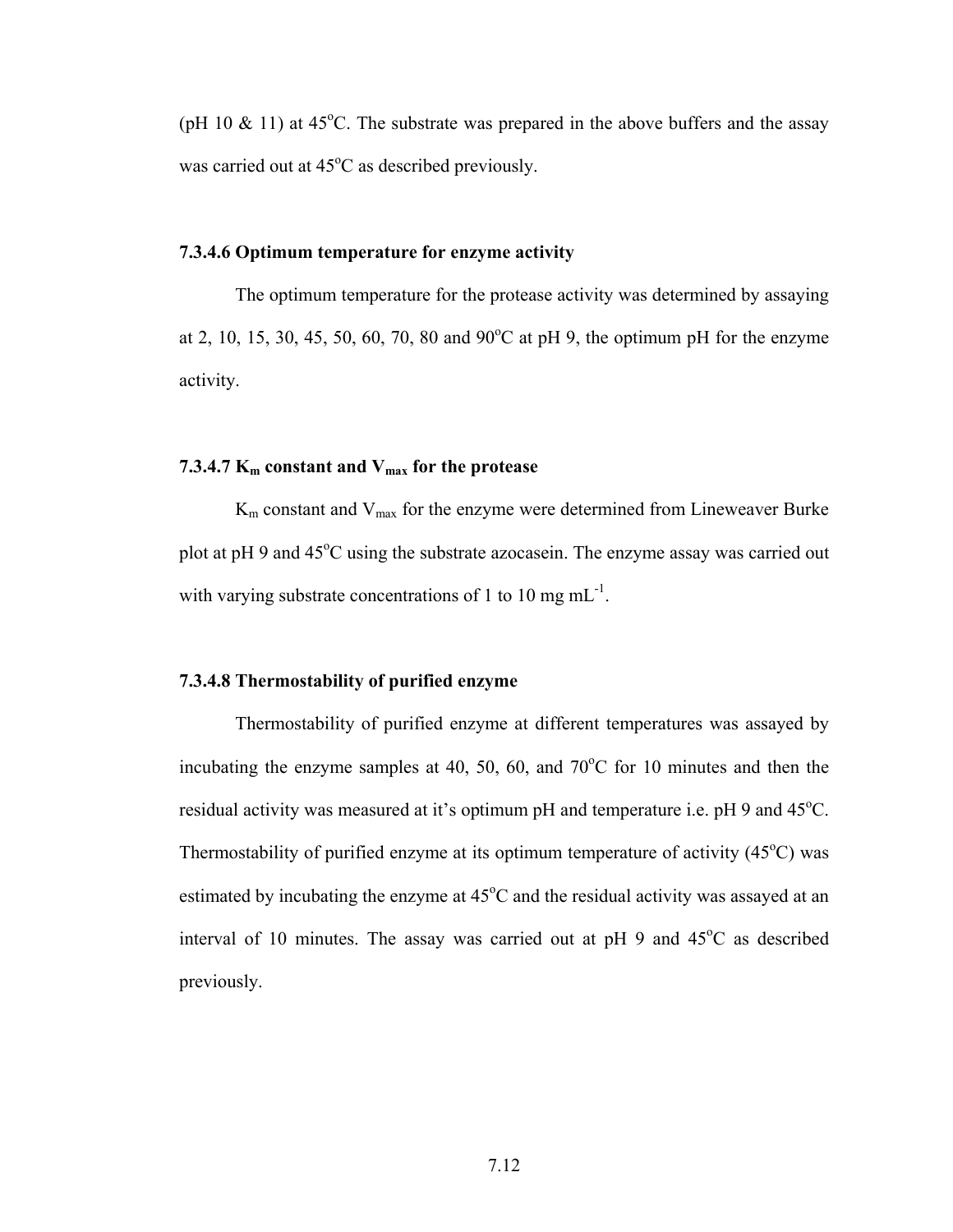(pH 10 & 11) at 45$^o$C. The substrate was prepared in the above buffers and the assay was carried out at 45$^o$C as described previously.

### 7.3.4.6 Optimum temperature for enzyme activity

The optimum temperature for the protease activity was determined by assaying at 2, 10, 15, 30, 45, 50, 60, 70, 80 and 90$^o$C at pH 9, the optimum pH for the enzyme activity.

### 7.3.4.7 $K_m$ constant and $V_{max}$ for the protease

$K_m$ constant and $V_{max}$ for the enzyme were determined from Lineweaver Burke plot at pH 9 and 45$^o$C using the substrate azocasein. The enzyme assay was carried out with varying substrate concentrations of 1 to 10 mg $mL^{-1}$.

### 7.3.4.8 Thermostability of purified enzyme

Thermostability of purified enzyme at different temperatures was assayed by incubating the enzyme samples at 40, 50, 60, and 70$^o$C for 10 minutes and then the residual activity was measured at it's optimum pH and temperature i.e. pH 9 and 45$^o$C. Thermostability of purified enzyme at its optimum temperature of activity (45$^o$C) was estimated by incubating the enzyme at 45$^o$C and the residual activity was assayed at an interval of 10 minutes. The assay was carried out at pH 9 and 45$^o$C as described previously.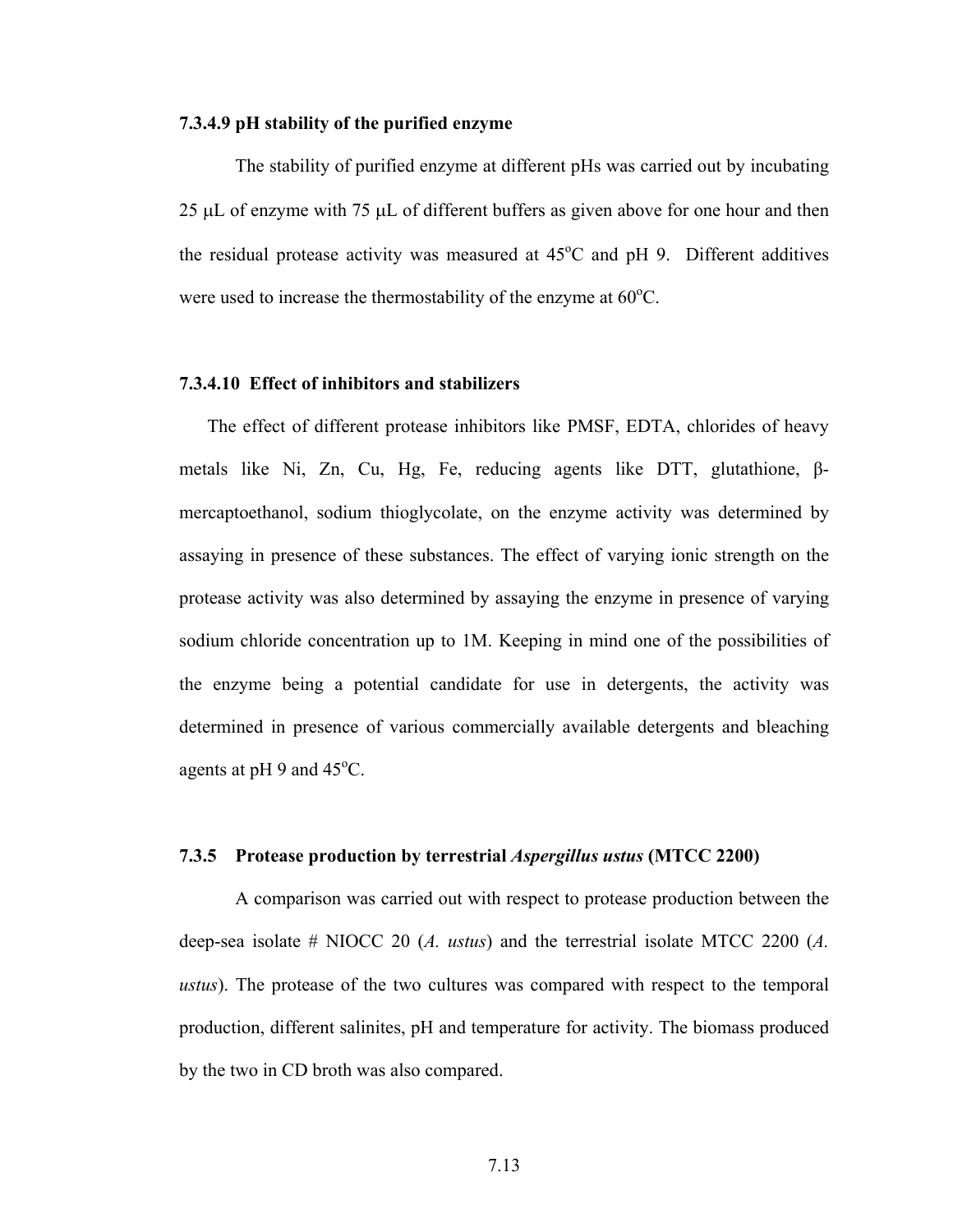#### 7.3.4.9 pH stability of the purified enzyme

The stability of purified enzyme at different pHs was carried out by incubating 25 μL of enzyme with 75 μL of different buffers as given above for one hour and then the residual protease activity was measured at 45$^o$C and pH 9. Different additives were used to increase the thermostability of the enzyme at 60$^o$C.

#### 7.3.4.10 Effect of inhibitors and stabilizers

The effect of different protease inhibitors like PMSF, EDTA, chlorides of heavy metals like Ni, Zn, Cu, Hg, Fe, reducing agents like DTT, glutathione, β-mercaptoethanol, sodium thioglycolate, on the enzyme activity was determined by assaying in presence of these substances. The effect of varying ionic strength on the protease activity was also determined by assaying the enzyme in presence of varying sodium chloride concentration up to 1M. Keeping in mind one of the possibilities of the enzyme being a potential candidate for use in detergents, the activity was determined in presence of various commercially available detergents and bleaching agents at pH 9 and 45$^o$C.

### 7.3.5 Protease production by terrestrial *Aspergillus ustus* (MTCC 2200)

A comparison was carried out with respect to protease production between the deep-sea isolate # NIOCC 20 (*A. ustus*) and the terrestrial isolate MTCC 2200 (*A. ustus*). The protease of the two cultures was compared with respect to the temporal production, different salinites, pH and temperature for activity. The biomass produced by the two in CD broth was also compared.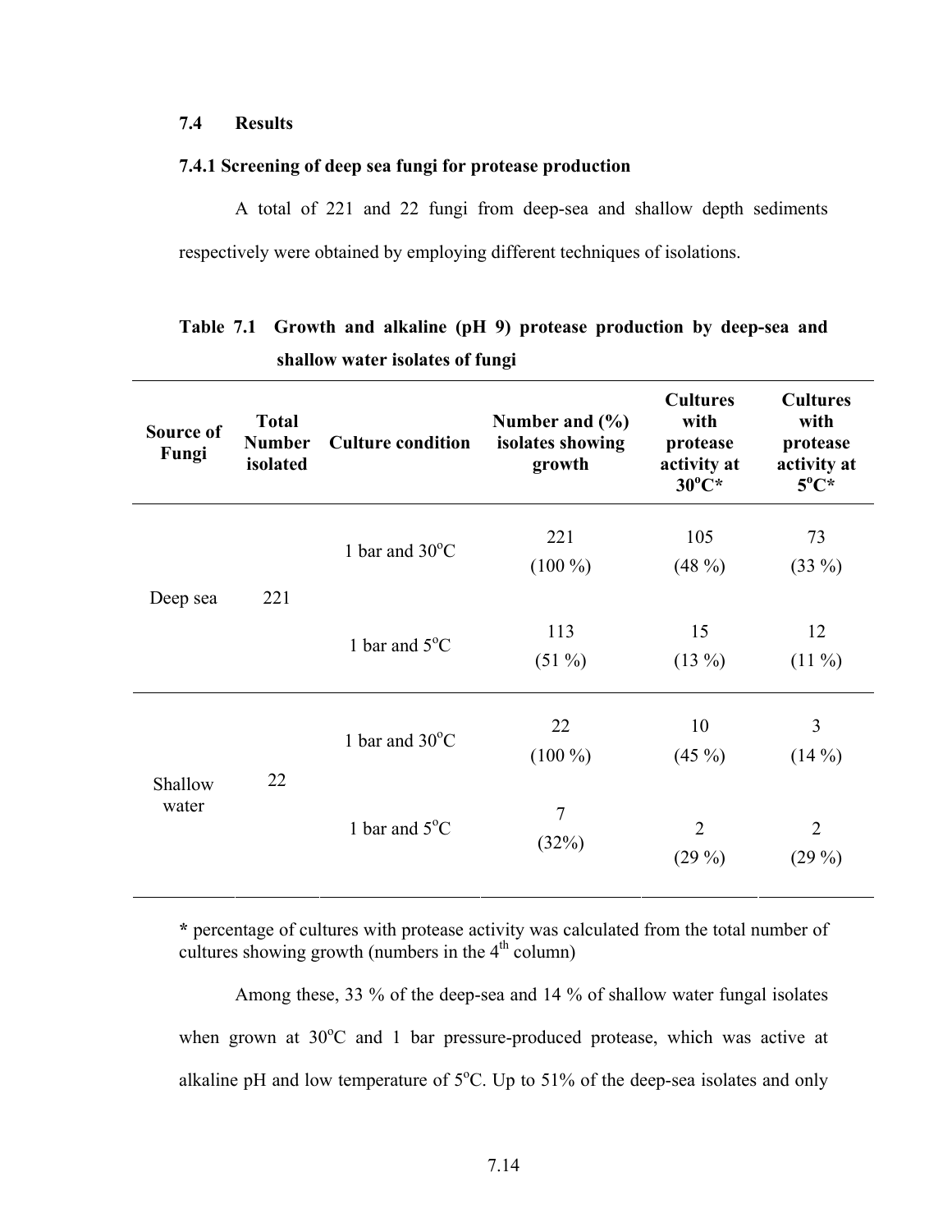## 7.4 Results

### 7.4.1 Screening of deep sea fungi for protease production

A total of 221 and 22 fungi from deep-sea and shallow depth sediments respectively were obtained by employing different techniques of isolations.

**Table 7.1 Growth and alkaline (pH 9) protease production by deep-sea and shallow water isolates of fungi**

| Source of Fungi | Total Number isolated | Culture condition | Number and (%) isolates showing growth | Cultures with protease activity at 30°C* | Cultures with protease activity at 5°C* |
|---|---|---|---|---|---|
| Deep sea | 221 | 1 bar and 30°C | 221 (100 %) | 105 (48 %) | 73 (33 %) |
| | | 1 bar and 5°C | 113 (51 %) | 15 (13 %) | 12 (11 %) |
| Shallow water | 22 | 1 bar and 30°C | 22 (100 %) | 10 (45 %) | 3 (14 %) |
| | | 1 bar and 5°C | 7 (32%) | 2 (29 %) | 2 (29 %) |

**\*** percentage of cultures with protease activity was calculated from the total number of cultures showing growth (numbers in the 4th column)

Among these, 33 % of the deep-sea and 14 % of shallow water fungal isolates when grown at 30°C and 1 bar pressure-produced protease, which was active at alkaline pH and low temperature of 5°C. Up to 51% of the deep-sea isolates and only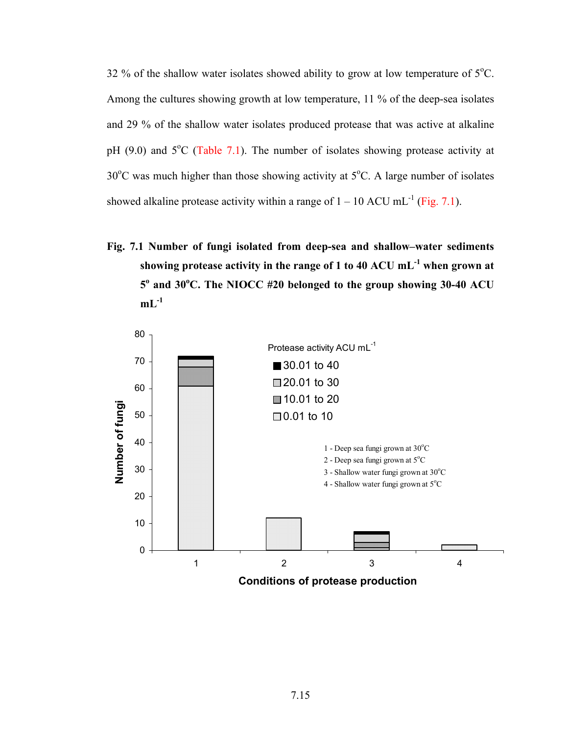32 % of the shallow water isolates showed ability to grow at low temperature of 5°C. Among the cultures showing growth at low temperature, 11 % of the deep-sea isolates and 29 % of the shallow water isolates produced protease that was active at alkaline pH (9.0) and 5°C (Table 7.1). The number of isolates showing protease activity at 30°C was much higher than those showing activity at 5°C. A large number of isolates showed alkaline protease activity within a range of 1 – 10 ACU mL$^{-1}$ (Fig. 7.1).

**Fig. 7.1 Number of fungi isolated from deep-sea and shallow–water sediments showing protease activity in the range of 1 to 40 ACU mL$^{-1}$ when grown at 5° and 30°C. The NIOCC #20 belonged to the group showing 30-40 ACU mL$^{-1}$**

Protease activity ACU mL$^{-1}$

- 30.01 to 40
- 20.01 to 30
- 10.01 to 20
- 0.01 to 10

1 - Deep sea fungi grown at 30°C
2 - Deep sea fungi grown at 5°C
3 - Shallow water fungi grown at 30°C
4 - Shallow water fungi grown at 5°C

Number of fungi

Conditions of protease production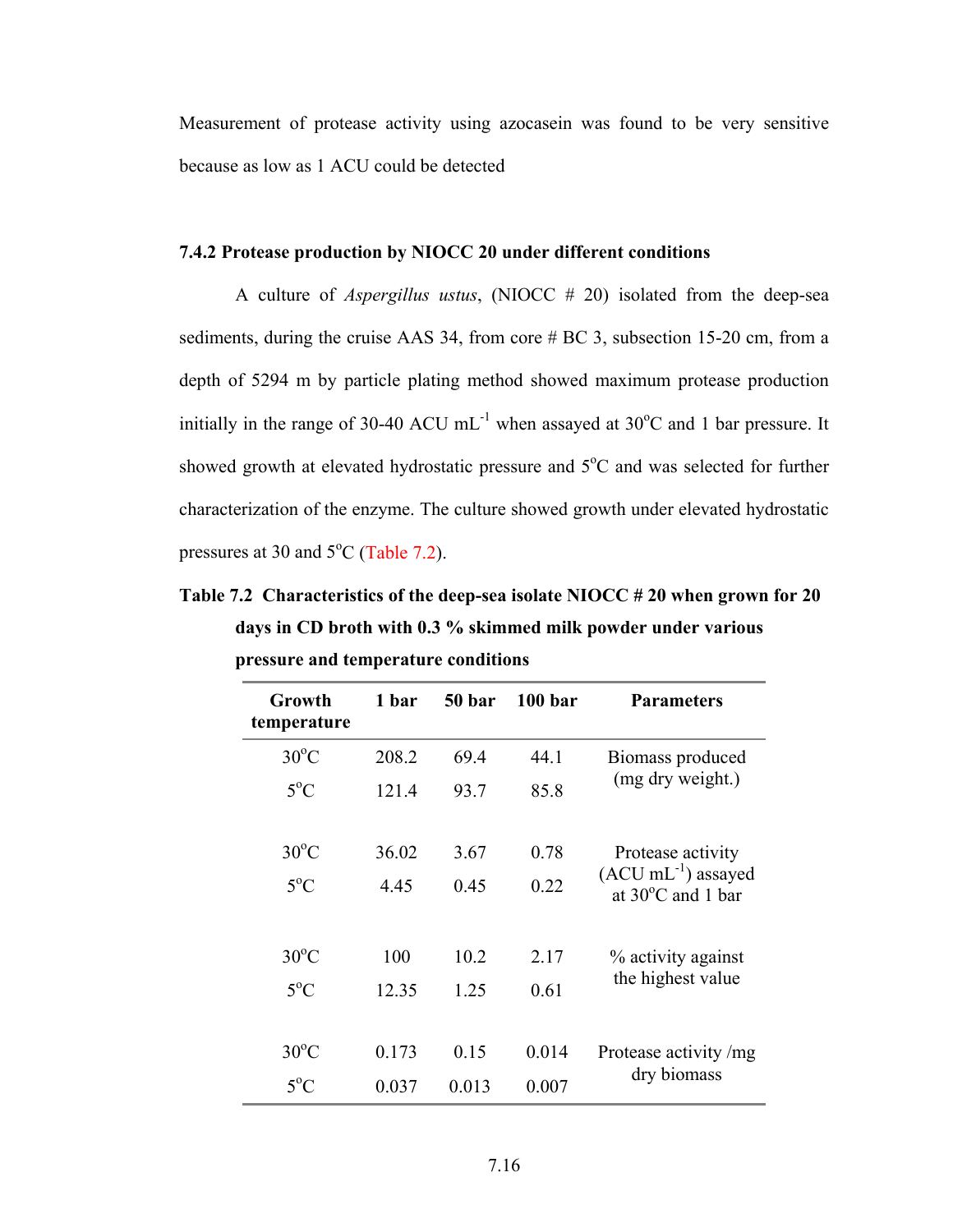Measurement of protease activity using azocasein was found to be very sensitive because as low as 1 ACU could be detected

### 7.4.2 Protease production by NIOCC 20 under different conditions

A culture of *Aspergillus ustus*, (NIOCC # 20) isolated from the deep-sea sediments, during the cruise AAS 34, from core # BC 3, subsection 15-20 cm, from a depth of 5294 m by particle plating method showed maximum protease production initially in the range of 30-40 ACU mL$^{-1}$ when assayed at 30$^o$C and 1 bar pressure. It showed growth at elevated hydrostatic pressure and 5$^o$C and was selected for further characterization of the enzyme. The culture showed growth under elevated hydrostatic pressures at 30 and 5$^o$C (Table 7.2).

**Table 7.2 Characteristics of the deep-sea isolate NIOCC # 20 when grown for 20 days in CD broth with 0.3 % skimmed milk powder under various pressure and temperature conditions**

| Growth temperature | 1 bar | 50 bar | 100 bar | Parameters |
|---|---|---|---|---|
| 30$^o$C | 208.2 | 69.4 | 44.1 | Biomass produced (mg dry weight.) |
| 5$^o$C | 121.4 | 93.7 | 85.8 | |
| 30$^o$C | 36.02 | 3.67 | 0.78 | Protease activity (ACU mL$^{-1}$) assayed at 30$^o$C and 1 bar |
| 5$^o$C | 4.45 | 0.45 | 0.22 | |
| 30$^o$C | 100 | 10.2 | 2.17 | % activity against the highest value |
| 5$^o$C | 12.35 | 1.25 | 0.61 | |
| 30$^o$C | 0.173 | 0.15 | 0.014 | Protease activity /mg dry biomass |
| 5$^o$C | 0.037 | 0.013 | 0.007 | |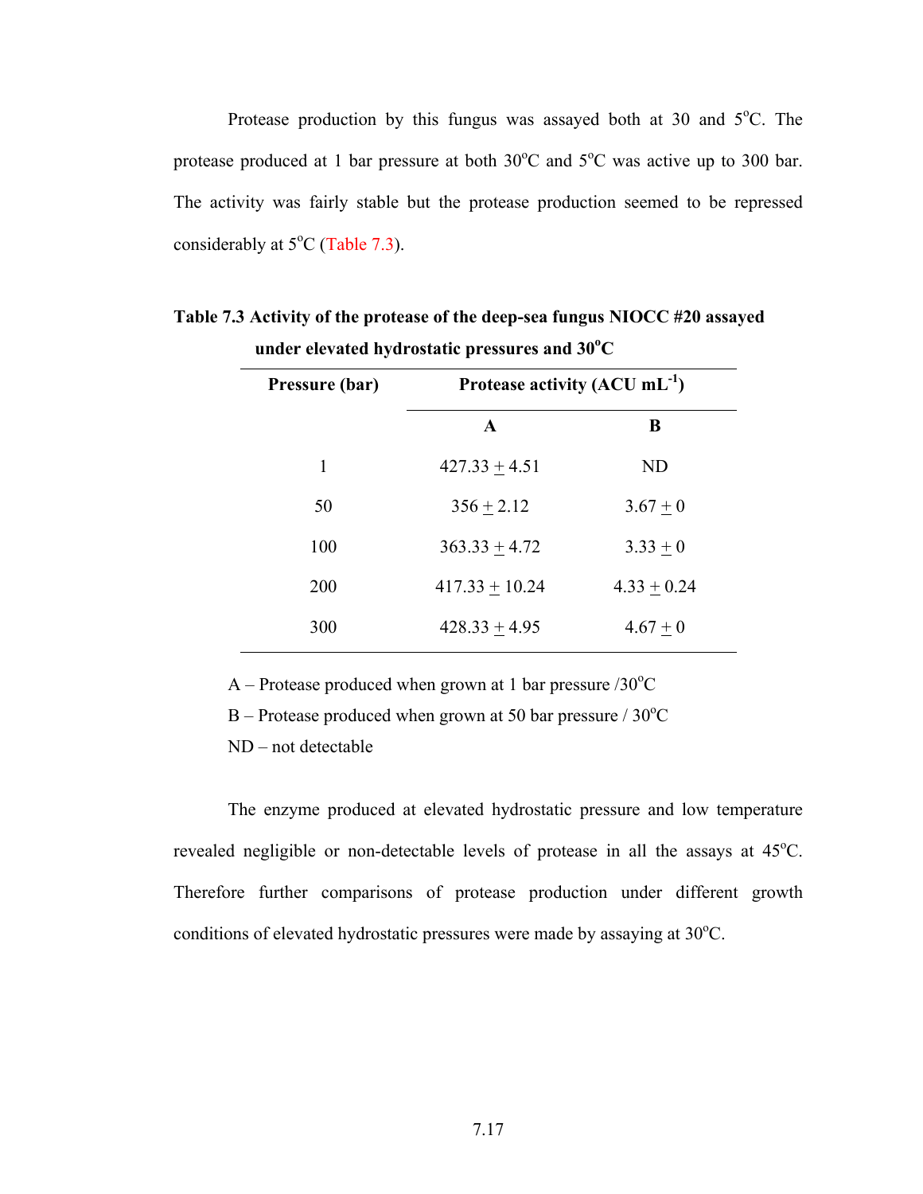Protease production by this fungus was assayed both at 30 and 5°C. The protease produced at 1 bar pressure at both 30°C and 5°C was active up to 300 bar. The activity was fairly stable but the protease production seemed to be repressed considerably at 5°C (Table 7.3).

**Table 7.3 Activity of the protease of the deep-sea fungus NIOCC #20 assayed under elevated hydrostatic pressures and 30°C**

| Pressure (bar) | Protease activity (ACU $mL^{-1}$) | |
|---|---|---|
| | **A** | **B** |
| 1 | 427.33 ± 4.51 | ND |
| 50 | 356 ± 2.12 | 3.67 ± 0 |
| 100 | 363.33 ± 4.72 | 3.33 ± 0 |
| 200 | 417.33 ± 10.24 | 4.33 ± 0.24 |
| 300 | 428.33 ± 4.95 | 4.67 ± 0 |

A – Protease produced when grown at 1 bar pressure /30°C

B – Protease produced when grown at 50 bar pressure / 30°C

ND – not detectable

The enzyme produced at elevated hydrostatic pressure and low temperature revealed negligible or non-detectable levels of protease in all the assays at 45°C. Therefore further comparisons of protease production under different growth conditions of elevated hydrostatic pressures were made by assaying at 30°C.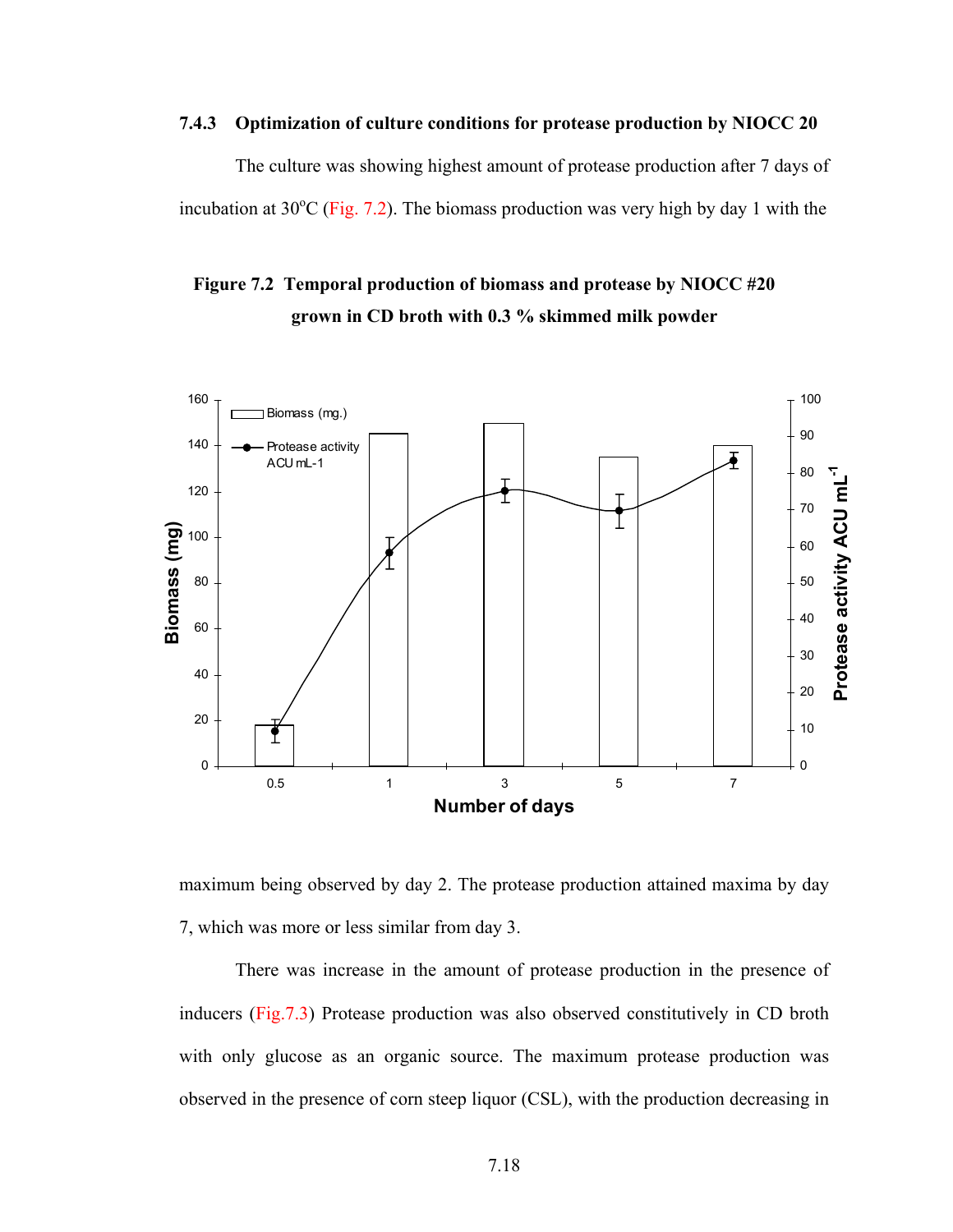### 7.4.3 Optimization of culture conditions for protease production by NIOCC 20

The culture was showing highest amount of protease production after 7 days of incubation at 30°C (Fig. 7.2). The biomass production was very high by day 1 with the

**Figure 7.2 Temporal production of biomass and protease by NIOCC #20 grown in CD broth with 0.3 % skimmed milk powder**

maximum being observed by day 2. The protease production attained maxima by day 7, which was more or less similar from day 3.

There was increase in the amount of protease production in the presence of inducers (Fig.7.3) Protease production was also observed constitutively in CD broth with only glucose as an organic source. The maximum protease production was observed in the presence of corn steep liquor (CSL), with the production decreasing in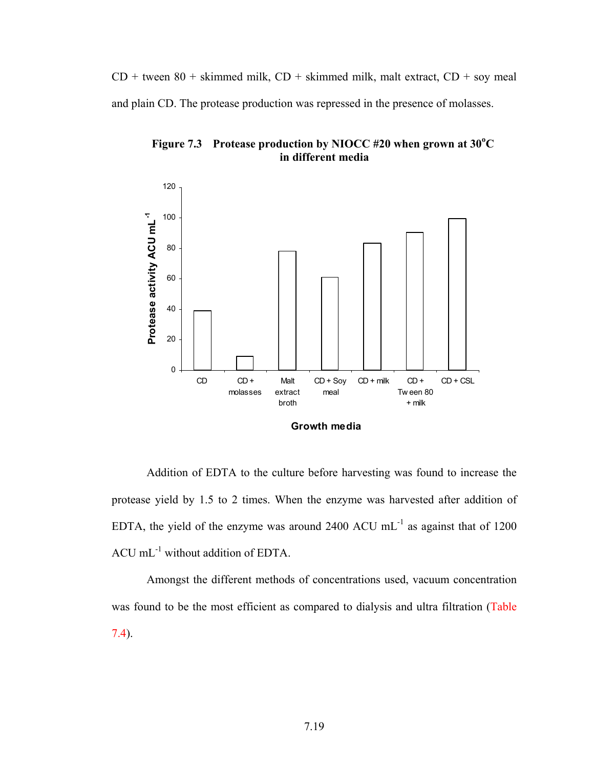CD + tween 80 + skimmed milk, CD + skimmed milk, malt extract, CD + soy meal and plain CD. The protease production was repressed in the presence of molasses.

**Figure 7.3 Protease production by NIOCC #20 when grown at 30°C in different media**

Addition of EDTA to the culture before harvesting was found to increase the protease yield by 1.5 to 2 times. When the enzyme was harvested after addition of EDTA, the yield of the enzyme was around 2400 ACU mL$^{-1}$ as against that of 1200 ACU mL$^{-1}$ without addition of EDTA.

Amongst the different methods of concentrations used, vacuum concentration was found to be the most efficient as compared to dialysis and ultra filtration (Table 7.4).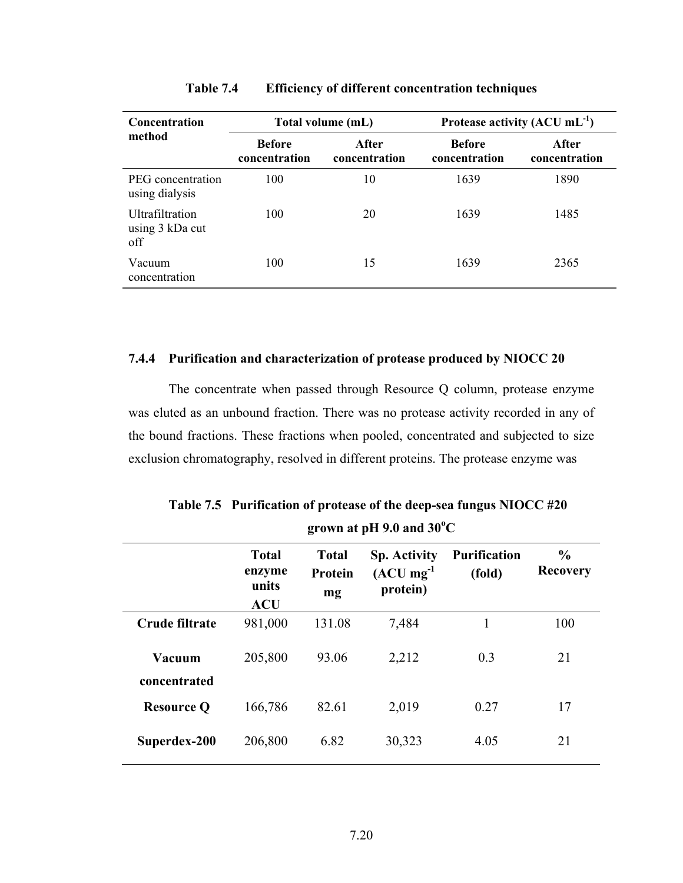**Table 7.4 Efficiency of different concentration techniques**

| Concentration method | Total volume (mL) | | Protease activity (ACU $mL^{-1}$) | |
|---|---|---|---|---|
| | Before concentration | After concentration | Before concentration | After concentration |
| PEG concentration using dialysis | 100 | 10 | 1639 | 1890 |
| Ultrafiltration using 3 kDa cut off | 100 | 20 | 1639 | 1485 |
| Vacuum concentration | 100 | 15 | 1639 | 2365 |

### 7.4.4 Purification and characterization of protease produced by NIOCC 20

The concentrate when passed through Resource Q column, protease enzyme was eluted as an unbound fraction. There was no protease activity recorded in any of the bound fractions. These fractions when pooled, concentrated and subjected to size exclusion chromatography, resolved in different proteins. The protease enzyme was

**Table 7.5 Purification of protease of the deep-sea fungus NIOCC #20 grown at pH 9.0 and 30°C**

| | Total enzyme units ACU | Total Protein mg | Sp. Activity (ACU $mg^{-1}$ protein) | Purification (fold) | % Recovery |
|---|---|---|---|---|---|
| **Crude filtrate** | 981,000 | 131.08 | 7,484 | 1 | 100 |
| **Vacuum concentrated** | 205,800 | 93.06 | 2,212 | 0.3 | 21 |
| **Resource Q** | 166,786 | 82.61 | 2,019 | 0.27 | 17 |
| **Superdex-200** | 206,800 | 6.82 | 30,323 | 4.05 | 21 |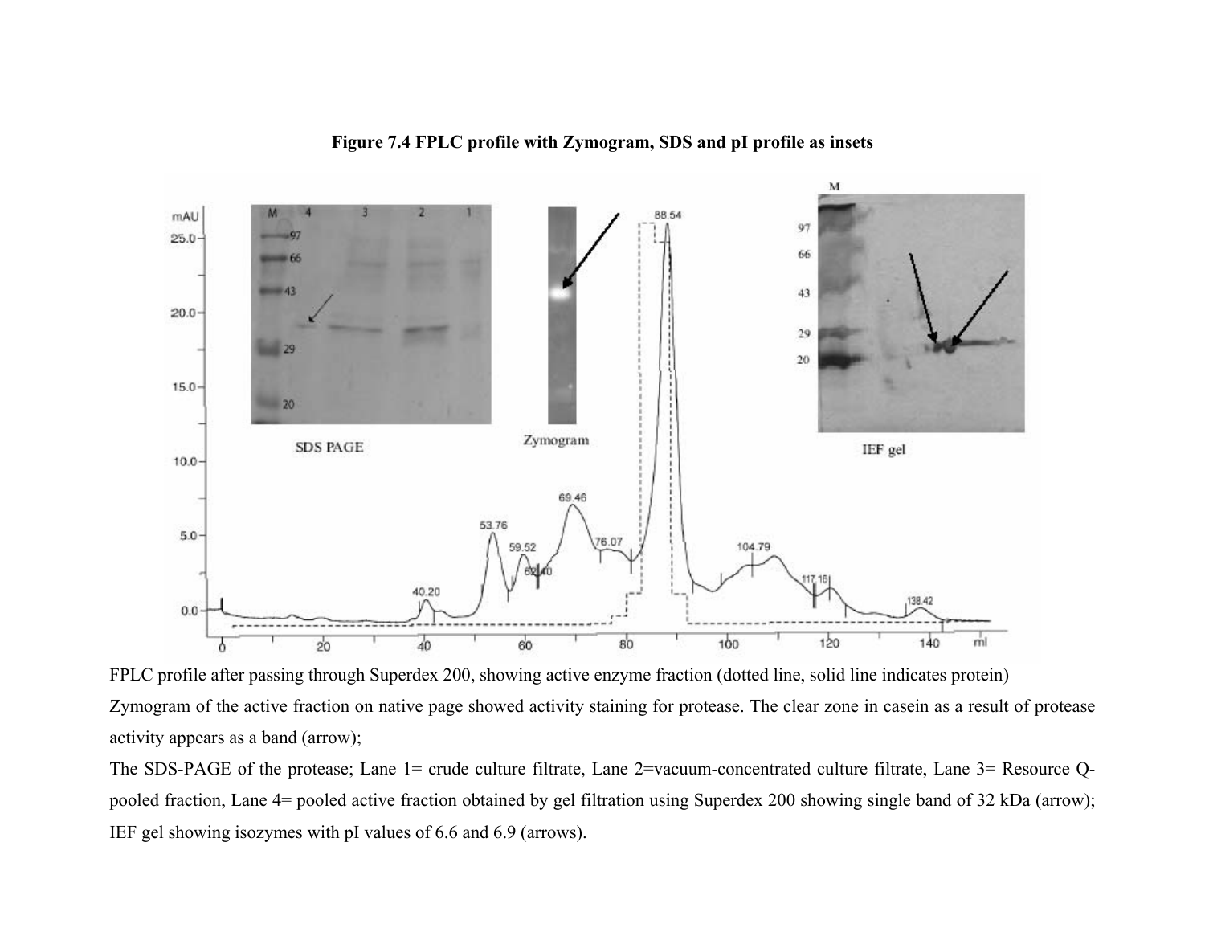**Figure 7.4 FPLC profile with Zymogram, SDS and pI profile as insets**

FPLC profile after passing through Superdex 200, showing active enzyme fraction (dotted line, solid line indicates protein)

Zymogram of the active fraction on native page showed activity staining for protease. The clear zone in casein as a result of protease activity appears as a band (arrow);

The SDS-PAGE of the protease; Lane 1= crude culture filtrate, Lane 2=vacuum-concentrated culture filtrate, Lane 3= Resource Q-pooled fraction, Lane 4= pooled active fraction obtained by gel filtration using Superdex 200 showing single band of 32 kDa (arrow); IEF gel showing isozymes with pI values of 6.6 and 6.9 (arrows).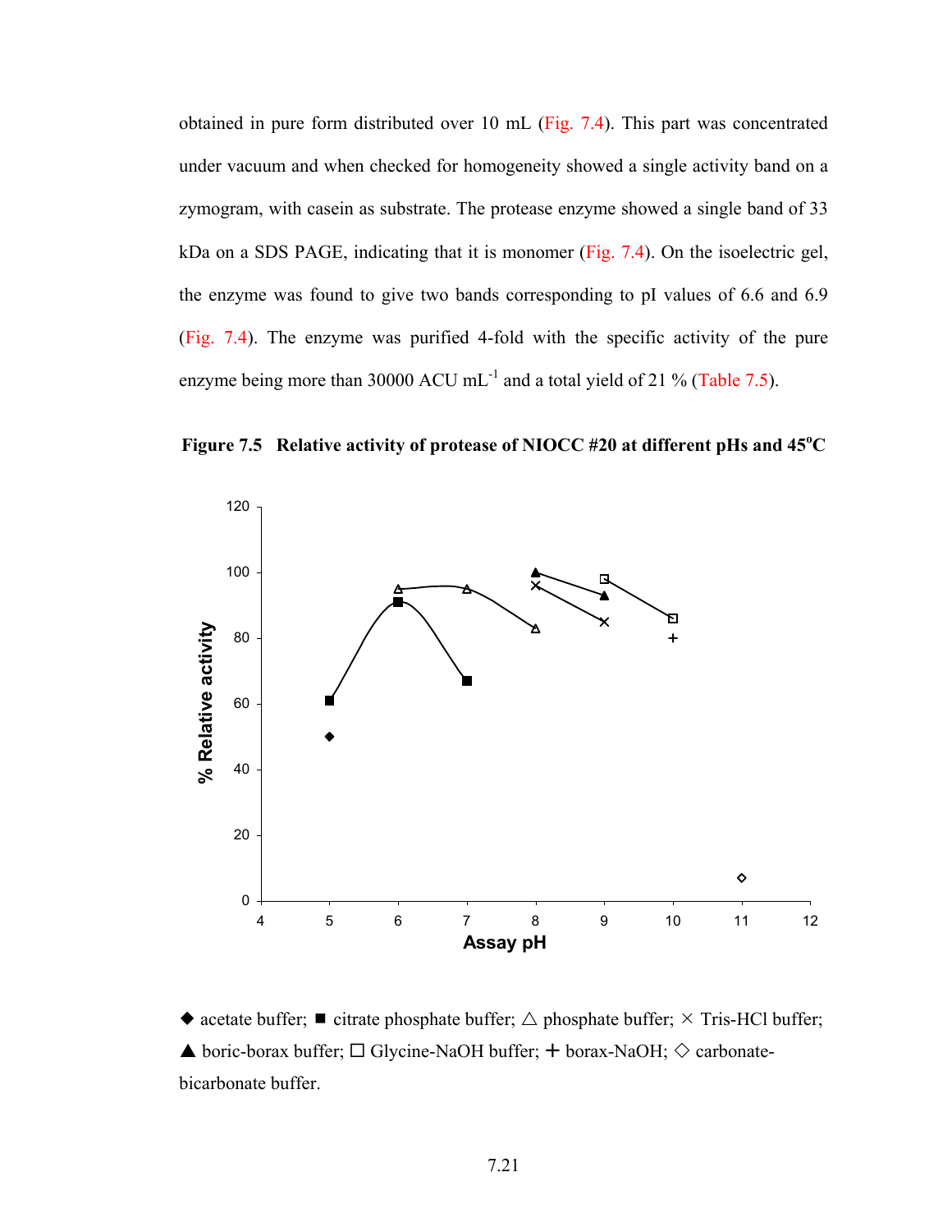obtained in pure form distributed over 10 mL (Fig. 7.4). This part was concentrated under vacuum and when checked for homogeneity showed a single activity band on a zymogram, with casein as substrate. The protease enzyme showed a single band of 33 kDa on a SDS PAGE, indicating that it is monomer (Fig. 7.4). On the isoelectric gel, the enzyme was found to give two bands corresponding to pI values of 6.6 and 6.9 (Fig. 7.4). The enzyme was purified 4-fold with the specific activity of the pure enzyme being more than 30000 ACU $mL^{-1}$ and a total yield of 21 % (Table 7.5).

**Figure 7.5 Relative activity of protease of NIOCC #20 at different pHs and 45°C**

◆ acetate buffer; ■ citrate phosphate buffer; △ phosphate buffer; × Tris-HCl buffer; ▲ boric-borax buffer; □ Glycine-NaOH buffer; + borax-NaOH; ◇ carbonate-bicarbonate buffer.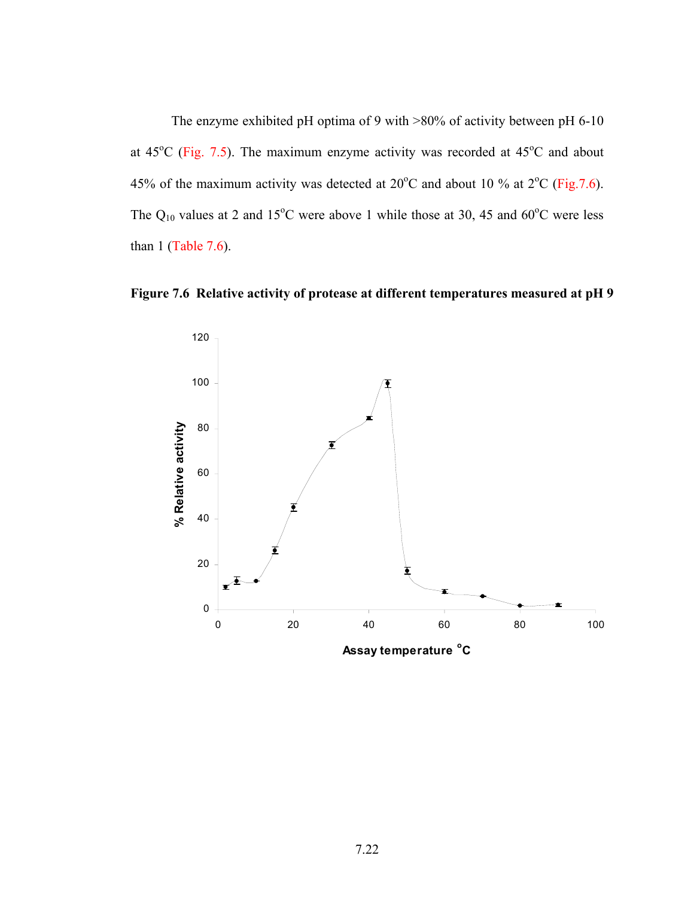The enzyme exhibited pH optima of 9 with >80% of activity between pH 6-10 at 45°C (Fig. 7.5). The maximum enzyme activity was recorded at 45°C and about 45% of the maximum activity was detected at 20°C and about 10 % at 2°C (Fig.7.6). The $Q_{10}$ values at 2 and 15°C were above 1 while those at 30, 45 and 60°C were less than 1 (Table 7.6).

**Figure 7.6 Relative activity of protease at different temperatures measured at pH 9**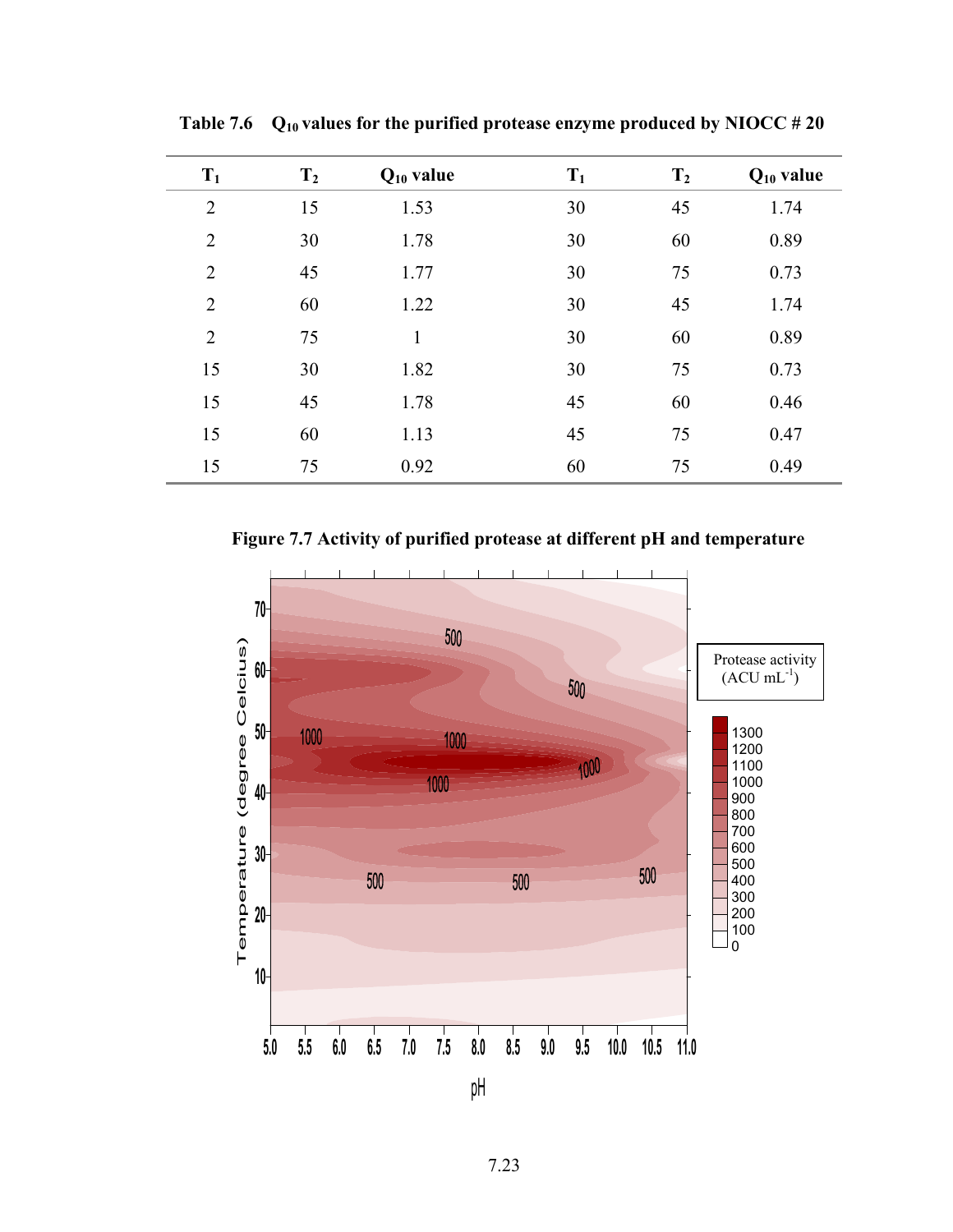**Table 7.6 $Q_{10}$ values for the purified protease enzyme produced by NIOCC # 20**

| $T_1$ | $T_2$ | $Q_{10}$ value | $T_1$ | $T_2$ | $Q_{10}$ value |
|---|---|---|---|---|---|
| 2 | 15 | 1.53 | 30 | 45 | 1.74 |
| 2 | 30 | 1.78 | 30 | 60 | 0.89 |
| 2 | 45 | 1.77 | 30 | 75 | 0.73 |
| 2 | 60 | 1.22 | 30 | 45 | 1.74 |
| 2 | 75 | 1 | 30 | 60 | 0.89 |
| 15 | 30 | 1.82 | 30 | 75 | 0.73 |
| 15 | 45 | 1.78 | 45 | 60 | 0.46 |
| 15 | 60 | 1.13 | 45 | 75 | 0.47 |
| 15 | 75 | 0.92 | 60 | 75 | 0.49 |

**Figure 7.7 Activity of purified protease at different pH and temperature**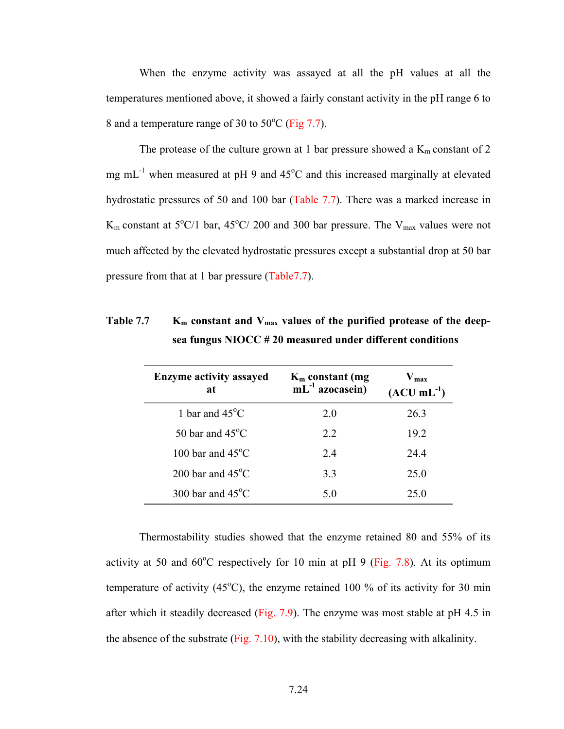When the enzyme activity was assayed at all the pH values at all the temperatures mentioned above, it showed a fairly constant activity in the pH range 6 to 8 and a temperature range of 30 to 50°C (Fig 7.7).

The protease of the culture grown at 1 bar pressure showed a $K_m$ constant of 2 mg $mL^{-1}$ when measured at pH 9 and 45°C and this increased marginally at elevated hydrostatic pressures of 50 and 100 bar (Table 7.7). There was a marked increase in $K_m$ constant at 5°C/1 bar, 45°C/ 200 and 300 bar pressure. The $V_{max}$ values were not much affected by the elevated hydrostatic pressures except a substantial drop at 50 bar pressure from that at 1 bar pressure (Table7.7).

**Table 7.7 $K_m$ constant and $V_{max}$ values of the purified protease of the deep-sea fungus NIOCC # 20 measured under different conditions**

| Enzyme activity assayed at | $K_m$ constant (mg $mL^{-1}$ azocasein) | $V_{max}$ (ACU $mL^{-1}$) |
|---|---|---|
| 1 bar and 45°C | 2.0 | 26.3 |
| 50 bar and 45°C | 2.2 | 19.2 |
| 100 bar and 45°C | 2.4 | 24.4 |
| 200 bar and 45°C | 3.3 | 25.0 |
| 300 bar and 45°C | 5.0 | 25.0 |

Thermostability studies showed that the enzyme retained 80 and 55% of its activity at 50 and 60°C respectively for 10 min at pH 9 (Fig. 7.8). At its optimum temperature of activity (45°C), the enzyme retained 100 % of its activity for 30 min after which it steadily decreased (Fig. 7.9). The enzyme was most stable at pH 4.5 in the absence of the substrate (Fig. 7.10), with the stability decreasing with alkalinity.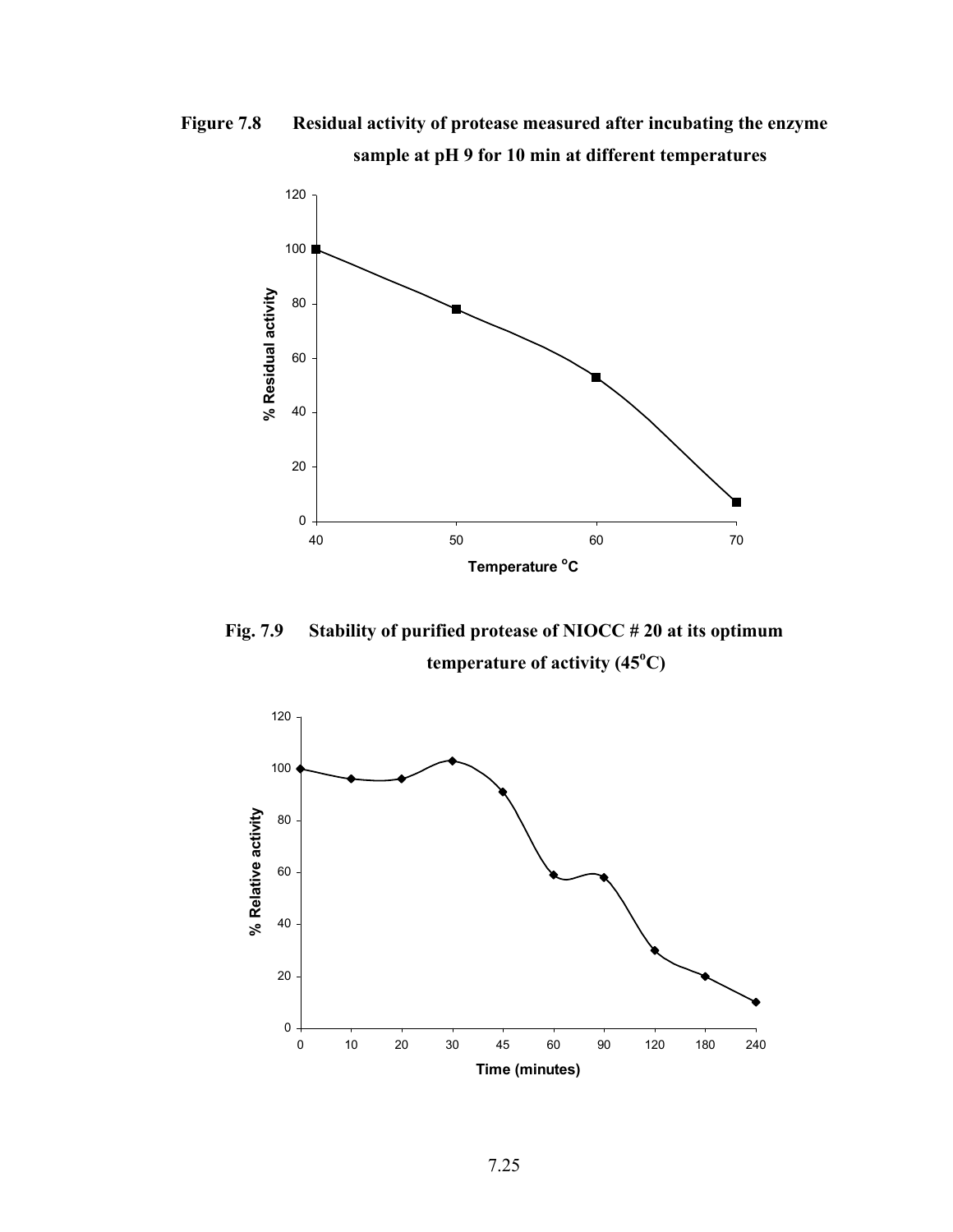**Figure 7.8 Residual activity of protease measured after incubating the enzyme sample at pH 9 for 10 min at different temperatures**

**Fig. 7.9 Stability of purified protease of NIOCC # 20 at its optimum temperature of activity (45$^{o}$C)**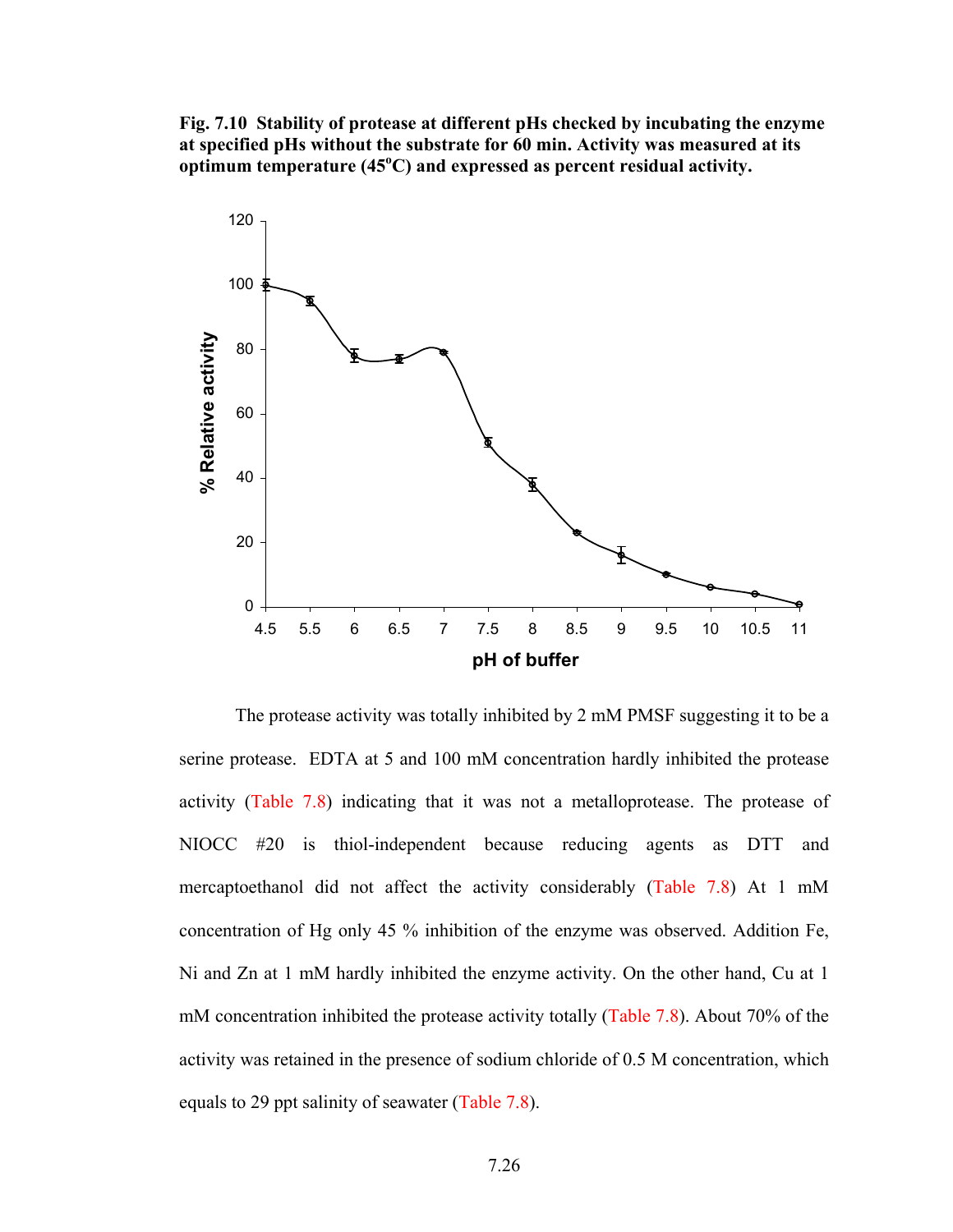**Fig. 7.10 Stability of protease at different pHs checked by incubating the enzyme at specified pHs without the substrate for 60 min. Activity was measured at its optimum temperature (45$^{o}$C) and expressed as percent residual activity.**

The protease activity was totally inhibited by 2 mM PMSF suggesting it to be a serine protease. EDTA at 5 and 100 mM concentration hardly inhibited the protease activity (Table 7.8) indicating that it was not a metalloprotease. The protease of NIOCC #20 is thiol-independent because reducing agents as DTT and mercaptoethanol did not affect the activity considerably (Table 7.8) At 1 mM concentration of Hg only 45 % inhibition of the enzyme was observed. Addition Fe, Ni and Zn at 1 mM hardly inhibited the enzyme activity. On the other hand, Cu at 1 mM concentration inhibited the protease activity totally (Table 7.8). About 70% of the activity was retained in the presence of sodium chloride of 0.5 M concentration, which equals to 29 ppt salinity of seawater (Table 7.8).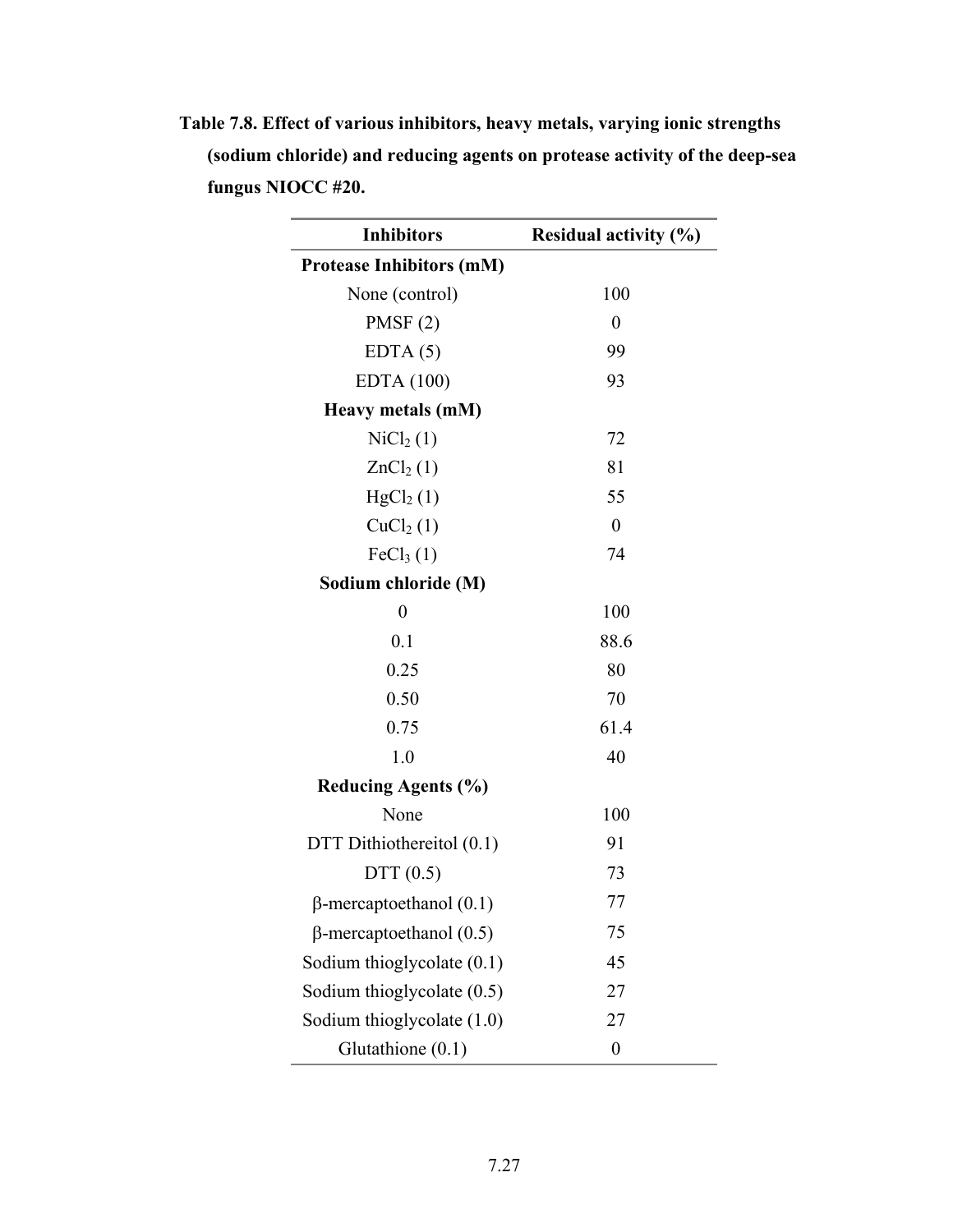**Table 7.8. Effect of various inhibitors, heavy metals, varying ionic strengths (sodium chloride) and reducing agents on protease activity of the deep-sea fungus NIOCC #20.**

| Inhibitors | Residual activity (%) |
|---|---|
| **Protease Inhibitors (mM)** | |
| None (control) | 100 |
| PMSF (2) | 0 |
| EDTA (5) | 99 |
| EDTA (100) | 93 |
| **Heavy metals (mM)** | |
| $NiCl_2$ (1) | 72 |
| $ZnCl_2$ (1) | 81 |
| $HgCl_2$ (1) | 55 |
| $CuCl_2$ (1) | 0 |
| $FeCl_3$ (1) | 74 |
| **Sodium chloride (M)** | |
| 0 | 100 |
| 0.1 | 88.6 |
| 0.25 | 80 |
| 0.50 | 70 |
| 0.75 | 61.4 |
| 1.0 | 40 |
| **Reducing Agents (%)** | |
| None | 100 |
| DTT Dithiothereitol (0.1) | 91 |
| DTT (0.5) | 73 |
| β-mercaptoethanol (0.1) | 77 |
| β-mercaptoethanol (0.5) | 75 |
| Sodium thioglycolate (0.1) | 45 |
| Sodium thioglycolate (0.5) | 27 |
| Sodium thioglycolate (1.0) | 27 |
| Glutathione (0.1) | 0 |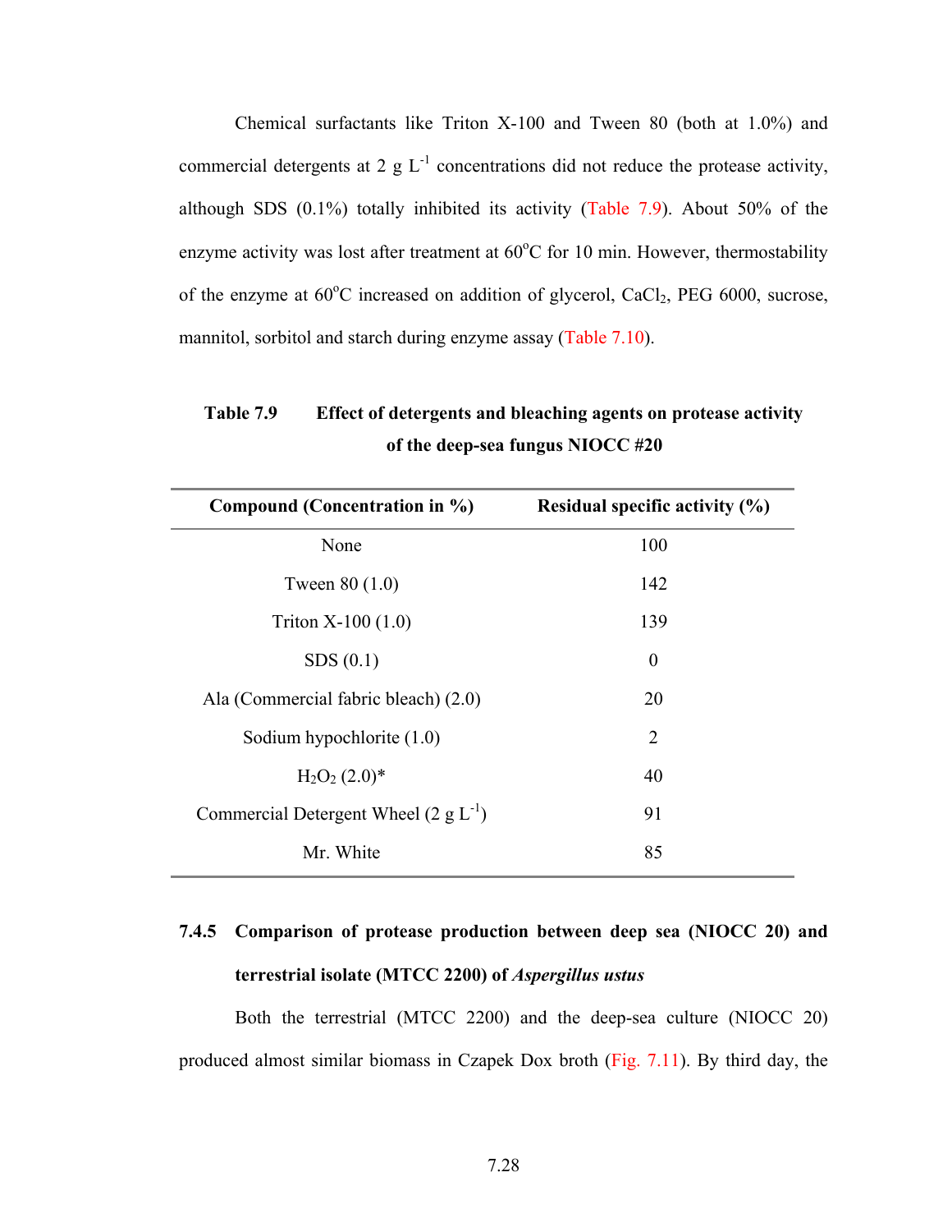Chemical surfactants like Triton X-100 and Tween 80 (both at 1.0%) and commercial detergents at 2 g $L^{-1}$ concentrations did not reduce the protease activity, although SDS (0.1%) totally inhibited its activity (Table 7.9). About 50% of the enzyme activity was lost after treatment at 60°C for 10 min. However, thermostability of the enzyme at 60°C increased on addition of glycerol, $CaCl_2$, PEG 6000, sucrose, mannitol, sorbitol and starch during enzyme assay (Table 7.10).

**Table 7.9 Effect of detergents and bleaching agents on protease activity of the deep-sea fungus NIOCC #20**

| Compound (Concentration in %) | Residual specific activity (%) |
|---|---|
| None | 100 |
| Tween 80 (1.0) | 142 |
| Triton X-100 (1.0) | 139 |
| SDS (0.1) | 0 |
| Ala (Commercial fabric bleach) (2.0) | 20 |
| Sodium hypochlorite (1.0) | 2 |
| $H_2O_2$ (2.0)* | 40 |
| Commercial Detergent Wheel (2 g $L^{-1}$) | 91 |
| Mr. White | 85 |

### 7.4.5 Comparison of protease production between deep sea (NIOCC 20) and terrestrial isolate (MTCC 2200) of *Aspergillus ustus*

Both the terrestrial (MTCC 2200) and the deep-sea culture (NIOCC 20) produced almost similar biomass in Czapek Dox broth (Fig. 7.11). By third day, the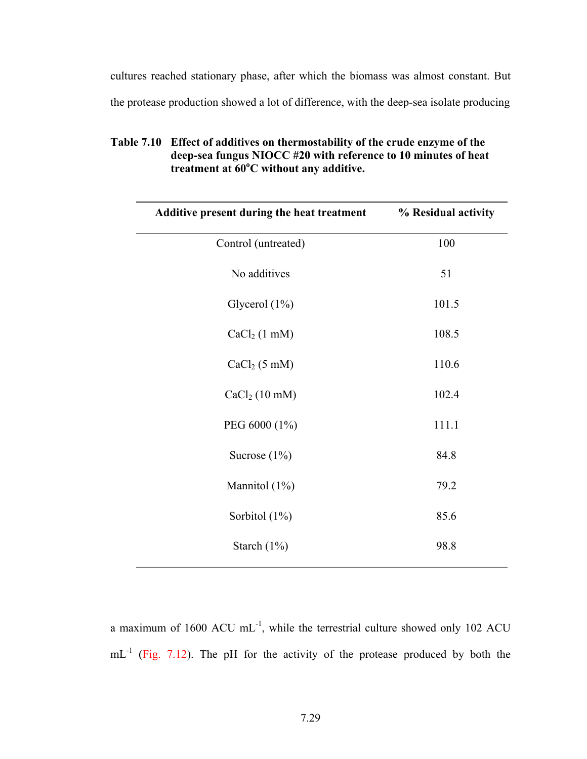cultures reached stationary phase, after which the biomass was almost constant. But the protease production showed a lot of difference, with the deep-sea isolate producing

**Table 7.10 Effect of additives on thermostability of the crude enzyme of the deep-sea fungus NIOCC #20 with reference to 10 minutes of heat treatment at 60°C without any additive.**

| Additive present during the heat treatment | % Residual activity |
|---|---|
| Control (untreated) | 100 |
| No additives | 51 |
| Glycerol (1%) | 101.5 |
| $CaCl_2$ (1 mM) | 108.5 |
| $CaCl_2$ (5 mM) | 110.6 |
| $CaCl_2$ (10 mM) | 102.4 |
| PEG 6000 (1%) | 111.1 |
| Sucrose (1%) | 84.8 |
| Mannitol (1%) | 79.2 |
| Sorbitol (1%) | 85.6 |
| Starch (1%) | 98.8 |

a maximum of 1600 ACU $mL^{-1}$, while the terrestrial culture showed only 102 ACU $mL^{-1}$ (Fig. 7.12). The pH for the activity of the protease produced by both the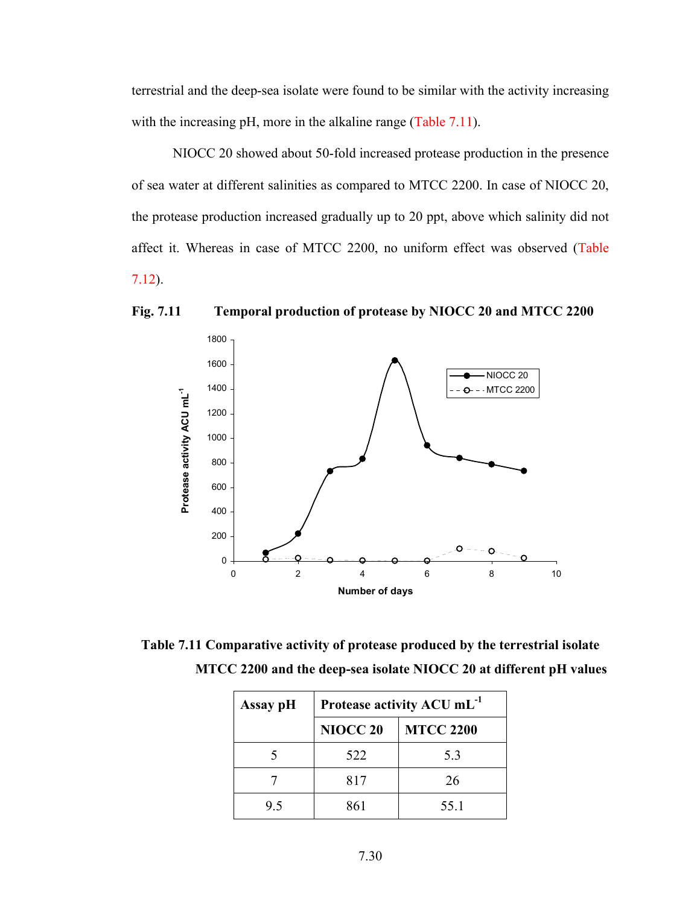terrestrial and the deep-sea isolate were found to be similar with the activity increasing with the increasing pH, more in the alkaline range (Table 7.11).

NIOCC 20 showed about 50-fold increased protease production in the presence of sea water at different salinities as compared to MTCC 2200. In case of NIOCC 20, the protease production increased gradually up to 20 ppt, above which salinity did not affect it. Whereas in case of MTCC 2200, no uniform effect was observed (Table 7.12).

**Fig. 7.11 Temporal production of protease by NIOCC 20 and MTCC 2200**

**Table 7.11 Comparative activity of protease produced by the terrestrial isolate MTCC 2200 and the deep-sea isolate NIOCC 20 at different pH values**

| Assay pH | Protease activity ACU $mL^{-1}$ | |
|---|---|---|
| | NIOCC 20 | MTCC 2200 |
| 5 | 522 | 5.3 |
| 7 | 817 | 26 |
| 9.5 | 861 | 55.1 |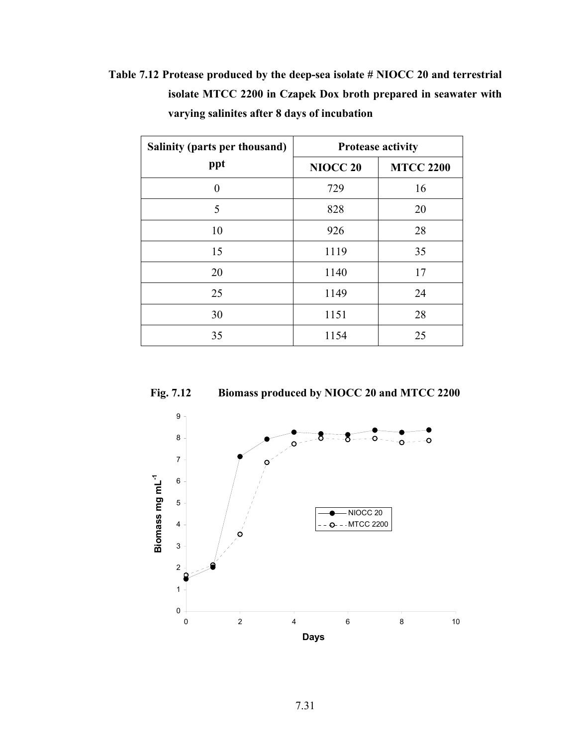**Table 7.12 Protease produced by the deep-sea isolate # NIOCC 20 and terrestrial isolate MTCC 2200 in Czapek Dox broth prepared in seawater with varying salinites after 8 days of incubation**

| Salinity (parts per thousand) ppt | Protease activity | |
|---|---|---|
| | NIOCC 20 | MTCC 2200 |
| 0 | 729 | 16 |
| 5 | 828 | 20 |
| 10 | 926 | 28 |
| 15 | 1119 | 35 |
| 20 | 1140 | 17 |
| 25 | 1149 | 24 |
| 30 | 1151 | 28 |
| 35 | 1154 | 25 |

**Fig. 7.12 Biomass produced by NIOCC 20 and MTCC 2200**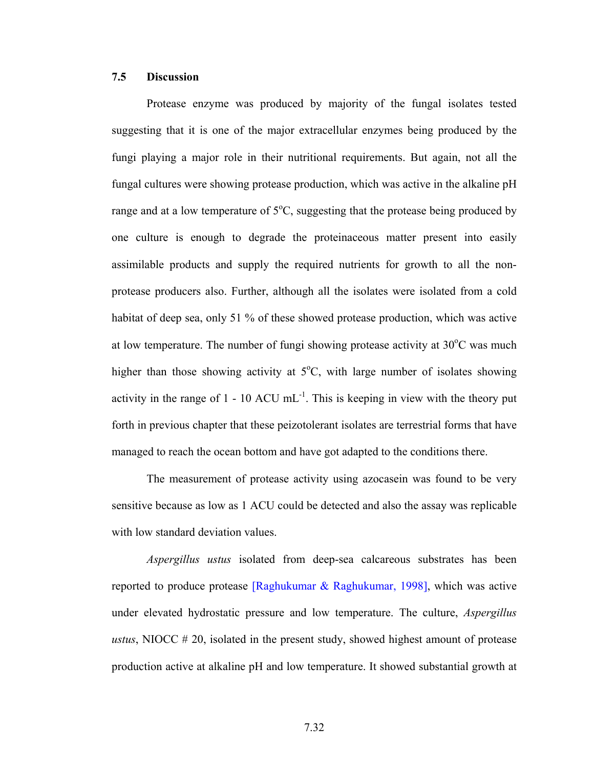## 7.5 Discussion

Protease enzyme was produced by majority of the fungal isolates tested suggesting that it is one of the major extracellular enzymes being produced by the fungi playing a major role in their nutritional requirements. But again, not all the fungal cultures were showing protease production, which was active in the alkaline pH range and at a low temperature of 5°C, suggesting that the protease being produced by one culture is enough to degrade the proteinaceous matter present into easily assimilable products and supply the required nutrients for growth to all the non-protease producers also. Further, although all the isolates were isolated from a cold habitat of deep sea, only 51 % of these showed protease production, which was active at low temperature. The number of fungi showing protease activity at 30°C was much higher than those showing activity at 5°C, with large number of isolates showing activity in the range of 1 - 10 ACU $mL^{-1}$. This is keeping in view with the theory put forth in previous chapter that these peizotolerant isolates are terrestrial forms that have managed to reach the ocean bottom and have got adapted to the conditions there.

The measurement of protease activity using azocasein was found to be very sensitive because as low as 1 ACU could be detected and also the assay was replicable with low standard deviation values.

*Aspergillus ustus* isolated from deep-sea calcareous substrates has been reported to produce protease [Raghukumar & Raghukumar, 1998], which was active under elevated hydrostatic pressure and low temperature. The culture, *Aspergillus ustus*, NIOCC # 20, isolated in the present study, showed highest amount of protease production active at alkaline pH and low temperature. It showed substantial growth at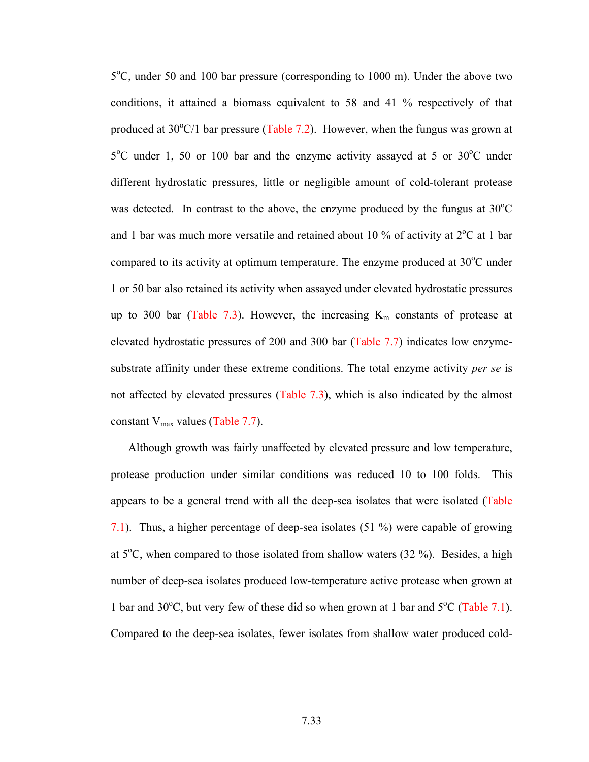5$^{o}$C, under 50 and 100 bar pressure (corresponding to 1000 m). Under the above two conditions, it attained a biomass equivalent to 58 and 41 % respectively of that produced at 30$^{o}$C/1 bar pressure (Table 7.2). However, when the fungus was grown at 5$^{o}$C under 1, 50 or 100 bar and the enzyme activity assayed at 5 or 30$^{o}$C under different hydrostatic pressures, little or negligible amount of cold-tolerant protease was detected. In contrast to the above, the enzyme produced by the fungus at 30$^{o}$C and 1 bar was much more versatile and retained about 10 % of activity at 2$^{o}$C at 1 bar compared to its activity at optimum temperature. The enzyme produced at 30$^{o}$C under 1 or 50 bar also retained its activity when assayed under elevated hydrostatic pressures up to 300 bar (Table 7.3). However, the increasing $K_m$ constants of protease at elevated hydrostatic pressures of 200 and 300 bar (Table 7.7) indicates low enzyme-substrate affinity under these extreme conditions. The total enzyme activity *per se* is not affected by elevated pressures (Table 7.3), which is also indicated by the almost constant $V_{max}$ values (Table 7.7).

Although growth was fairly unaffected by elevated pressure and low temperature, protease production under similar conditions was reduced 10 to 100 folds. This appears to be a general trend with all the deep-sea isolates that were isolated (Table 7.1). Thus, a higher percentage of deep-sea isolates (51 %) were capable of growing at 5$^{o}$C, when compared to those isolated from shallow waters (32 %). Besides, a high number of deep-sea isolates produced low-temperature active protease when grown at 1 bar and 30$^{o}$C, but very few of these did so when grown at 1 bar and 5$^{o}$C (Table 7.1). Compared to the deep-sea isolates, fewer isolates from shallow water produced cold-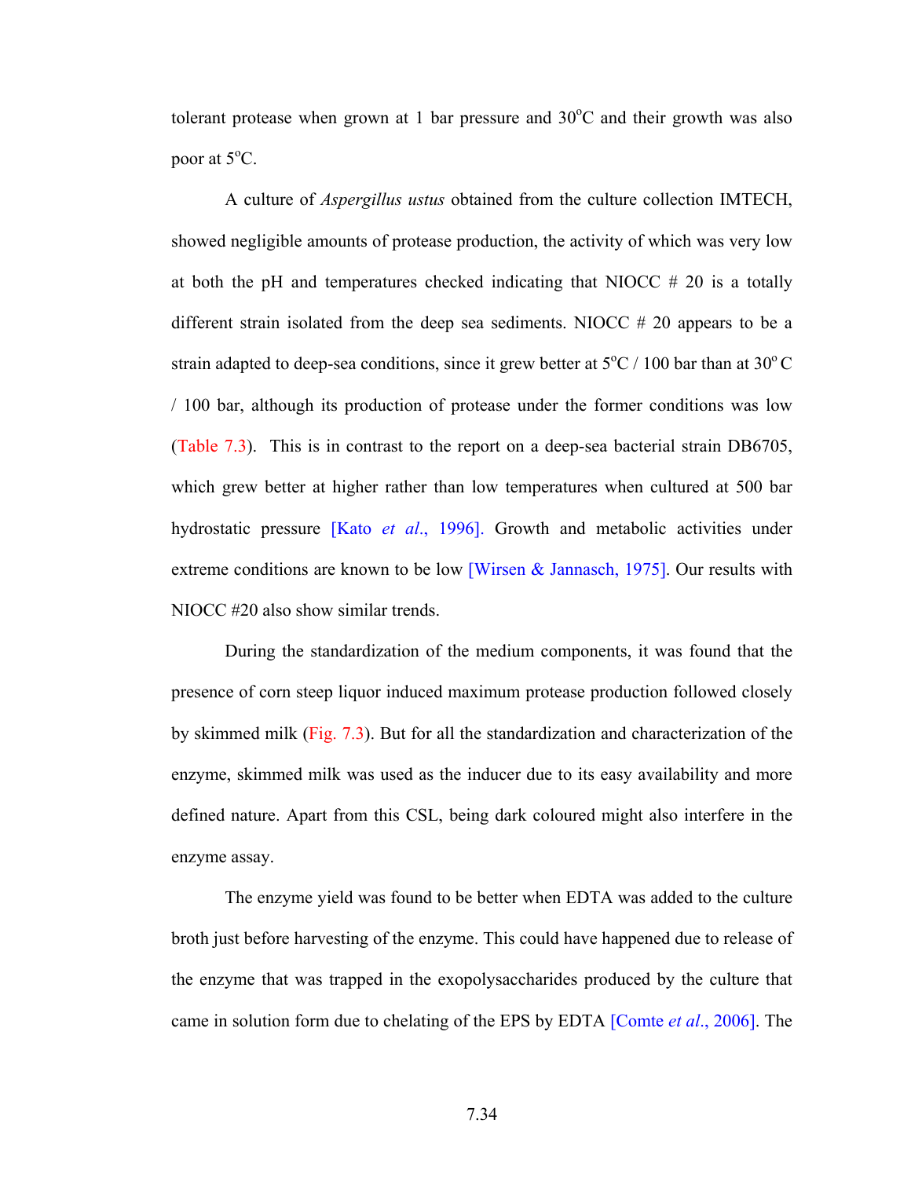tolerant protease when grown at 1 bar pressure and 30$^{o}$C and their growth was also poor at 5$^{o}$C.

A culture of *Aspergillus ustus* obtained from the culture collection IMTECH, showed negligible amounts of protease production, the activity of which was very low at both the pH and temperatures checked indicating that NIOCC # 20 is a totally different strain isolated from the deep sea sediments. NIOCC # 20 appears to be a strain adapted to deep-sea conditions, since it grew better at 5$^{o}$C / 100 bar than at 30$^{o}$ C / 100 bar, although its production of protease under the former conditions was low (Table 7.3). This is in contrast to the report on a deep-sea bacterial strain DB6705, which grew better at higher rather than low temperatures when cultured at 500 bar hydrostatic pressure [Kato *et al*., 1996]. Growth and metabolic activities under extreme conditions are known to be low [Wirsen & Jannasch, 1975]. Our results with NIOCC #20 also show similar trends.

During the standardization of the medium components, it was found that the presence of corn steep liquor induced maximum protease production followed closely by skimmed milk (Fig. 7.3). But for all the standardization and characterization of the enzyme, skimmed milk was used as the inducer due to its easy availability and more defined nature. Apart from this CSL, being dark coloured might also interfere in the enzyme assay.

The enzyme yield was found to be better when EDTA was added to the culture broth just before harvesting of the enzyme. This could have happened due to release of the enzyme that was trapped in the exopolysaccharides produced by the culture that came in solution form due to chelating of the EPS by EDTA [Comte *et al*., 2006]. The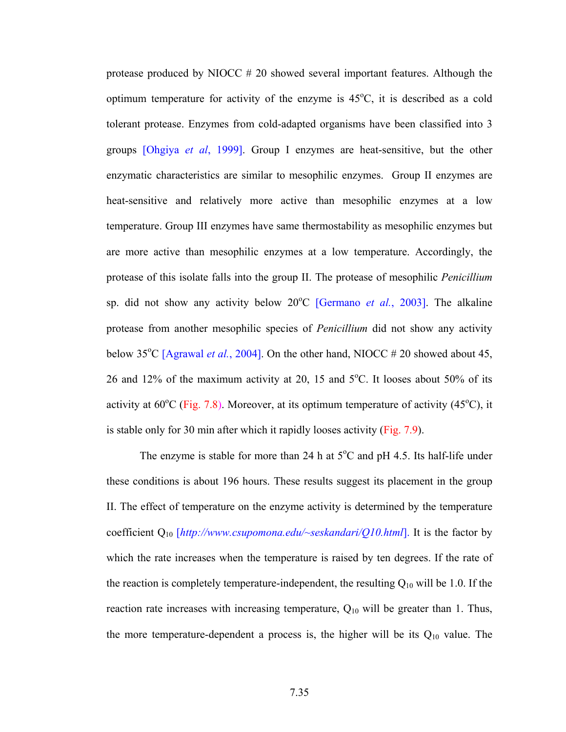protease produced by NIOCC # 20 showed several important features. Although the optimum temperature for activity of the enzyme is 45°C, it is described as a cold tolerant protease. Enzymes from cold-adapted organisms have been classified into 3 groups [Ohgiya *et al*, 1999]. Group I enzymes are heat-sensitive, but the other enzymatic characteristics are similar to mesophilic enzymes. Group II enzymes are heat-sensitive and relatively more active than mesophilic enzymes at a low temperature. Group III enzymes have same thermostability as mesophilic enzymes but are more active than mesophilic enzymes at a low temperature. Accordingly, the protease of this isolate falls into the group II. The protease of mesophilic *Penicillium* sp. did not show any activity below 20°C [Germano *et al.*, 2003]. The alkaline protease from another mesophilic species of *Penicillium* did not show any activity below 35°C [Agrawal *et al.*, 2004]. On the other hand, NIOCC # 20 showed about 45, 26 and 12% of the maximum activity at 20, 15 and 5°C. It looses about 50% of its activity at 60°C (Fig. 7.8). Moreover, at its optimum temperature of activity (45°C), it is stable only for 30 min after which it rapidly looses activity (Fig. 7.9).

The enzyme is stable for more than 24 h at 5°C and pH 4.5. Its half-life under these conditions is about 196 hours. These results suggest its placement in the group II. The effect of temperature on the enzyme activity is determined by the temperature coefficient $Q_{10}$ [*http://www.csupomona.edu/~seskandari/Q10.html*]. It is the factor by which the rate increases when the temperature is raised by ten degrees. If the rate of the reaction is completely temperature-independent, the resulting $Q_{10}$ will be 1.0. If the reaction rate increases with increasing temperature, $Q_{10}$ will be greater than 1. Thus, the more temperature-dependent a process is, the higher will be its $Q_{10}$ value. The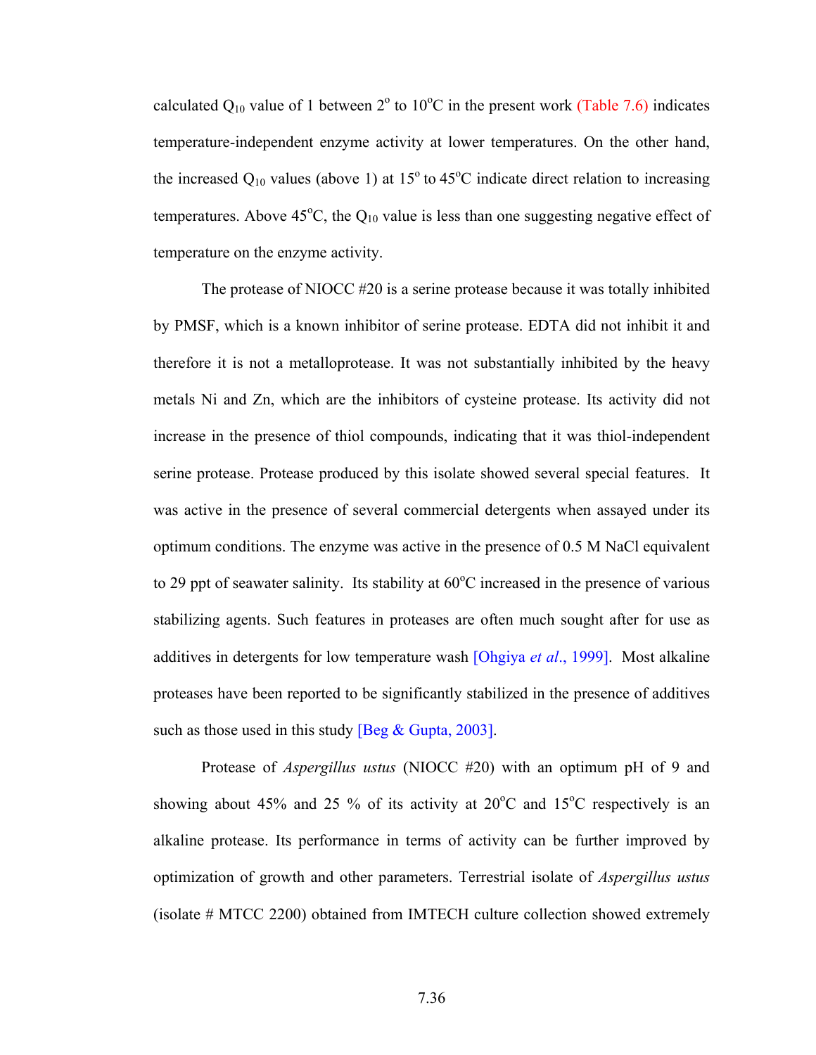calculated $Q_{10}$ value of 1 between $2^o$ to $10^oC$ in the present work (Table 7.6) indicates temperature-independent enzyme activity at lower temperatures. On the other hand, the increased $Q_{10}$ values (above 1) at $15^o$ to $45^oC$ indicate direct relation to increasing temperatures. Above $45^oC$, the $Q_{10}$ value is less than one suggesting negative effect of temperature on the enzyme activity.

The protease of NIOCC #20 is a serine protease because it was totally inhibited by PMSF, which is a known inhibitor of serine protease. EDTA did not inhibit it and therefore it is not a metalloprotease. It was not substantially inhibited by the heavy metals Ni and Zn, which are the inhibitors of cysteine protease. Its activity did not increase in the presence of thiol compounds, indicating that it was thiol-independent serine protease. Protease produced by this isolate showed several special features. It was active in the presence of several commercial detergents when assayed under its optimum conditions. The enzyme was active in the presence of 0.5 M NaCl equivalent to 29 ppt of seawater salinity. Its stability at $60^oC$ increased in the presence of various stabilizing agents. Such features in proteases are often much sought after for use as additives in detergents for low temperature wash [Ohgiya *et al*., 1999]. Most alkaline proteases have been reported to be significantly stabilized in the presence of additives such as those used in this study [Beg & Gupta, 2003].

Protease of *Aspergillus ustus* (NIOCC #20) with an optimum pH of 9 and showing about 45% and 25 % of its activity at $20^oC$ and $15^oC$ respectively is an alkaline protease. Its performance in terms of activity can be further improved by optimization of growth and other parameters. Terrestrial isolate of *Aspergillus ustus* (isolate # MTCC 2200) obtained from IMTECH culture collection showed extremely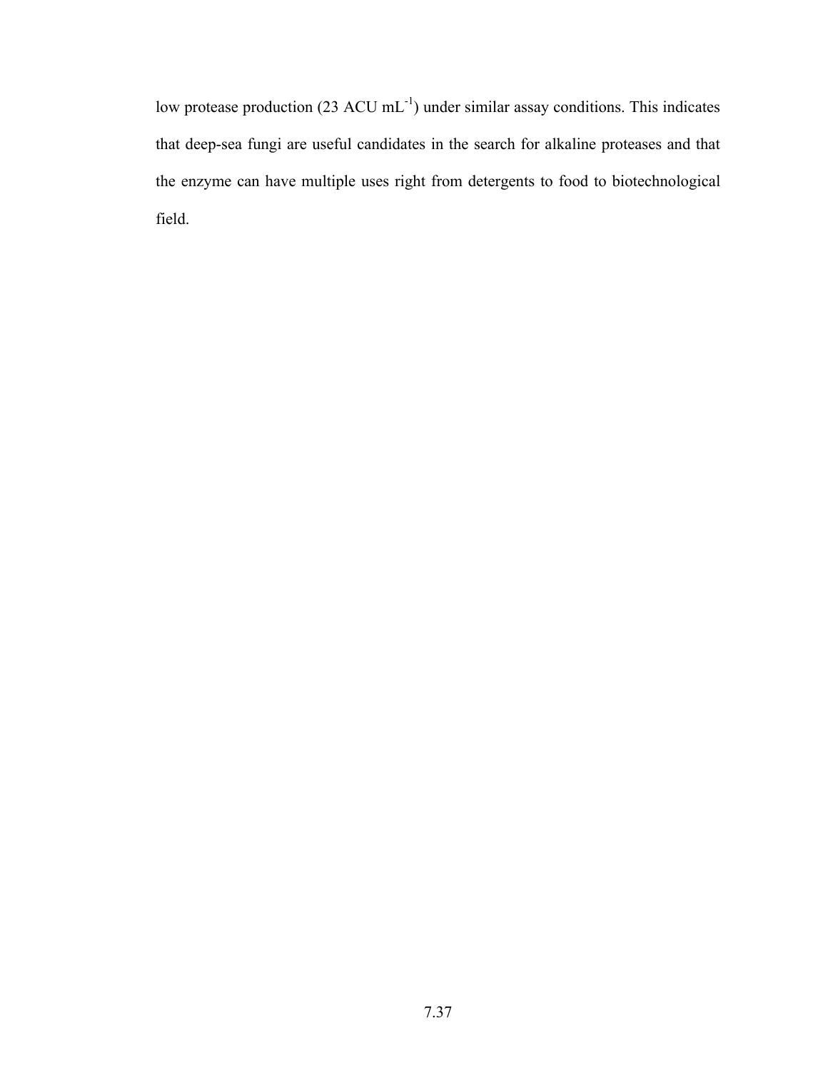low protease production (23 ACU $mL^{-1}$) under similar assay conditions. This indicates that deep-sea fungi are useful candidates in the search for alkaline proteases and that the enzyme can have multiple uses right from detergents to food to biotechnological field.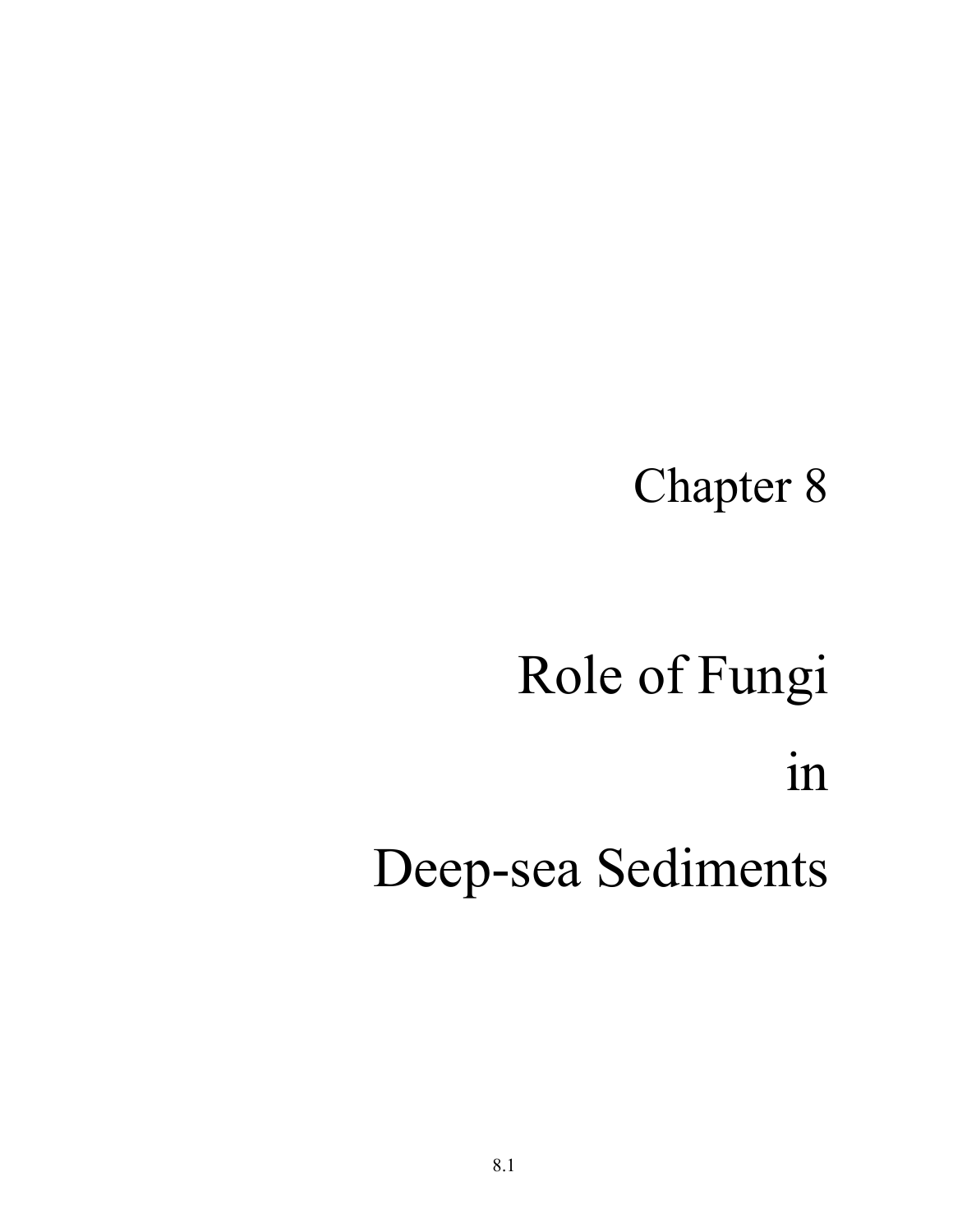# Chapter 8

# Role of Fungi in Deep-sea Sediments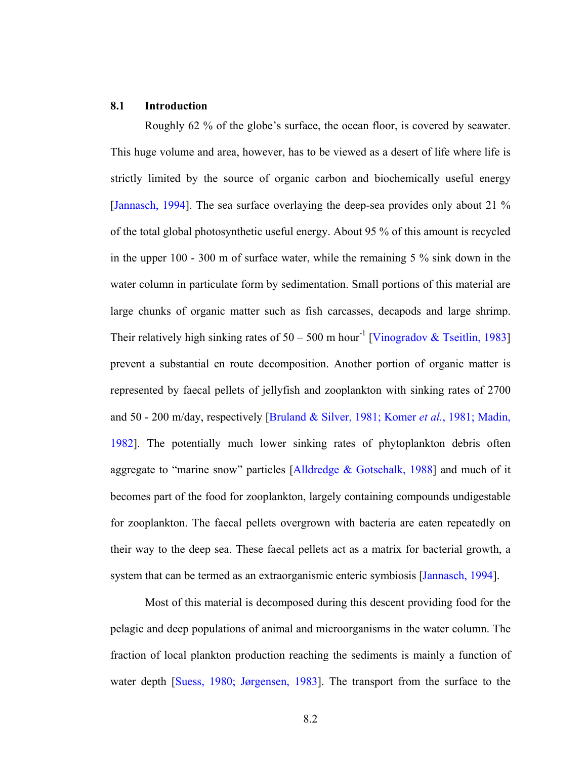## 8.1 Introduction

Roughly 62 % of the globe's surface, the ocean floor, is covered by seawater. This huge volume and area, however, has to be viewed as a desert of life where life is strictly limited by the source of organic carbon and biochemically useful energy [Jannasch, 1994]. The sea surface overlaying the deep-sea provides only about 21 % of the total global photosynthetic useful energy. About 95 % of this amount is recycled in the upper 100 - 300 m of surface water, while the remaining 5 % sink down in the water column in particulate form by sedimentation. Small portions of this material are large chunks of organic matter such as fish carcasses, decapods and large shrimp. Their relatively high sinking rates of 50 – 500 m $hour^{-1}$ [Vinogradov & Tseitlin, 1983] prevent a substantial en route decomposition. Another portion of organic matter is represented by faecal pellets of jellyfish and zooplankton with sinking rates of 2700 and 50 - 200 m/day, respectively [Bruland & Silver, 1981; Komer *et al.*, 1981; Madin, 1982]. The potentially much lower sinking rates of phytoplankton debris often aggregate to "marine snow" particles [Alldredge & Gotschalk, 1988] and much of it becomes part of the food for zooplankton, largely containing compounds undigestable for zooplankton. The faecal pellets overgrown with bacteria are eaten repeatedly on their way to the deep sea. These faecal pellets act as a matrix for bacterial growth, a system that can be termed as an extraorganismic enteric symbiosis [Jannasch, 1994].

Most of this material is decomposed during this descent providing food for the pelagic and deep populations of animal and microorganisms in the water column. The fraction of local plankton production reaching the sediments is mainly a function of water depth [Suess, 1980; Jørgensen, 1983]. The transport from the surface to the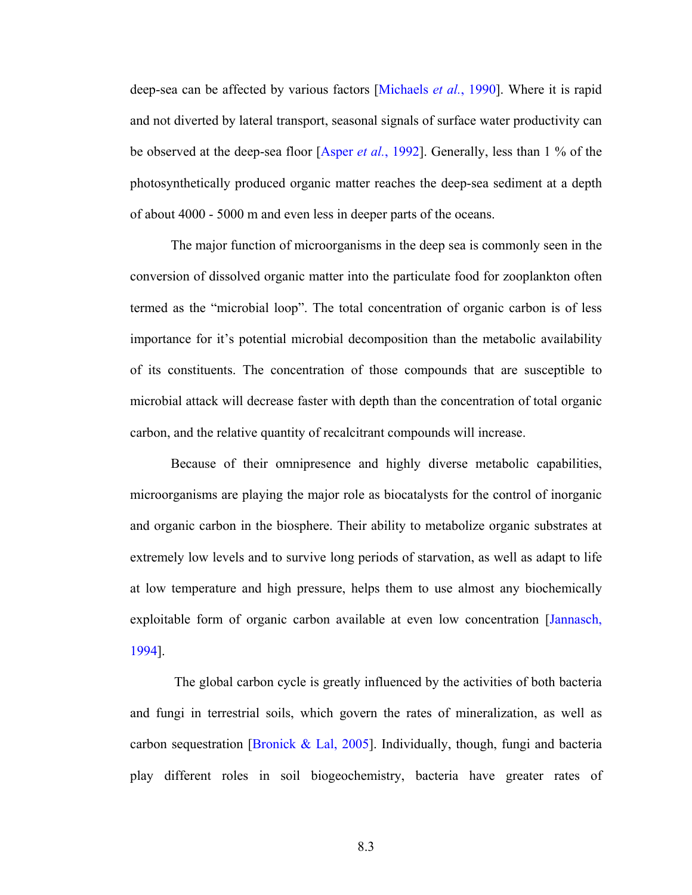deep-sea can be affected by various factors [Michaels *et al.*, 1990]. Where it is rapid and not diverted by lateral transport, seasonal signals of surface water productivity can be observed at the deep-sea floor [Asper *et al.*, 1992]. Generally, less than 1 % of the photosynthetically produced organic matter reaches the deep-sea sediment at a depth of about 4000 - 5000 m and even less in deeper parts of the oceans.

The major function of microorganisms in the deep sea is commonly seen in the conversion of dissolved organic matter into the particulate food for zooplankton often termed as the "microbial loop". The total concentration of organic carbon is of less importance for it's potential microbial decomposition than the metabolic availability of its constituents. The concentration of those compounds that are susceptible to microbial attack will decrease faster with depth than the concentration of total organic carbon, and the relative quantity of recalcitrant compounds will increase.

Because of their omnipresence and highly diverse metabolic capabilities, microorganisms are playing the major role as biocatalysts for the control of inorganic and organic carbon in the biosphere. Their ability to metabolize organic substrates at extremely low levels and to survive long periods of starvation, as well as adapt to life at low temperature and high pressure, helps them to use almost any biochemically exploitable form of organic carbon available at even low concentration [Jannasch, 1994].

The global carbon cycle is greatly influenced by the activities of both bacteria and fungi in terrestrial soils, which govern the rates of mineralization, as well as carbon sequestration [Bronick & Lal, 2005]. Individually, though, fungi and bacteria play different roles in soil biogeochemistry, bacteria have greater rates of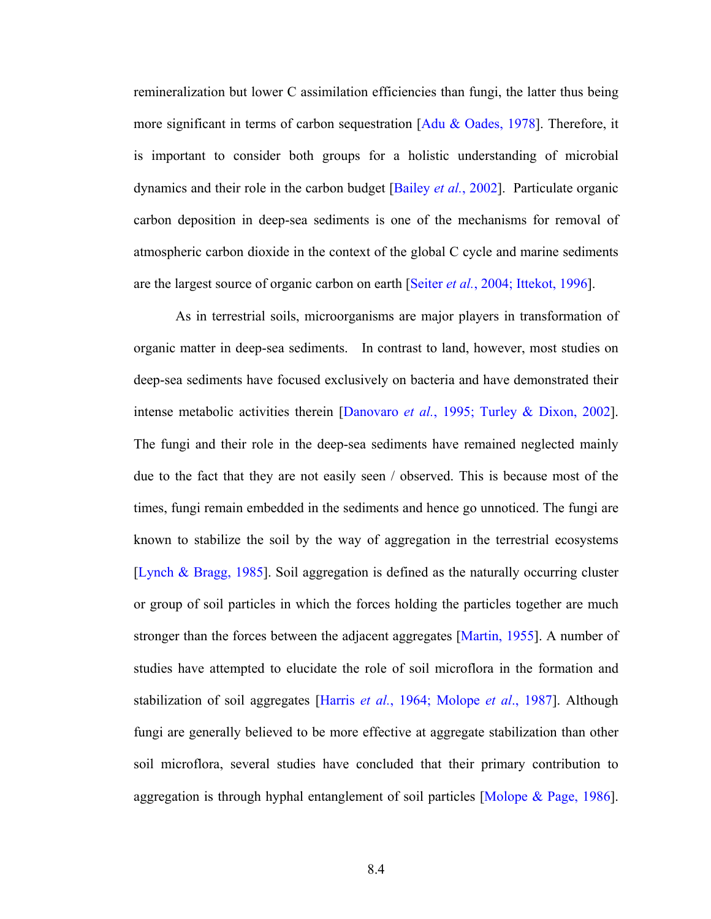remineralization but lower C assimilation efficiencies than fungi, the latter thus being more significant in terms of carbon sequestration [Adu & Oades, 1978]. Therefore, it is important to consider both groups for a holistic understanding of microbial dynamics and their role in the carbon budget [Bailey *et al.*, 2002]. Particulate organic carbon deposition in deep-sea sediments is one of the mechanisms for removal of atmospheric carbon dioxide in the context of the global C cycle and marine sediments are the largest source of organic carbon on earth [Seiter *et al.*, 2004; Ittekot, 1996].

As in terrestrial soils, microorganisms are major players in transformation of organic matter in deep-sea sediments. In contrast to land, however, most studies on deep-sea sediments have focused exclusively on bacteria and have demonstrated their intense metabolic activities therein [Danovaro *et al.*, 1995; Turley & Dixon, 2002]. The fungi and their role in the deep-sea sediments have remained neglected mainly due to the fact that they are not easily seen / observed. This is because most of the times, fungi remain embedded in the sediments and hence go unnoticed. The fungi are known to stabilize the soil by the way of aggregation in the terrestrial ecosystems [Lynch & Bragg, 1985]. Soil aggregation is defined as the naturally occurring cluster or group of soil particles in which the forces holding the particles together are much stronger than the forces between the adjacent aggregates [Martin, 1955]. A number of studies have attempted to elucidate the role of soil microflora in the formation and stabilization of soil aggregates [Harris *et al.*, 1964; Molope *et al*., 1987]. Although fungi are generally believed to be more effective at aggregate stabilization than other soil microflora, several studies have concluded that their primary contribution to aggregation is through hyphal entanglement of soil particles [Molope & Page, 1986].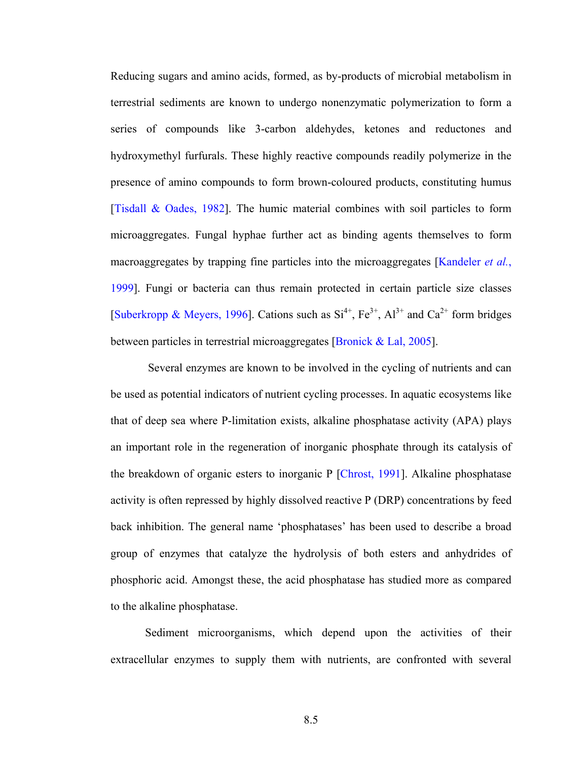Reducing sugars and amino acids, formed, as by-products of microbial metabolism in terrestrial sediments are known to undergo nonenzymatic polymerization to form a series of compounds like 3-carbon aldehydes, ketones and reductones and hydroxymethyl furfurals. These highly reactive compounds readily polymerize in the presence of amino compounds to form brown-coloured products, constituting humus [Tisdall & Oades, 1982]. The humic material combines with soil particles to form microaggregates. Fungal hyphae further act as binding agents themselves to form macroaggregates by trapping fine particles into the microaggregates [Kandeler *et al.*, 1999]. Fungi or bacteria can thus remain protected in certain particle size classes [Suberkropp & Meyers, 1996]. Cations such as $Si^{4+}$, $Fe^{3+}$, $Al^{3+}$ and $Ca^{2+}$ form bridges between particles in terrestrial microaggregates [Bronick & Lal, 2005].

Several enzymes are known to be involved in the cycling of nutrients and can be used as potential indicators of nutrient cycling processes. In aquatic ecosystems like that of deep sea where P-limitation exists, alkaline phosphatase activity (APA) plays an important role in the regeneration of inorganic phosphate through its catalysis of the breakdown of organic esters to inorganic P [Chrost, 1991]. Alkaline phosphatase activity is often repressed by highly dissolved reactive P (DRP) concentrations by feed back inhibition. The general name 'phosphatases' has been used to describe a broad group of enzymes that catalyze the hydrolysis of both esters and anhydrides of phosphoric acid. Amongst these, the acid phosphatase has studied more as compared to the alkaline phosphatase.

Sediment microorganisms, which depend upon the activities of their extracellular enzymes to supply them with nutrients, are confronted with several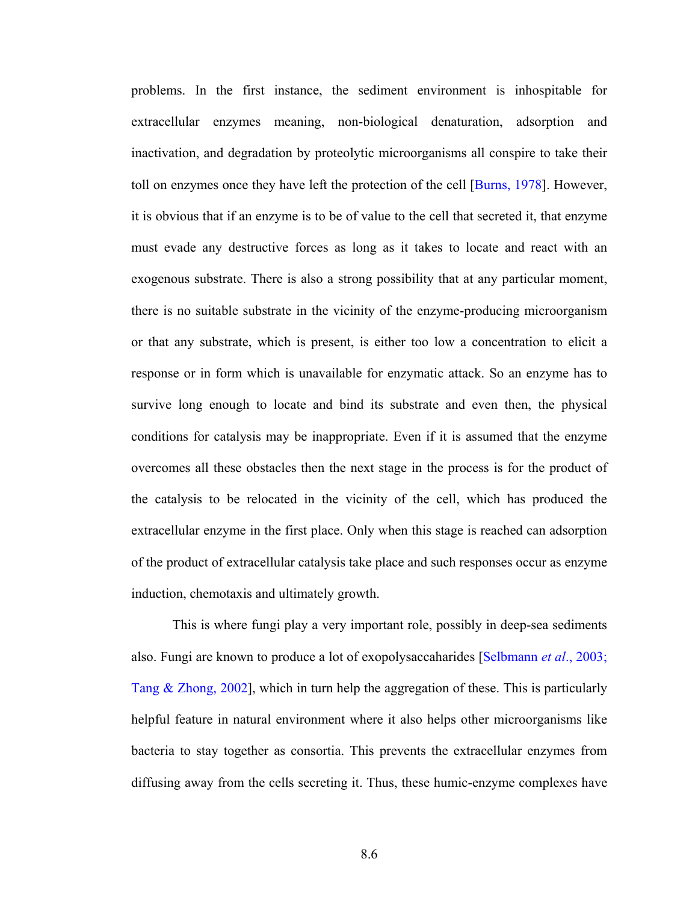problems. In the first instance, the sediment environment is inhospitable for extracellular enzymes meaning, non-biological denaturation, adsorption and inactivation, and degradation by proteolytic microorganisms all conspire to take their toll on enzymes once they have left the protection of the cell [Burns, 1978]. However, it is obvious that if an enzyme is to be of value to the cell that secreted it, that enzyme must evade any destructive forces as long as it takes to locate and react with an exogenous substrate. There is also a strong possibility that at any particular moment, there is no suitable substrate in the vicinity of the enzyme-producing microorganism or that any substrate, which is present, is either too low a concentration to elicit a response or in form which is unavailable for enzymatic attack. So an enzyme has to survive long enough to locate and bind its substrate and even then, the physical conditions for catalysis may be inappropriate. Even if it is assumed that the enzyme overcomes all these obstacles then the next stage in the process is for the product of the catalysis to be relocated in the vicinity of the cell, which has produced the extracellular enzyme in the first place. Only when this stage is reached can adsorption of the product of extracellular catalysis take place and such responses occur as enzyme induction, chemotaxis and ultimately growth.

This is where fungi play a very important role, possibly in deep-sea sediments also. Fungi are known to produce a lot of exopolysaccharides [Selbmann *et al*., 2003; Tang & Zhong, 2002], which in turn help the aggregation of these. This is particularly helpful feature in natural environment where it also helps other microorganisms like bacteria to stay together as consortia. This prevents the extracellular enzymes from diffusing away from the cells secreting it. Thus, these humic-enzyme complexes have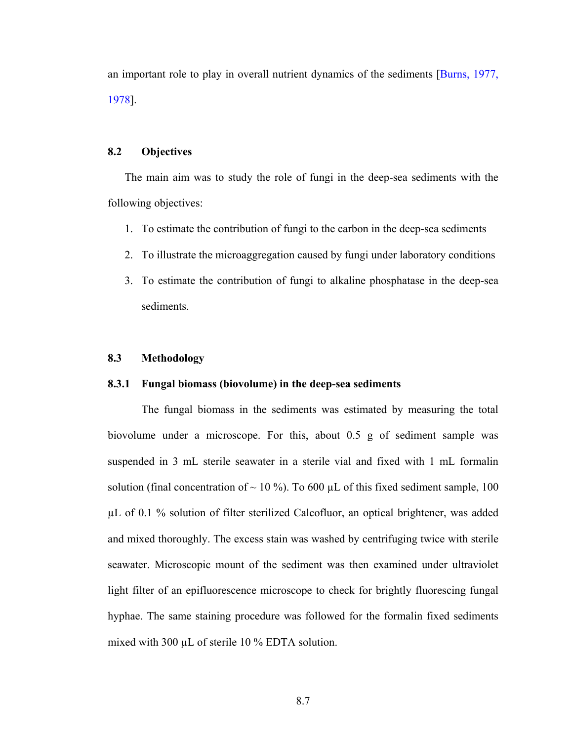an important role to play in overall nutrient dynamics of the sediments [Burns, 1977, 1978].

## 8.2 Objectives

The main aim was to study the role of fungi in the deep-sea sediments with the following objectives:

1. To estimate the contribution of fungi to the carbon in the deep-sea sediments
2. To illustrate the microaggregation caused by fungi under laboratory conditions
3. To estimate the contribution of fungi to alkaline phosphatase in the deep-sea sediments.

## 8.3 Methodology

### 8.3.1 Fungal biomass (biovolume) in the deep-sea sediments

The fungal biomass in the sediments was estimated by measuring the total biovolume under a microscope. For this, about 0.5 g of sediment sample was suspended in 3 mL sterile seawater in a sterile vial and fixed with 1 mL formalin solution (final concentration of ~ 10 %). To 600 µL of this fixed sediment sample, 100 µL of 0.1 % solution of filter sterilized Calcofluor, an optical brightener, was added and mixed thoroughly. The excess stain was washed by centrifuging twice with sterile seawater. Microscopic mount of the sediment was then examined under ultraviolet light filter of an epifluorescence microscope to check for brightly fluorescing fungal hyphae. The same staining procedure was followed for the formalin fixed sediments mixed with 300 µL of sterile 10 % EDTA solution.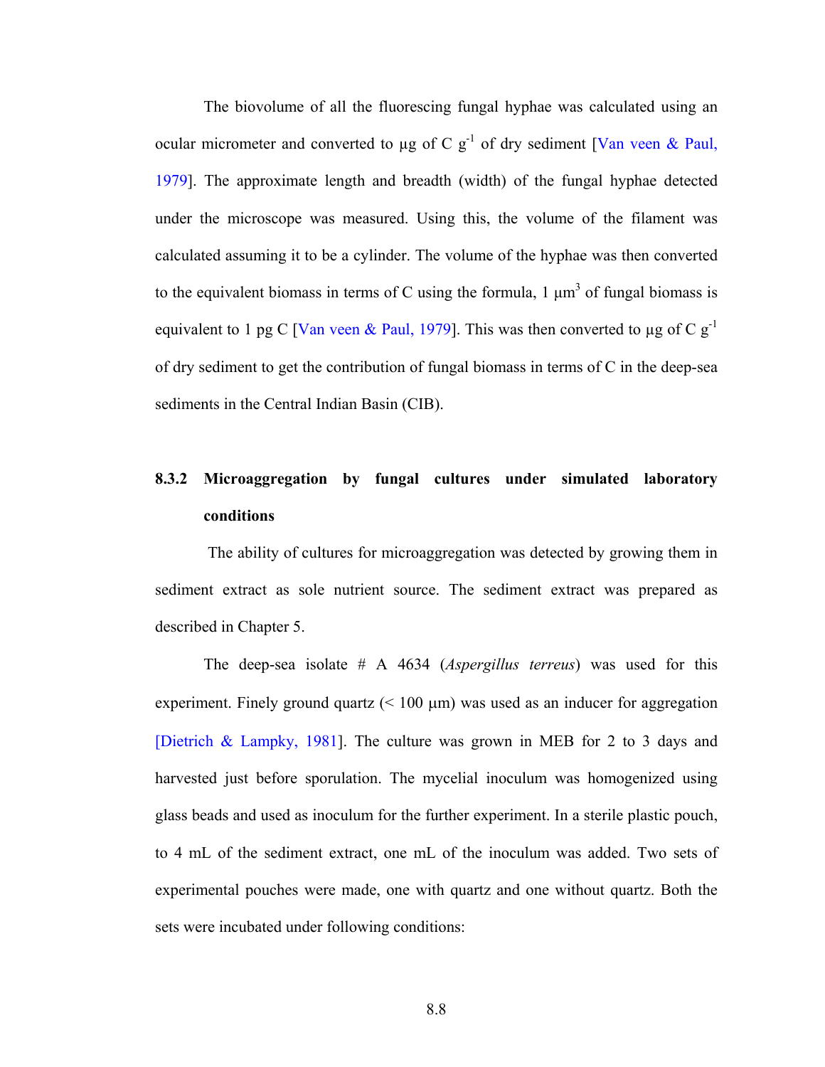The biovolume of all the fluorescing fungal hyphae was calculated using an ocular micrometer and converted to μg of C $g^{-1}$ of dry sediment [Van veen & Paul, 1979]. The approximate length and breadth (width) of the fungal hyphae detected under the microscope was measured. Using this, the volume of the filament was calculated assuming it to be a cylinder. The volume of the hyphae was then converted to the equivalent biomass in terms of C using the formula, 1 $\mu m^3$ of fungal biomass is equivalent to 1 pg C [Van veen & Paul, 1979]. This was then converted to μg of C $g^{-1}$ of dry sediment to get the contribution of fungal biomass in terms of C in the deep-sea sediments in the Central Indian Basin (CIB).

### 8.3.2 Microaggregation by fungal cultures under simulated laboratory conditions

The ability of cultures for microaggregation was detected by growing them in sediment extract as sole nutrient source. The sediment extract was prepared as described in Chapter 5.

The deep-sea isolate # A 4634 (*Aspergillus terreus*) was used for this experiment. Finely ground quartz (< 100 μm) was used as an inducer for aggregation [Dietrich & Lampky, 1981]. The culture was grown in MEB for 2 to 3 days and harvested just before sporulation. The mycelial inoculum was homogenized using glass beads and used as inoculum for the further experiment. In a sterile plastic pouch, to 4 mL of the sediment extract, one mL of the inoculum was added. Two sets of experimental pouches were made, one with quartz and one without quartz. Both the sets were incubated under following conditions: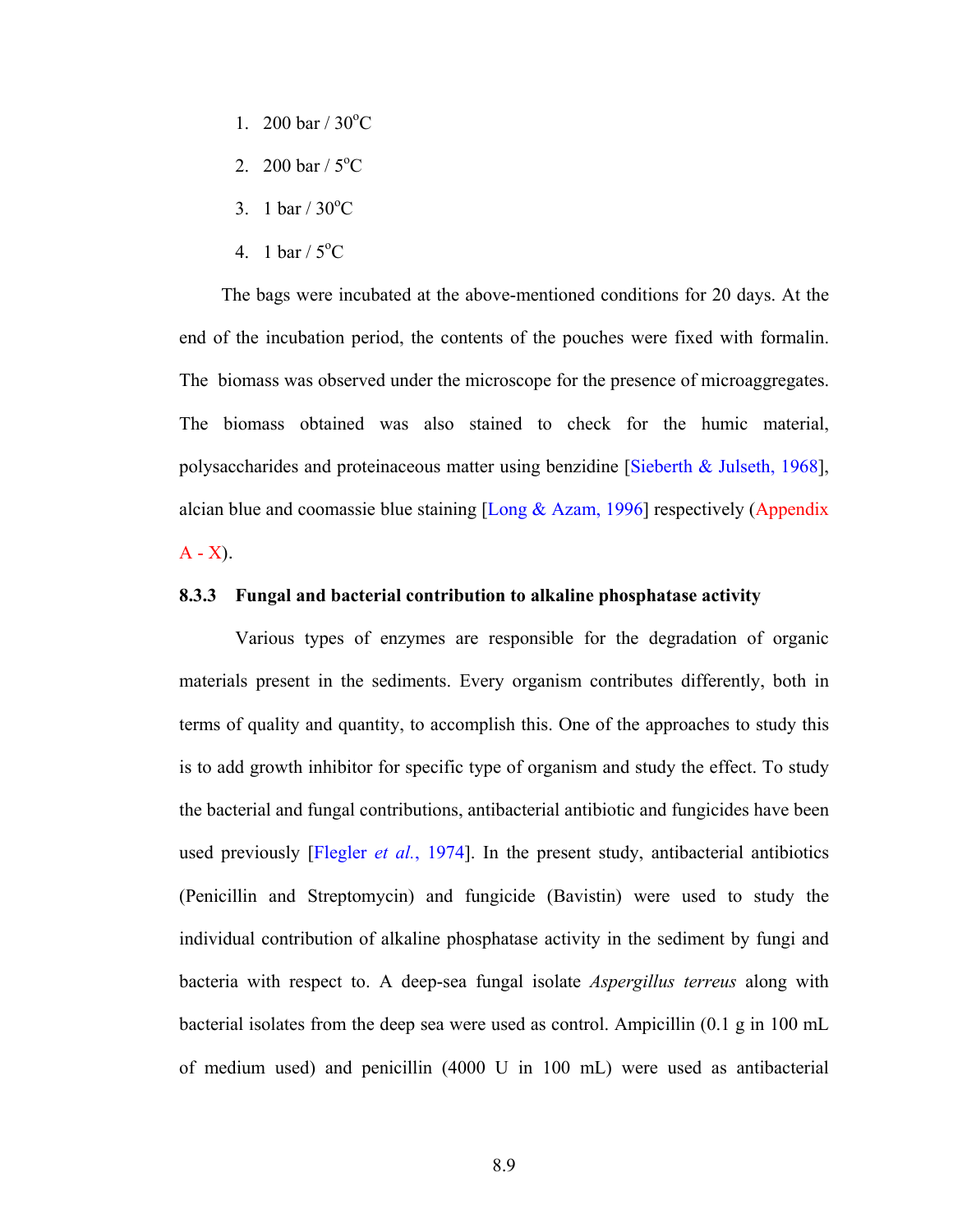1. 200 bar / 30°C
2. 200 bar / 5°C
3. 1 bar / 30°C
4. 1 bar / 5°C

The bags were incubated at the above-mentioned conditions for 20 days. At the end of the incubation period, the contents of the pouches were fixed with formalin. The biomass was observed under the microscope for the presence of microaggregates. The biomass obtained was also stained to check for the humic material, polysaccharides and proteinaceous matter using benzidine [Sieberth & Julseth, 1968], alcian blue and coomassie blue staining [Long & Azam, 1996] respectively (Appendix A - X).

### 8.3.3 Fungal and bacterial contribution to alkaline phosphatase activity

Various types of enzymes are responsible for the degradation of organic materials present in the sediments. Every organism contributes differently, both in terms of quality and quantity, to accomplish this. One of the approaches to study this is to add growth inhibitor for specific type of organism and study the effect. To study the bacterial and fungal contributions, antibacterial antibiotic and fungicides have been used previously [Flegler *et al.*, 1974]. In the present study, antibacterial antibiotics (Penicillin and Streptomycin) and fungicide (Bavistin) were used to study the individual contribution of alkaline phosphatase activity in the sediment by fungi and bacteria with respect to. A deep-sea fungal isolate *Aspergillus terreus* along with bacterial isolates from the deep sea were used as control. Ampicillin (0.1 g in 100 mL of medium used) and penicillin (4000 U in 100 mL) were used as antibacterial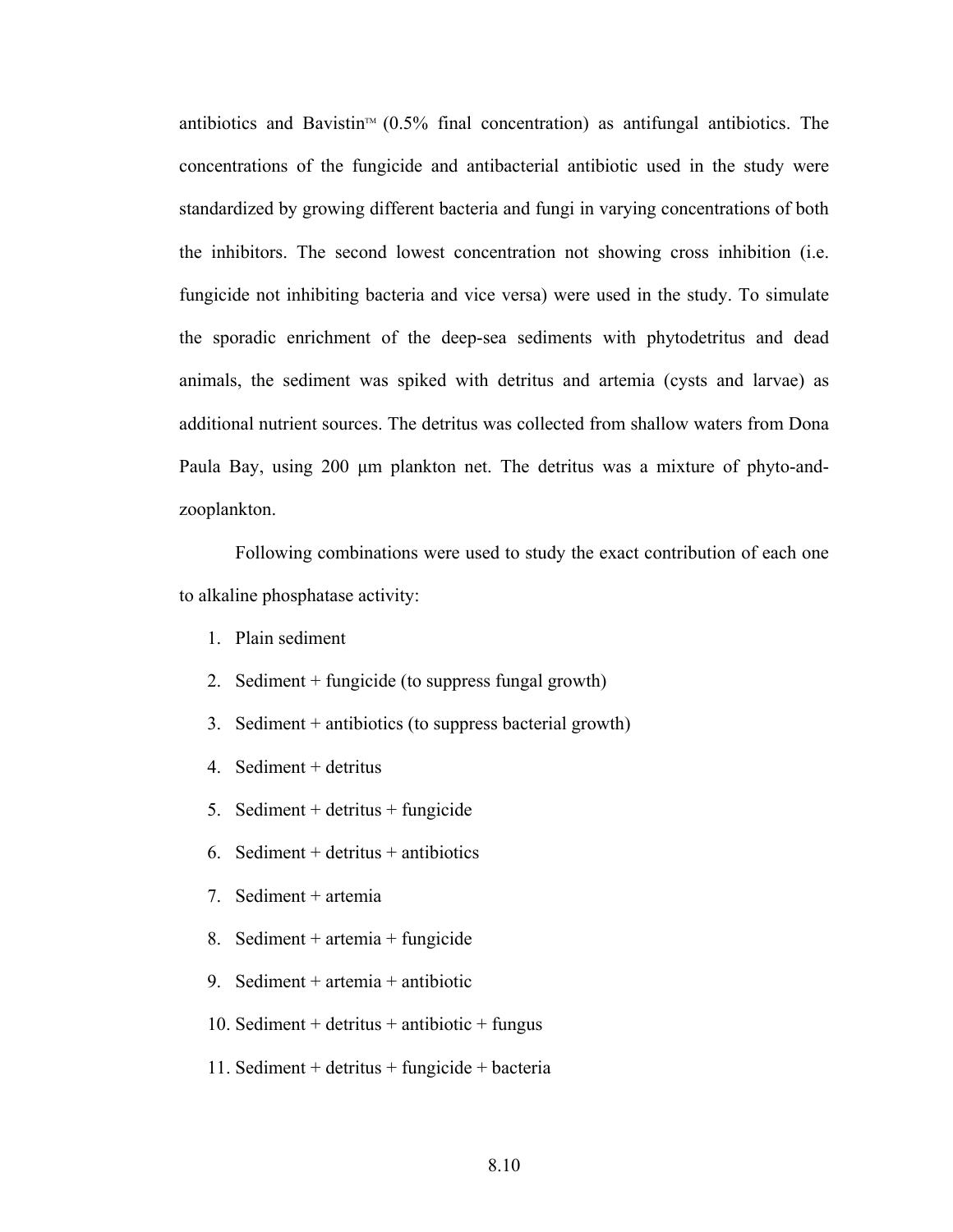antibiotics and Bavistin™ (0.5% final concentration) as antifungal antibiotics. The concentrations of the fungicide and antibacterial antibiotic used in the study were standardized by growing different bacteria and fungi in varying concentrations of both the inhibitors. The second lowest concentration not showing cross inhibition (i.e. fungicide not inhibiting bacteria and vice versa) were used in the study. To simulate the sporadic enrichment of the deep-sea sediments with phytodetritus and dead animals, the sediment was spiked with detritus and artemia (cysts and larvae) as additional nutrient sources. The detritus was collected from shallow waters from Dona Paula Bay, using 200 μm plankton net. The detritus was a mixture of phyto-and-zooplankton.

Following combinations were used to study the exact contribution of each one to alkaline phosphatase activity:

1. Plain sediment
2. Sediment + fungicide (to suppress fungal growth)
3. Sediment + antibiotics (to suppress bacterial growth)
4. Sediment + detritus
5. Sediment + detritus + fungicide
6. Sediment + detritus + antibiotics
7. Sediment + artemia
8. Sediment + artemia + fungicide
9. Sediment + artemia + antibiotic
10. Sediment + detritus + antibiotic + fungus
11. Sediment + detritus + fungicide + bacteria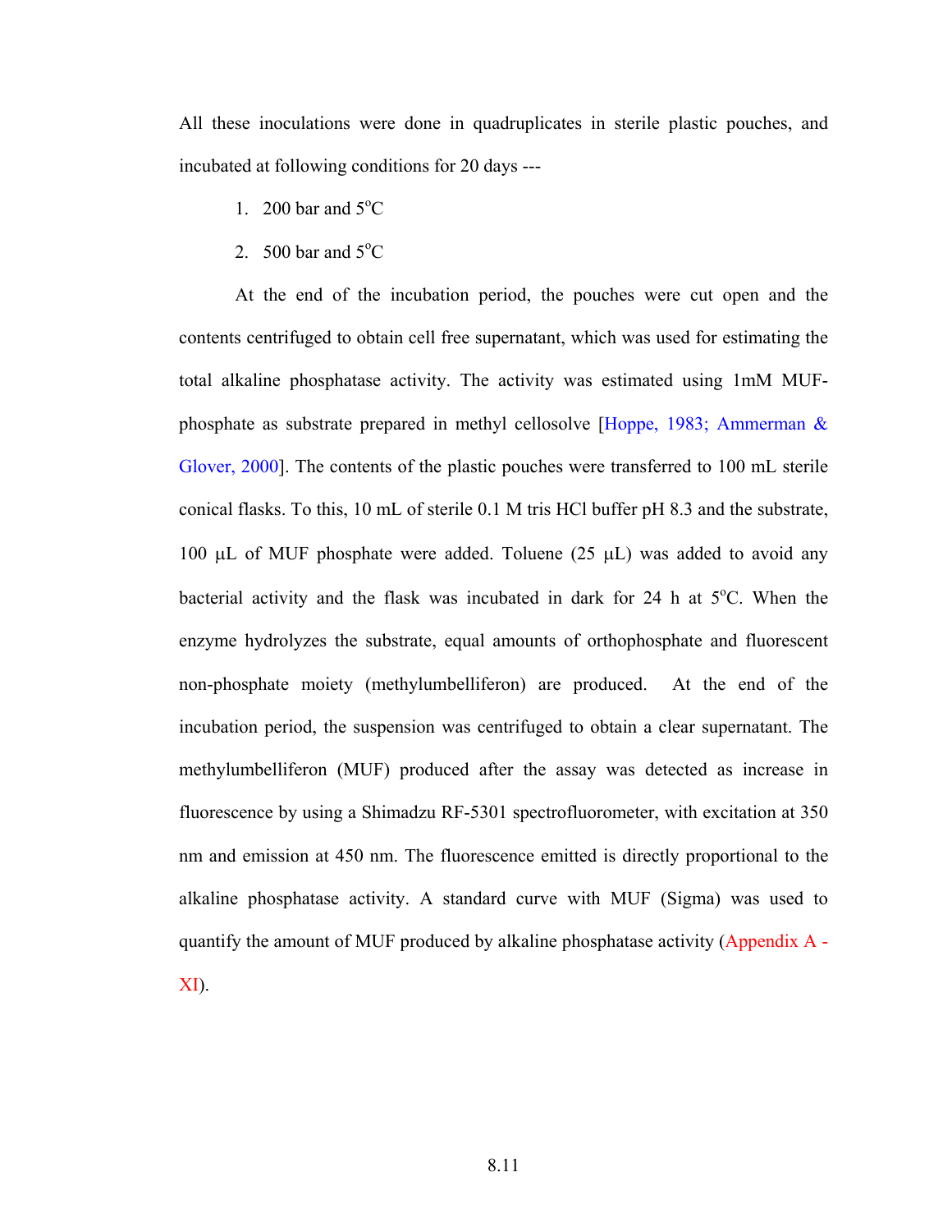All these inoculations were done in quadruplicates in sterile plastic pouches, and incubated at following conditions for 20 days ---

1. 200 bar and 5$^{o}$C
2. 500 bar and 5$^{o}$C

At the end of the incubation period, the pouches were cut open and the contents centrifuged to obtain cell free supernatant, which was used for estimating the total alkaline phosphatase activity. The activity was estimated using 1mM MUF-phosphate as substrate prepared in methyl cellosolve [Hoppe, 1983; Ammerman & Glover, 2000]. The contents of the plastic pouches were transferred to 100 mL sterile conical flasks. To this, 10 mL of sterile 0.1 M tris HCl buffer pH 8.3 and the substrate, 100 μL of MUF phosphate were added. Toluene (25 μL) was added to avoid any bacterial activity and the flask was incubated in dark for 24 h at 5$^{o}$C. When the enzyme hydrolyzes the substrate, equal amounts of orthophosphate and fluorescent non-phosphate moiety (methylumbelliferon) are produced. At the end of the incubation period, the suspension was centrifuged to obtain a clear supernatant. The methylumbelliferon (MUF) produced after the assay was detected as increase in fluorescence by using a Shimadzu RF-5301 spectrofluorometer, with excitation at 350 nm and emission at 450 nm. The fluorescence emitted is directly proportional to the alkaline phosphatase activity. A standard curve with MUF (Sigma) was used to quantify the amount of MUF produced by alkaline phosphatase activity (Appendix A - XI).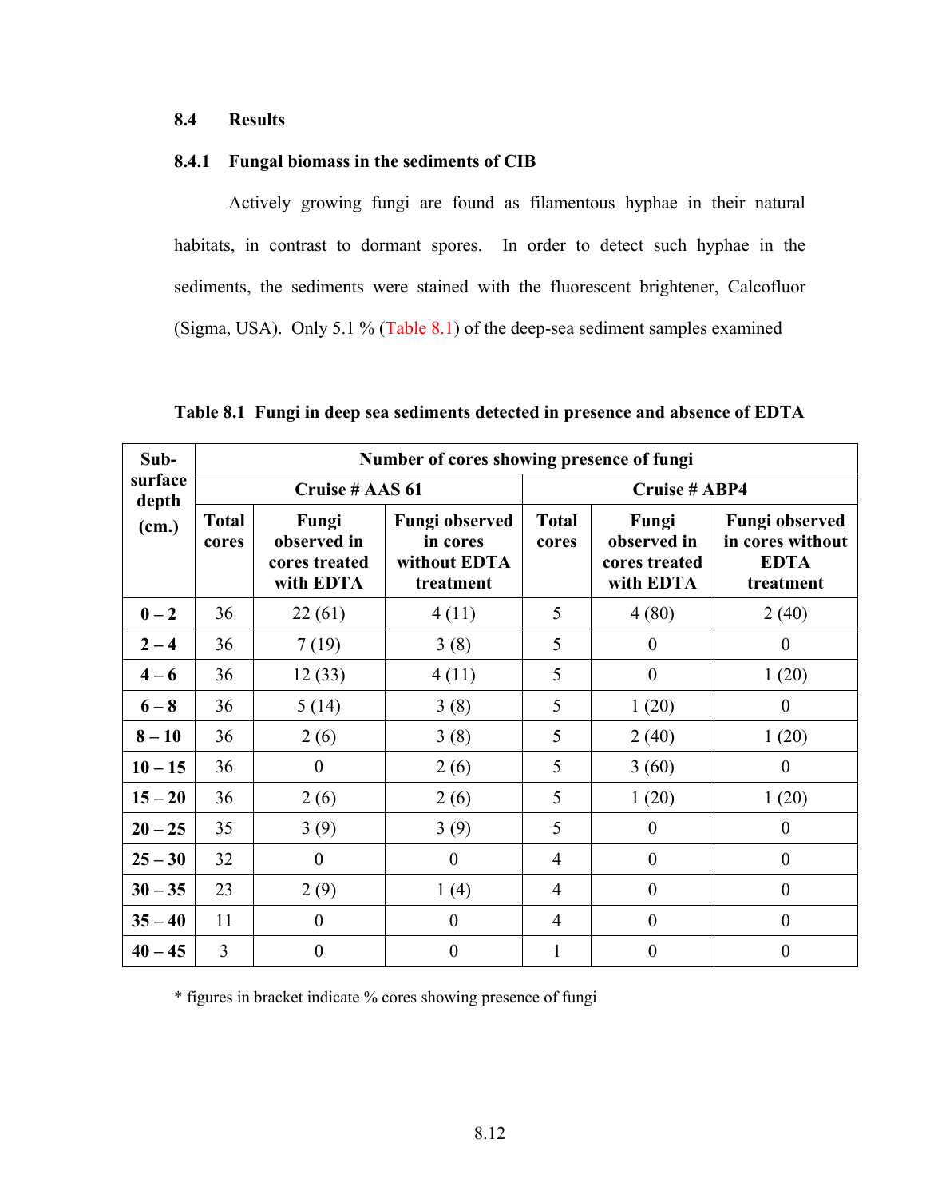## 8.4 Results

### 8.4.1 Fungal biomass in the sediments of CIB

Actively growing fungi are found as filamentous hyphae in their natural habitats, in contrast to dormant spores. In order to detect such hyphae in the sediments, the sediments were stained with the fluorescent brightener, Calcofluor (Sigma, USA). Only 5.1 % (Table 8.1) of the deep-sea sediment samples examined

**Table 8.1 Fungi in deep sea sediments detected in presence and absence of EDTA**

| Sub-surface depth (cm.) | Number of cores showing presence of fungi | | | | | |
|---|---|---|---|---|---|---|
| | Cruise # AAS 61 | | | Cruise # ABP4 | | |
| | Total cores | Fungi observed in cores treated with EDTA | Fungi observed in cores without EDTA treatment | Total cores | Fungi observed in cores treated with EDTA | Fungi observed in cores without EDTA treatment |
| **0 – 2** | 36 | 22 (61) | 4 (11) | 5 | 4 (80) | 2 (40) |
| **2 – 4** | 36 | 7 (19) | 3 (8) | 5 | 0 | 0 |
| **4 – 6** | 36 | 12 (33) | 4 (11) | 5 | 0 | 1 (20) |
| **6 – 8** | 36 | 5 (14) | 3 (8) | 5 | 1 (20) | 0 |
| **8 – 10** | 36 | 2 (6) | 3 (8) | 5 | 2 (40) | 1 (20) |
| **10 – 15** | 36 | 0 | 2 (6) | 5 | 3 (60) | 0 |
| **15 – 20** | 36 | 2 (6) | 2 (6) | 5 | 1 (20) | 1 (20) |
| **20 – 25** | 35 | 3 (9) | 3 (9) | 5 | 0 | 0 |
| **25 – 30** | 32 | 0 | 0 | 4 | 0 | 0 |
| **30 – 35** | 23 | 2 (9) | 1 (4) | 4 | 0 | 0 |
| **35 – 40** | 11 | 0 | 0 | 4 | 0 | 0 |
| **40 – 45** | 3 | 0 | 0 | 1 | 0 | 0 |

* figures in bracket indicate % cores showing presence of fungi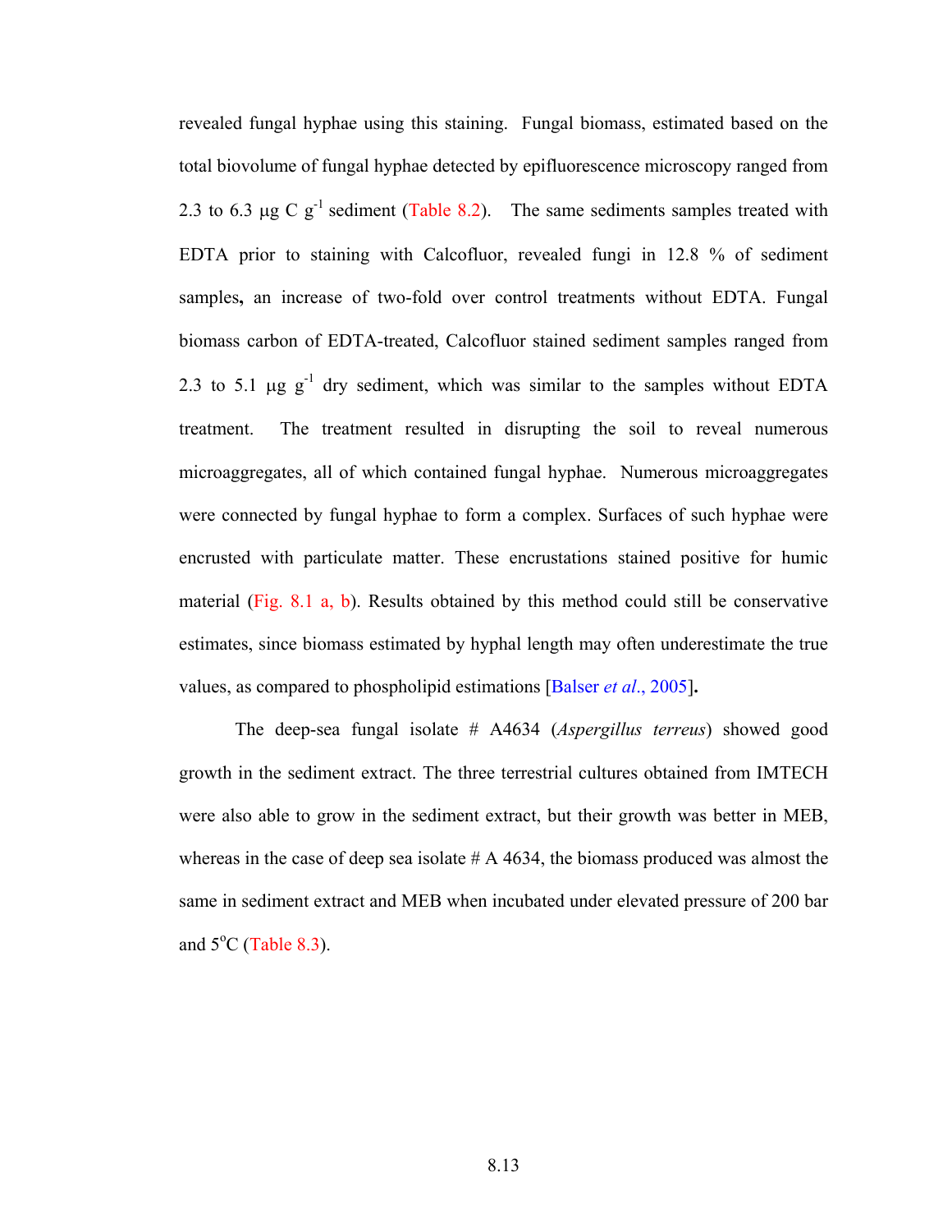revealed fungal hyphae using this staining. Fungal biomass, estimated based on the total biovolume of fungal hyphae detected by epifluorescence microscopy ranged from 2.3 to 6.3 µg C $g^{-1}$ sediment (Table 8.2). The same sediments samples treated with EDTA prior to staining with Calcofluor, revealed fungi in 12.8 % of sediment samples**,** an increase of two-fold over control treatments without EDTA. Fungal biomass carbon of EDTA-treated, Calcofluor stained sediment samples ranged from 2.3 to 5.1 µg $g^{-1}$ dry sediment, which was similar to the samples without EDTA treatment. The treatment resulted in disrupting the soil to reveal numerous microaggregates, all of which contained fungal hyphae. Numerous microaggregates were connected by fungal hyphae to form a complex. Surfaces of such hyphae were encrusted with particulate matter. These encrustations stained positive for humic material (Fig. 8.1 a, b). Results obtained by this method could still be conservative estimates, since biomass estimated by hyphal length may often underestimate the true values, as compared to phospholipid estimations [Balser *et al*., 2005]**.**

The deep-sea fungal isolate # A4634 (*Aspergillus terreus*) showed good growth in the sediment extract. The three terrestrial cultures obtained from IMTECH were also able to grow in the sediment extract, but their growth was better in MEB, whereas in the case of deep sea isolate # A 4634, the biomass produced was almost the same in sediment extract and MEB when incubated under elevated pressure of 200 bar and 5°C (Table 8.3).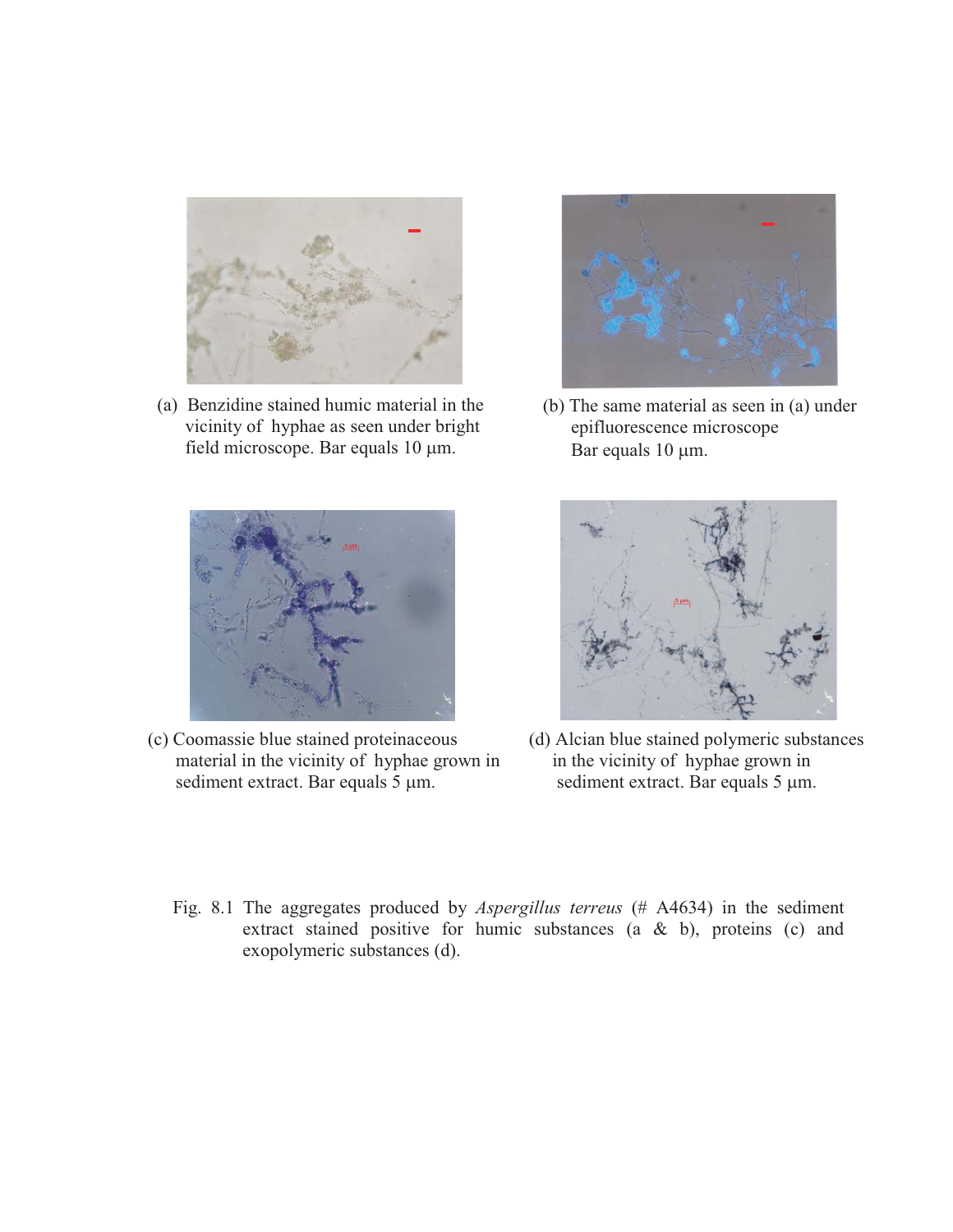(a) Benzidine stained humic material in the vicinity of hyphae as seen under bright field microscope. Bar equals 10 µm.

(b) The same material as seen in (a) under epifluorescence microscope Bar equals 10 µm.

(c) Coomassie blue stained proteinaceous material in the vicinity of hyphae grown in sediment extract. Bar equals 5 µm.

(d) Alcian blue stained polymeric substances in the vicinity of hyphae grown in sediment extract. Bar equals 5 µm.

Fig. 8.1 The aggregates produced by *Aspergillus terreus* (# A4634) in the sediment extract stained positive for humic substances (a & b), proteins (c) and exopolymeric substances (d).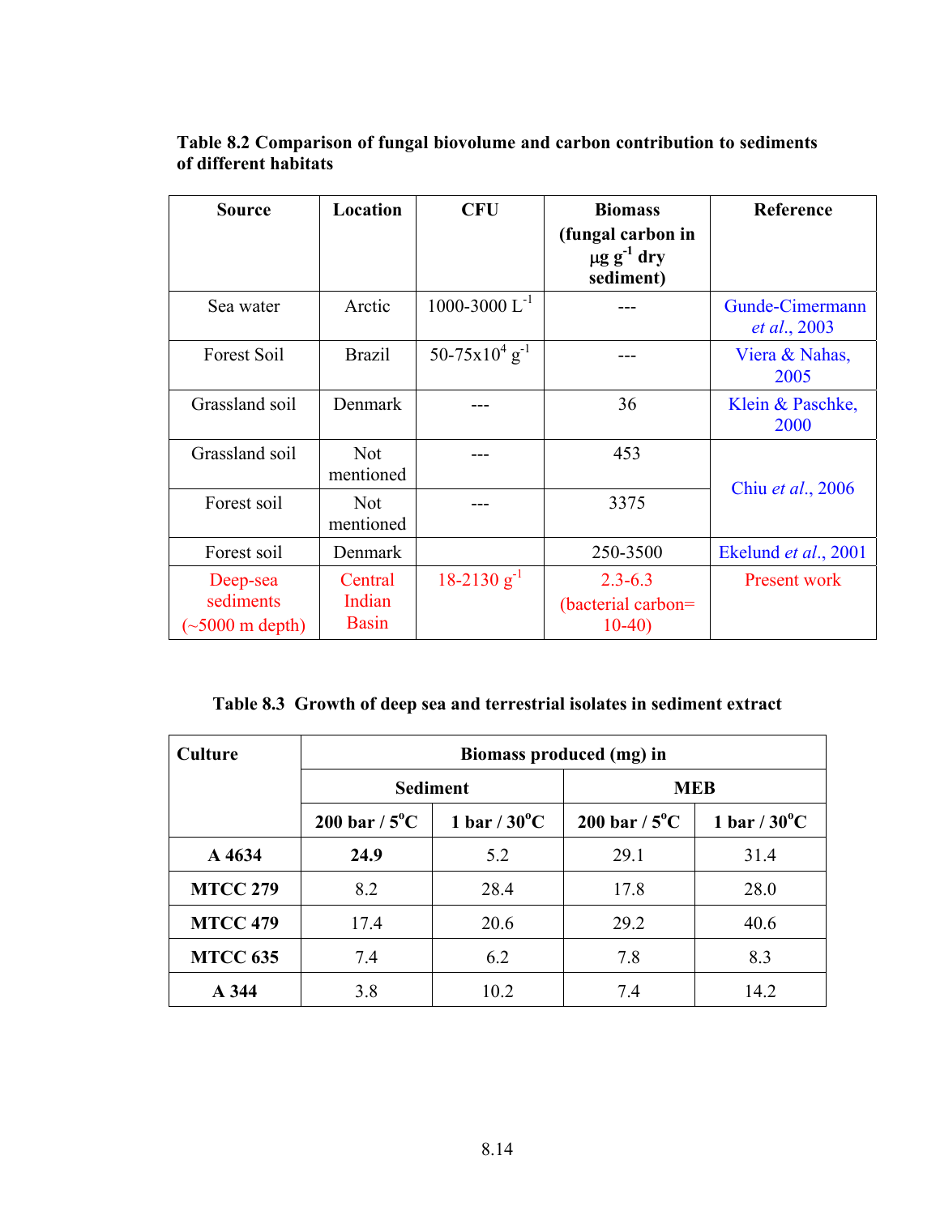**Table 8.2 Comparison of fungal biovolume and carbon contribution to sediments of different habitats**

| Source | Location | CFU | Biomass (fungal carbon in μg $g^{-1}$ dry sediment) | Reference |
|---|---|---|---|---|
| Sea water | Arctic | 1000-3000 $L^{-1}$ | --- | Gunde-Cimermann *et al.*, 2003 |
| Forest Soil | Brazil | 50-75x$10^4$ $g^{-1}$ | --- | Viera & Nahas, 2005 |
| Grassland soil | Denmark | --- | 36 | Klein & Paschke, 2000 |
| Grassland soil | Not mentioned | --- | 453 | Chiu *et al.*, 2006 |
| Forest soil | Not mentioned | --- | 3375 | |
| Forest soil | Denmark | | 250-3500 | Ekelund *et al.*, 2001 |
| Deep-sea sediments (~5000 m depth) | Central Indian Basin | 18-2130 $g^{-1}$ | 2.3-6.3 (bacterial carbon= 10-40) | Present work |

**Table 8.3 Growth of deep sea and terrestrial isolates in sediment extract**

| Culture | Biomass produced (mg) in | | | |
|---|---|---|---|---|
| | Sediment | | MEB | |
| | 200 bar / 5°C | 1 bar / 30°C | 200 bar / 5°C | 1 bar / 30°C |
| **A 4634** | **24.9** | 5.2 | 29.1 | 31.4 |
| **MTCC 279** | 8.2 | 28.4 | 17.8 | 28.0 |
| **MTCC 479** | 17.4 | 20.6 | 29.2 | 40.6 |
| **MTCC 635** | 7.4 | 6.2 | 7.8 | 8.3 |
| **A 344** | 3.8 | 10.2 | 7.4 | 14.2 |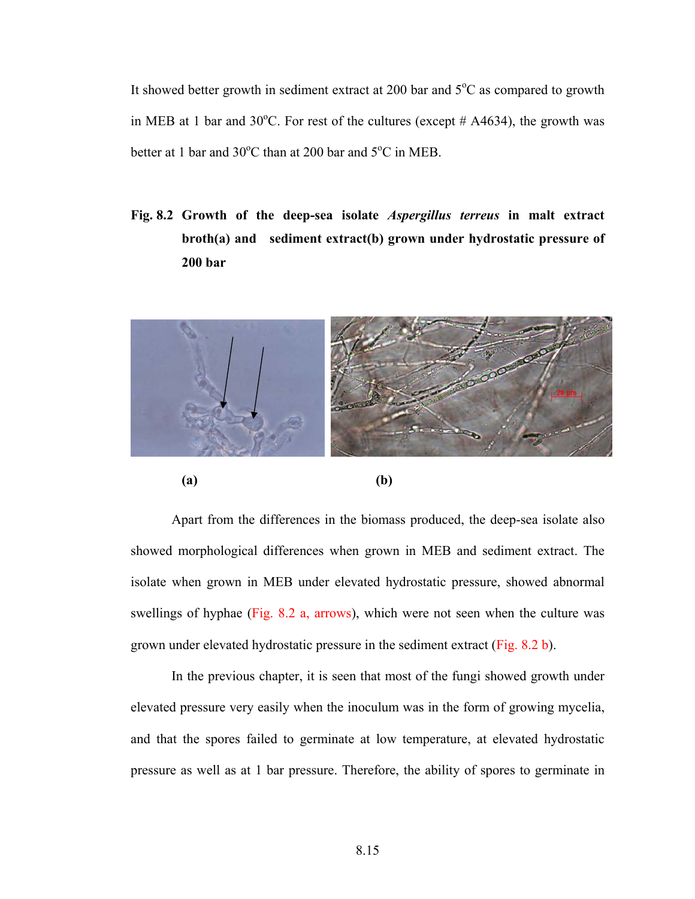It showed better growth in sediment extract at 200 bar and 5$^{o}$C as compared to growth in MEB at 1 bar and 30$^{o}$C. For rest of the cultures (except # A4634), the growth was better at 1 bar and 30$^{o}$C than at 200 bar and 5$^{o}$C in MEB.

**Fig. 8.2 Growth of the deep-sea isolate *Aspergillus terreus* in malt extract broth(a) and sediment extract(b) grown under hydrostatic pressure of 200 bar**

**(a)** **(b)**

Apart from the differences in the biomass produced, the deep-sea isolate also showed morphological differences when grown in MEB and sediment extract. The isolate when grown in MEB under elevated hydrostatic pressure, showed abnormal swellings of hyphae (Fig. 8.2 a, arrows), which were not seen when the culture was grown under elevated hydrostatic pressure in the sediment extract (Fig. 8.2 b).

In the previous chapter, it is seen that most of the fungi showed growth under elevated pressure very easily when the inoculum was in the form of growing mycelia, and that the spores failed to germinate at low temperature, at elevated hydrostatic pressure as well as at 1 bar pressure. Therefore, the ability of spores to germinate in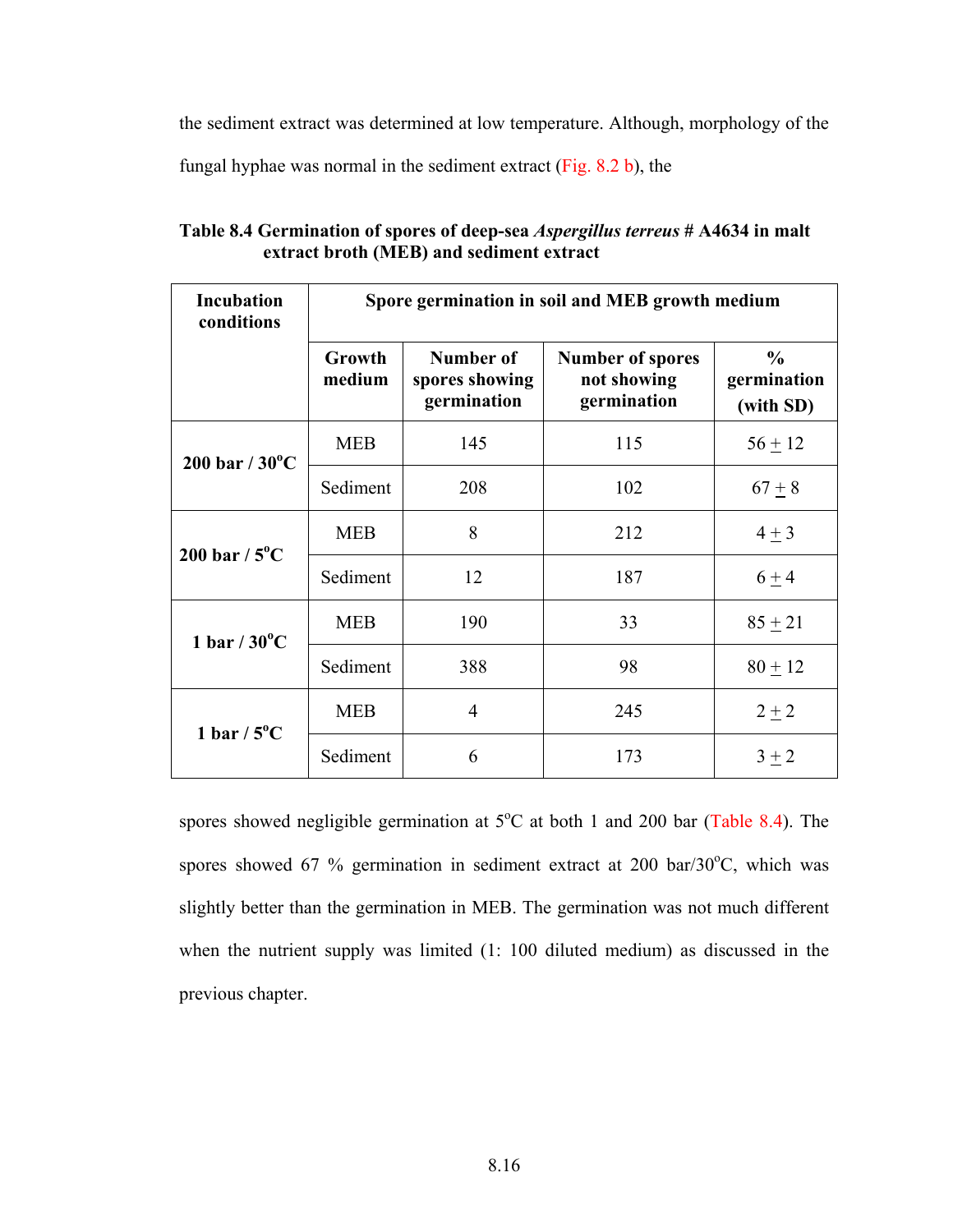the sediment extract was determined at low temperature. Although, morphology of the fungal hyphae was normal in the sediment extract (Fig. 8.2 b), the

**Table 8.4 Germination of spores of deep-sea *Aspergillus terreus* # A4634 in malt extract broth (MEB) and sediment extract**

| Incubation conditions | Spore germination in soil and MEB growth medium | | | |
|---|---|---|---|---|
| | Growth medium | Number of spores showing germination | Number of spores not showing germination | % germination (with SD) |
| 200 bar / 30°C | MEB | 145 | 115 | 56 ± 12 |
| | Sediment | 208 | 102 | 67 ± 8 |
| 200 bar / 5°C | MEB | 8 | 212 | 4 ± 3 |
| | Sediment | 12 | 187 | 6 ± 4 |
| 1 bar / 30°C | MEB | 190 | 33 | 85 ± 21 |
| | Sediment | 388 | 98 | 80 ± 12 |
| 1 bar / 5°C | MEB | 4 | 245 | 2 ± 2 |
| | Sediment | 6 | 173 | 3 ± 2 |

spores showed negligible germination at 5°C at both 1 and 200 bar (Table 8.4). The spores showed 67 % germination in sediment extract at 200 bar/30°C, which was slightly better than the germination in MEB. The germination was not much different when the nutrient supply was limited (1: 100 diluted medium) as discussed in the previous chapter.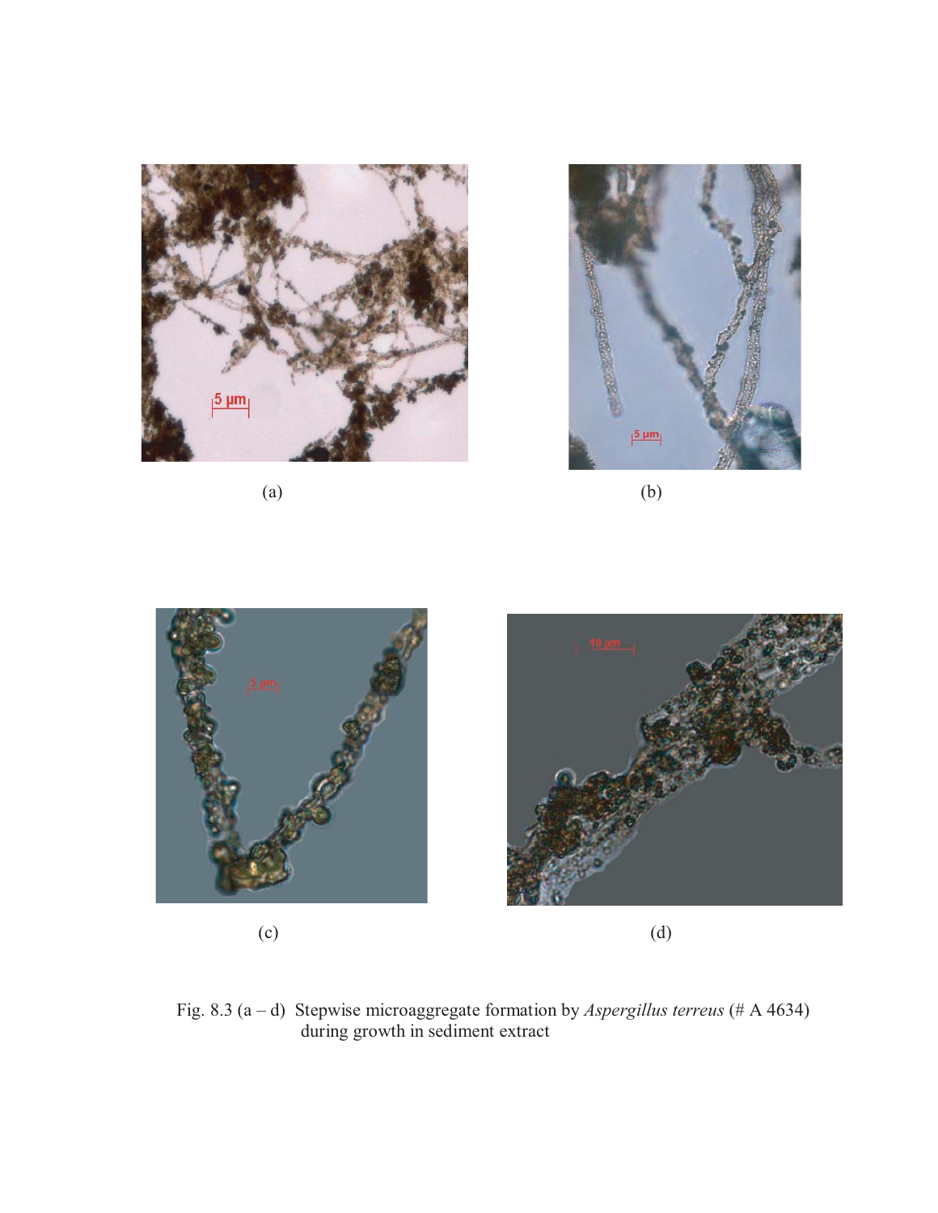(a)

(b)

(c)

(d)

Fig. 8.3 (a – d) Stepwise microaggregate formation by *Aspergillus terreus* (# A 4634) during growth in sediment extract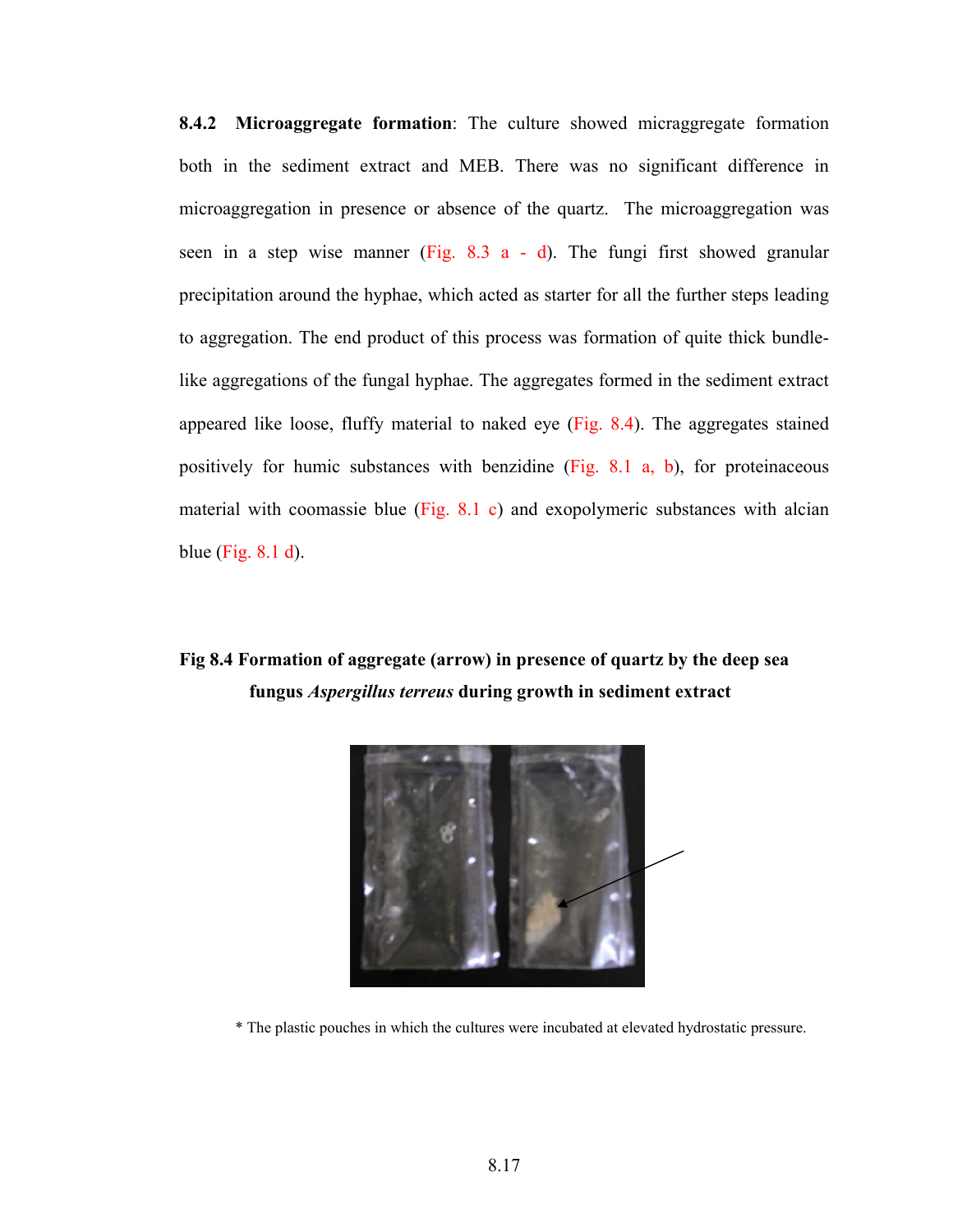**8.4.2 Microaggregate formation**: The culture showed micraggregate formation both in the sediment extract and MEB. There was no significant difference in microaggregation in presence or absence of the quartz. The microaggregation was seen in a step wise manner (Fig. 8.3 a - d). The fungi first showed granular precipitation around the hyphae, which acted as starter for all the further steps leading to aggregation. The end product of this process was formation of quite thick bundle-like aggregations of the fungal hyphae. The aggregates formed in the sediment extract appeared like loose, fluffy material to naked eye (Fig. 8.4). The aggregates stained positively for humic substances with benzidine (Fig. 8.1 a, b), for proteinaceous material with coomassie blue (Fig. 8.1 c) and exopolymeric substances with alcian blue (Fig. 8.1 d).

**Fig 8.4 Formation of aggregate (arrow) in presence of quartz by the deep sea fungus *Aspergillus terreus* during growth in sediment extract**

* The plastic pouches in which the cultures were incubated at elevated hydrostatic pressure.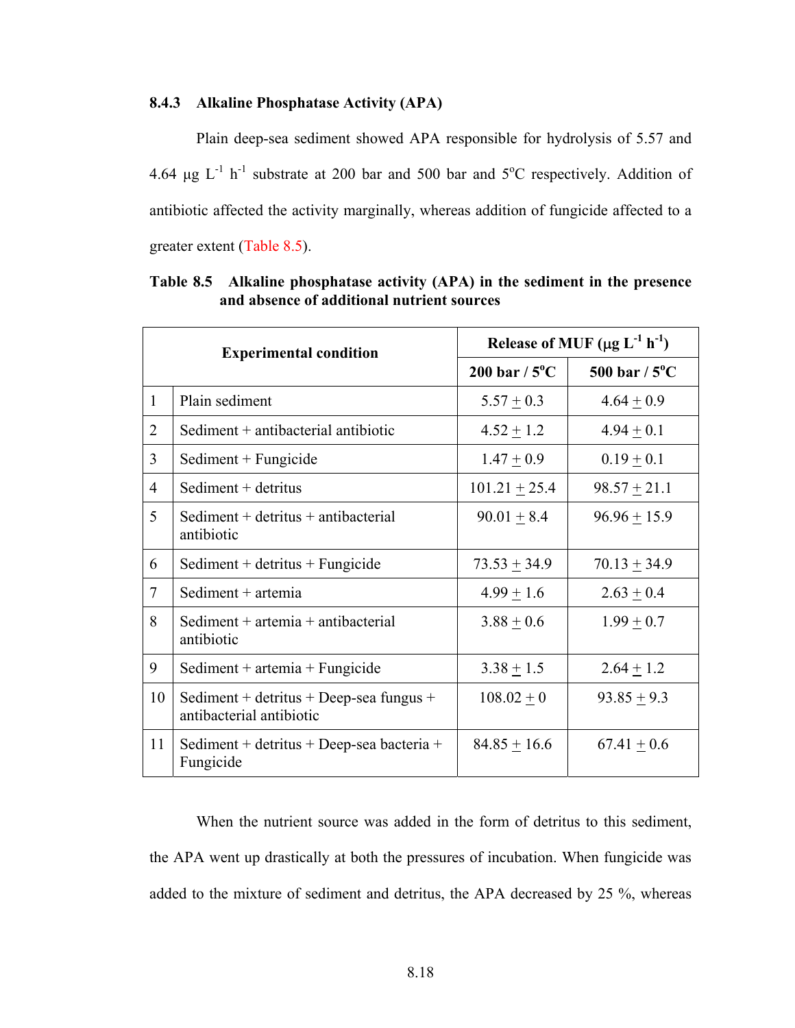### 8.4.3 Alkaline Phosphatase Activity (APA)

Plain deep-sea sediment showed APA responsible for hydrolysis of 5.57 and 4.64 μg $L^{-1}$ $h^{-1}$ substrate at 200 bar and 500 bar and 5°C respectively. Addition of antibiotic affected the activity marginally, whereas addition of fungicide affected to a greater extent (Table 8.5).

**Table 8.5 Alkaline phosphatase activity (APA) in the sediment in the presence and absence of additional nutrient sources**

| | Experimental condition | Release of MUF (μg $L^{-1}$ $h^{-1}$) | |
|---|---|---|---|
| | | 200 bar / 5°C | 500 bar / 5°C |
| 1 | Plain sediment | 5.57 ± 0.3 | 4.64 ± 0.9 |
| 2 | Sediment + antibacterial antibiotic | 4.52 ± 1.2 | 4.94 ± 0.1 |
| 3 | Sediment + Fungicide | 1.47 ± 0.9 | 0.19 ± 0.1 |
| 4 | Sediment + detritus | 101.21 ± 25.4 | 98.57 ± 21.1 |
| 5 | Sediment + detritus + antibacterial antibiotic | 90.01 ± 8.4 | 96.96 ± 15.9 |
| 6 | Sediment + detritus + Fungicide | 73.53 ± 34.9 | 70.13 ± 34.9 |
| 7 | Sediment + artemia | 4.99 ± 1.6 | 2.63 ± 0.4 |
| 8 | Sediment + artemia + antibacterial antibiotic | 3.88 ± 0.6 | 1.99 ± 0.7 |
| 9 | Sediment + artemia + Fungicide | 3.38 ± 1.5 | 2.64 ± 1.2 |
| 10 | Sediment + detritus + Deep-sea fungus + antibacterial antibiotic | 108.02 ± 0 | 93.85 ± 9.3 |
| 11 | Sediment + detritus + Deep-sea bacteria + Fungicide | 84.85 ± 16.6 | 67.41 ± 0.6 |

When the nutrient source was added in the form of detritus to this sediment, the APA went up drastically at both the pressures of incubation. When fungicide was added to the mixture of sediment and detritus, the APA decreased by 25 %, whereas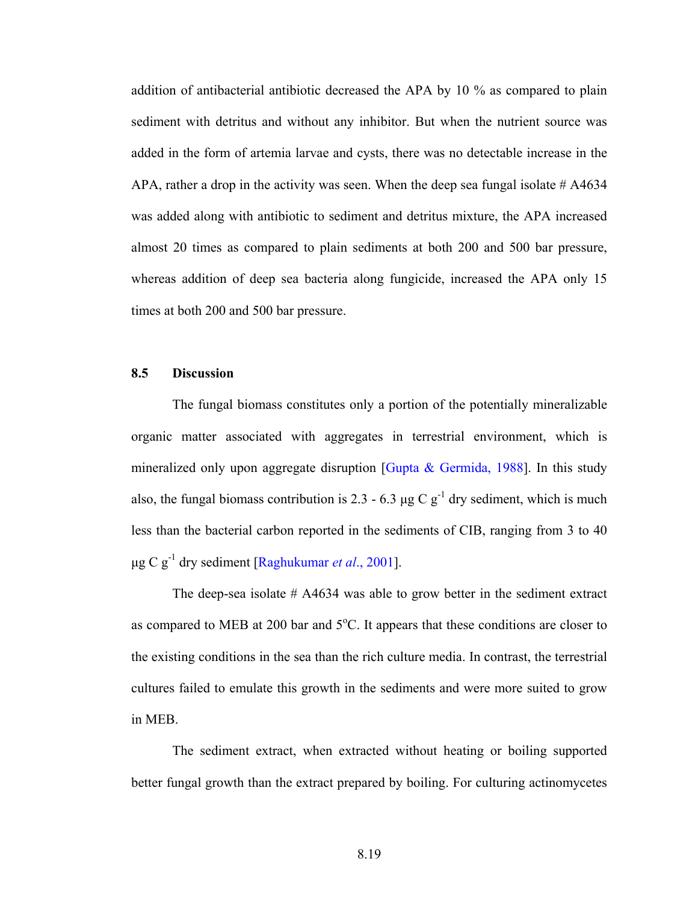addition of antibacterial antibiotic decreased the APA by 10 % as compared to plain sediment with detritus and without any inhibitor. But when the nutrient source was added in the form of artemia larvae and cysts, there was no detectable increase in the APA, rather a drop in the activity was seen. When the deep sea fungal isolate # A4634 was added along with antibiotic to sediment and detritus mixture, the APA increased almost 20 times as compared to plain sediments at both 200 and 500 bar pressure, whereas addition of deep sea bacteria along fungicide, increased the APA only 15 times at both 200 and 500 bar pressure.

## 8.5 Discussion

The fungal biomass constitutes only a portion of the potentially mineralizable organic matter associated with aggregates in terrestrial environment, which is mineralized only upon aggregate disruption [Gupta & Germida, 1988]. In this study also, the fungal biomass contribution is 2.3 - 6.3 µg C $g^{-1}$ dry sediment, which is much less than the bacterial carbon reported in the sediments of CIB, ranging from 3 to 40 µg C $g^{-1}$ dry sediment [Raghukumar *et al*., 2001].

The deep-sea isolate # A4634 was able to grow better in the sediment extract as compared to MEB at 200 bar and 5°C. It appears that these conditions are closer to the existing conditions in the sea than the rich culture media. In contrast, the terrestrial cultures failed to emulate this growth in the sediments and were more suited to grow in MEB.

The sediment extract, when extracted without heating or boiling supported better fungal growth than the extract prepared by boiling. For culturing actinomycetes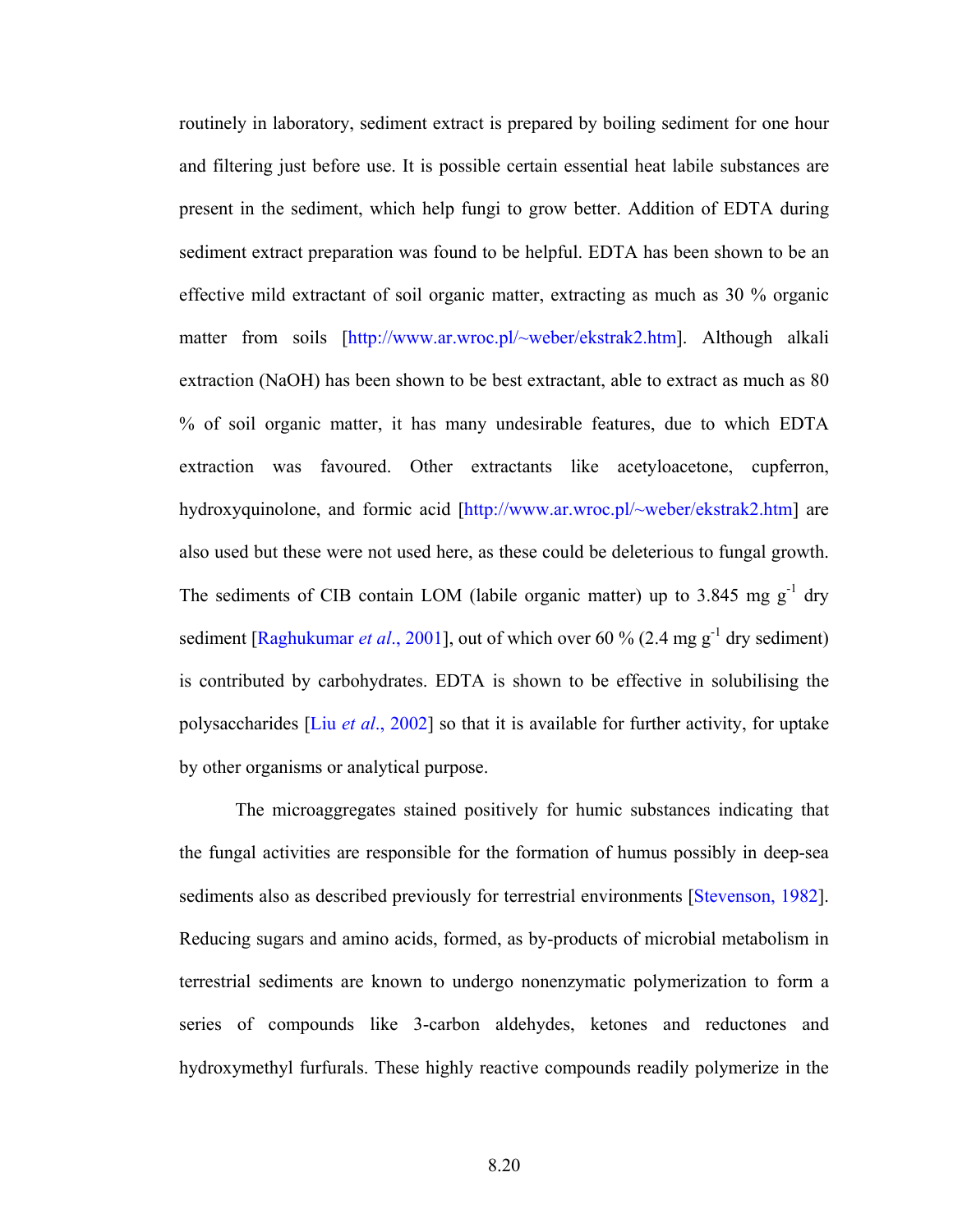routinely in laboratory, sediment extract is prepared by boiling sediment for one hour and filtering just before use. It is possible certain essential heat labile substances are present in the sediment, which help fungi to grow better. Addition of EDTA during sediment extract preparation was found to be helpful. EDTA has been shown to be an effective mild extractant of soil organic matter, extracting as much as 30 % organic matter from soils [http://www.ar.wroc.pl/~weber/ekstrak2.htm]. Although alkali extraction (NaOH) has been shown to be best extractant, able to extract as much as 80 % of soil organic matter, it has many undesirable features, due to which EDTA extraction was favoured. Other extractants like acetyloacetone, cupferron, hydroxyquinolone, and formic acid [http://www.ar.wroc.pl/~weber/ekstrak2.htm] are also used but these were not used here, as these could be deleterious to fungal growth. The sediments of CIB contain LOM (labile organic matter) up to 3.845 mg $g^{-1}$ dry sediment [Raghukumar *et al*., 2001], out of which over 60 % (2.4 mg $g^{-1}$ dry sediment) is contributed by carbohydrates. EDTA is shown to be effective in solubilising the polysaccharides [Liu *et al*., 2002] so that it is available for further activity, for uptake by other organisms or analytical purpose.

The microaggregates stained positively for humic substances indicating that the fungal activities are responsible for the formation of humus possibly in deep-sea sediments also as described previously for terrestrial environments [Stevenson, 1982]. Reducing sugars and amino acids, formed, as by-products of microbial metabolism in terrestrial sediments are known to undergo nonenzymatic polymerization to form a series of compounds like 3-carbon aldehydes, ketones and reductones and hydroxymethyl furfurals. These highly reactive compounds readily polymerize in the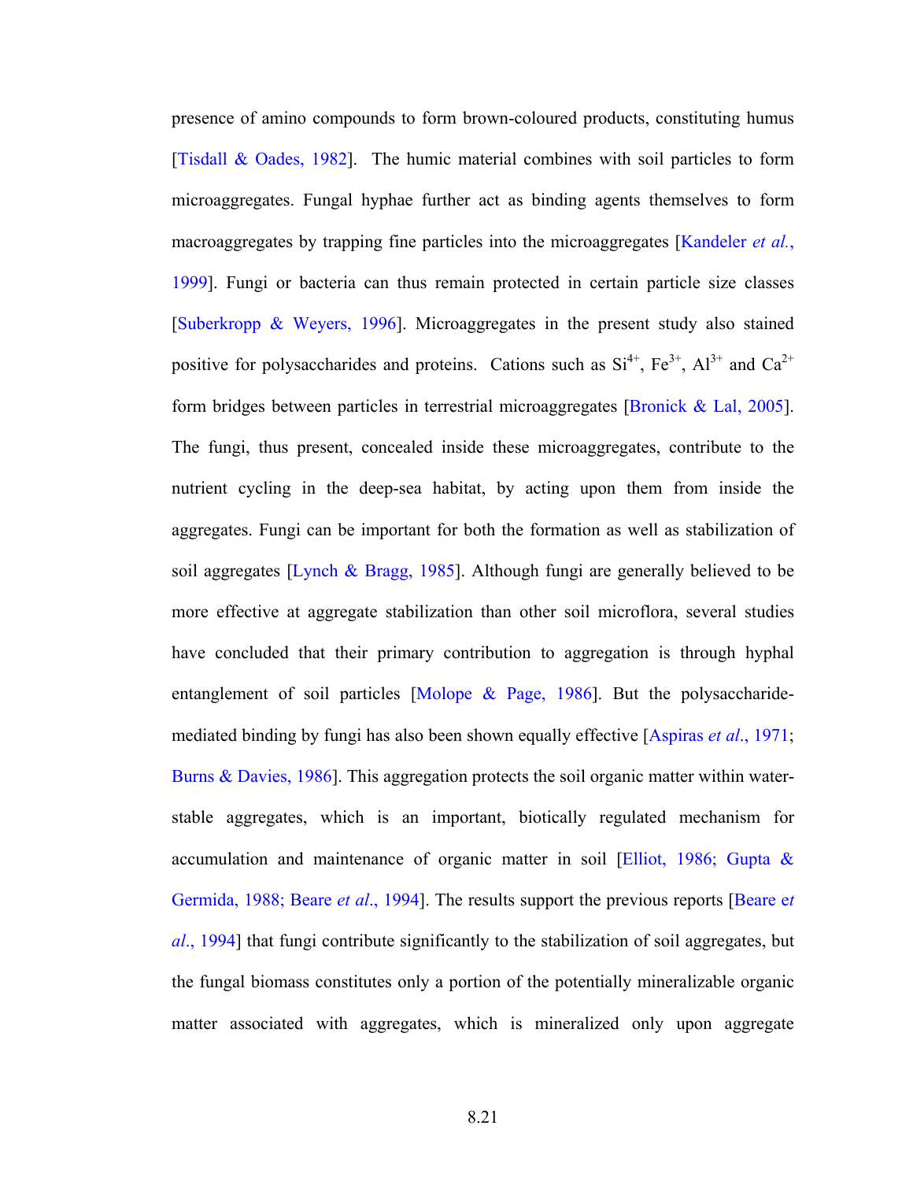presence of amino compounds to form brown-coloured products, constituting humus [Tisdall & Oades, 1982]. The humic material combines with soil particles to form microaggregates. Fungal hyphae further act as binding agents themselves to form macroaggregates by trapping fine particles into the microaggregates [Kandeler *et al.*, 1999]. Fungi or bacteria can thus remain protected in certain particle size classes [Suberkropp & Weyers, 1996]. Microaggregates in the present study also stained positive for polysaccharides and proteins. Cations such as $Si^{4+}$, $Fe^{3+}$, $Al^{3+}$ and $Ca^{2+}$ form bridges between particles in terrestrial microaggregates [Bronick & Lal, 2005]. The fungi, thus present, concealed inside these microaggregates, contribute to the nutrient cycling in the deep-sea habitat, by acting upon them from inside the aggregates. Fungi can be important for both the formation as well as stabilization of soil aggregates [Lynch & Bragg, 1985]. Although fungi are generally believed to be more effective at aggregate stabilization than other soil microflora, several studies have concluded that their primary contribution to aggregation is through hyphal entanglement of soil particles [Molope & Page, 1986]. But the polysaccharide-mediated binding by fungi has also been shown equally effective [Aspiras *et al*., 1971; Burns & Davies, 1986]. This aggregation protects the soil organic matter within water-stable aggregates, which is an important, biotically regulated mechanism for accumulation and maintenance of organic matter in soil [Elliot, 1986; Gupta & Germida, 1988; Beare *et al*., 1994]. The results support the previous reports [Beare e*t al*., 1994] that fungi contribute significantly to the stabilization of soil aggregates, but the fungal biomass constitutes only a portion of the potentially mineralizable organic matter associated with aggregates, which is mineralized only upon aggregate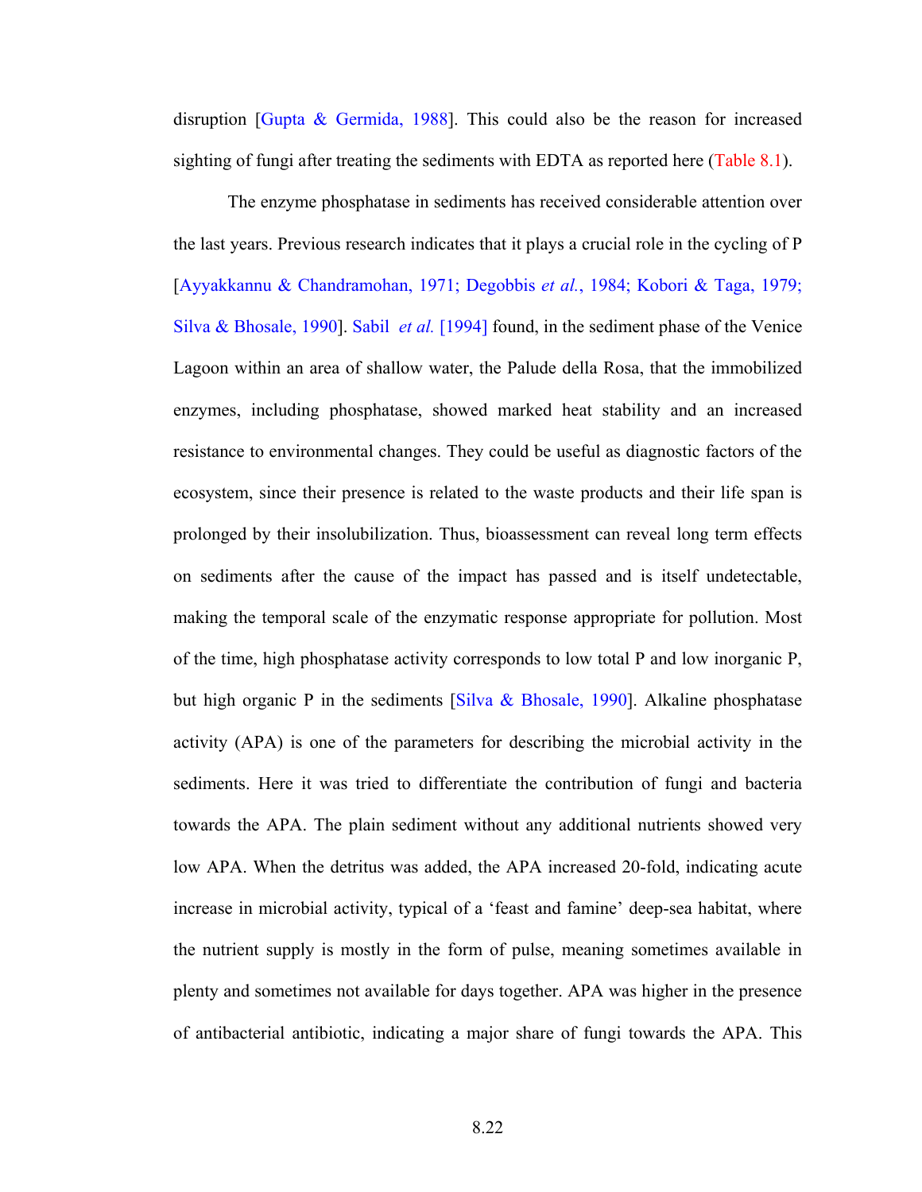disruption [Gupta & Germida, 1988]. This could also be the reason for increased sighting of fungi after treating the sediments with EDTA as reported here (Table 8.1).

The enzyme phosphatase in sediments has received considerable attention over the last years. Previous research indicates that it plays a crucial role in the cycling of P [Ayyakkannu & Chandramohan, 1971; Degobbis *et al.*, 1984; Kobori & Taga, 1979; Silva & Bhosale, 1990]. Sabil *et al.* [1994] found, in the sediment phase of the Venice Lagoon within an area of shallow water, the Palude della Rosa, that the immobilized enzymes, including phosphatase, showed marked heat stability and an increased resistance to environmental changes. They could be useful as diagnostic factors of the ecosystem, since their presence is related to the waste products and their life span is prolonged by their insolubilization. Thus, bioassessment can reveal long term effects on sediments after the cause of the impact has passed and is itself undetectable, making the temporal scale of the enzymatic response appropriate for pollution. Most of the time, high phosphatase activity corresponds to low total P and low inorganic P, but high organic P in the sediments [Silva & Bhosale, 1990]. Alkaline phosphatase activity (APA) is one of the parameters for describing the microbial activity in the sediments. Here it was tried to differentiate the contribution of fungi and bacteria towards the APA. The plain sediment without any additional nutrients showed very low APA. When the detritus was added, the APA increased 20-fold, indicating acute increase in microbial activity, typical of a 'feast and famine' deep-sea habitat, where the nutrient supply is mostly in the form of pulse, meaning sometimes available in plenty and sometimes not available for days together. APA was higher in the presence of antibacterial antibiotic, indicating a major share of fungi towards the APA. This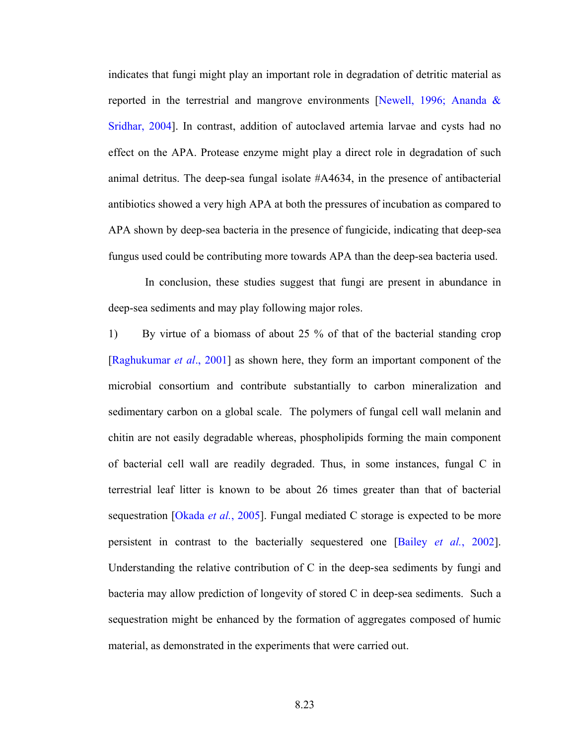indicates that fungi might play an important role in degradation of detritic material as reported in the terrestrial and mangrove environments [Newell, 1996; Ananda & Sridhar, 2004]. In contrast, addition of autoclaved artemia larvae and cysts had no effect on the APA. Protease enzyme might play a direct role in degradation of such animal detritus. The deep-sea fungal isolate #A4634, in the presence of antibacterial antibiotics showed a very high APA at both the pressures of incubation as compared to APA shown by deep-sea bacteria in the presence of fungicide, indicating that deep-sea fungus used could be contributing more towards APA than the deep-sea bacteria used.

In conclusion, these studies suggest that fungi are present in abundance in deep-sea sediments and may play following major roles.

1) By virtue of a biomass of about 25 % of that of the bacterial standing crop [Raghukumar *et al*., 2001] as shown here, they form an important component of the microbial consortium and contribute substantially to carbon mineralization and sedimentary carbon on a global scale. The polymers of fungal cell wall melanin and chitin are not easily degradable whereas, phospholipids forming the main component of bacterial cell wall are readily degraded. Thus, in some instances, fungal C in terrestrial leaf litter is known to be about 26 times greater than that of bacterial sequestration [Okada *et al.*, 2005]. Fungal mediated C storage is expected to be more persistent in contrast to the bacterially sequestered one [Bailey *et al.*, 2002]. Understanding the relative contribution of C in the deep-sea sediments by fungi and bacteria may allow prediction of longevity of stored C in deep-sea sediments. Such a sequestration might be enhanced by the formation of aggregates composed of humic material, as demonstrated in the experiments that were carried out.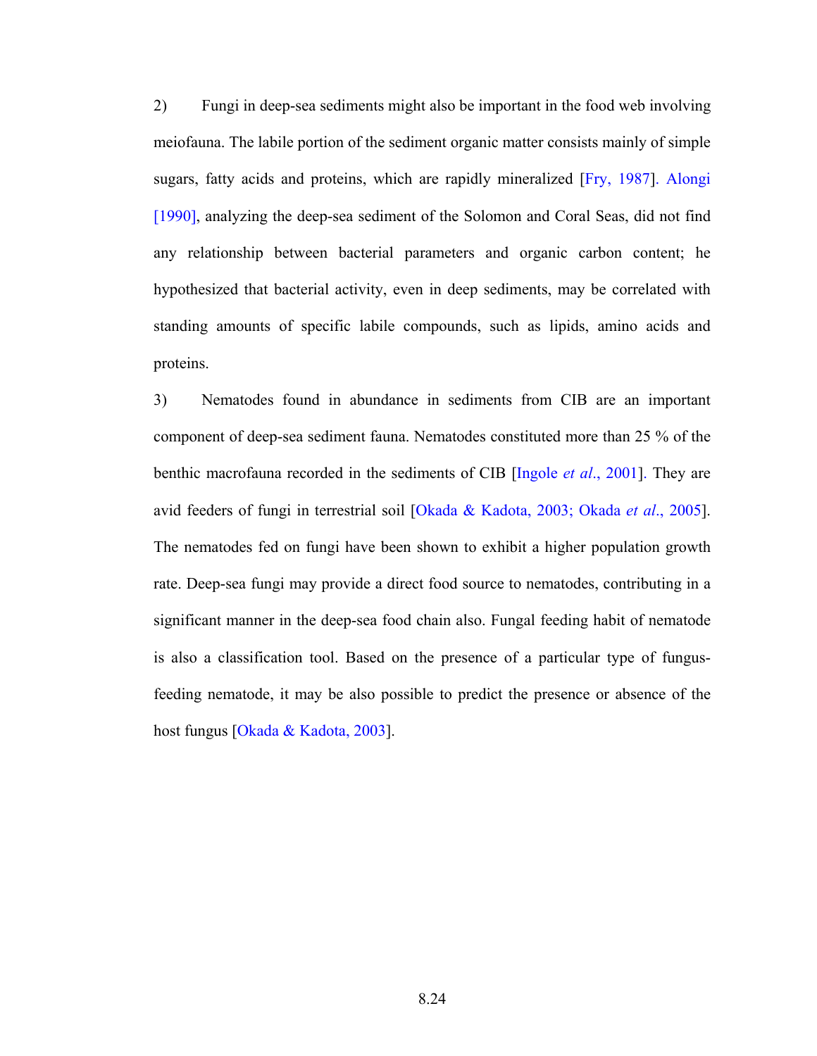2) Fungi in deep-sea sediments might also be important in the food web involving meiofauna. The labile portion of the sediment organic matter consists mainly of simple sugars, fatty acids and proteins, which are rapidly mineralized [Fry, 1987]. Alongi [1990], analyzing the deep-sea sediment of the Solomon and Coral Seas, did not find any relationship between bacterial parameters and organic carbon content; he hypothesized that bacterial activity, even in deep sediments, may be correlated with standing amounts of specific labile compounds, such as lipids, amino acids and proteins.

3) Nematodes found in abundance in sediments from CIB are an important component of deep-sea sediment fauna. Nematodes constituted more than 25 % of the benthic macrofauna recorded in the sediments of CIB [Ingole *et al*., 2001]. They are avid feeders of fungi in terrestrial soil [Okada & Kadota, 2003; Okada *et al*., 2005]. The nematodes fed on fungi have been shown to exhibit a higher population growth rate. Deep-sea fungi may provide a direct food source to nematodes, contributing in a significant manner in the deep-sea food chain also. Fungal feeding habit of nematode is also a classification tool. Based on the presence of a particular type of fungus-feeding nematode, it may be also possible to predict the presence or absence of the host fungus [Okada & Kadota, 2003].